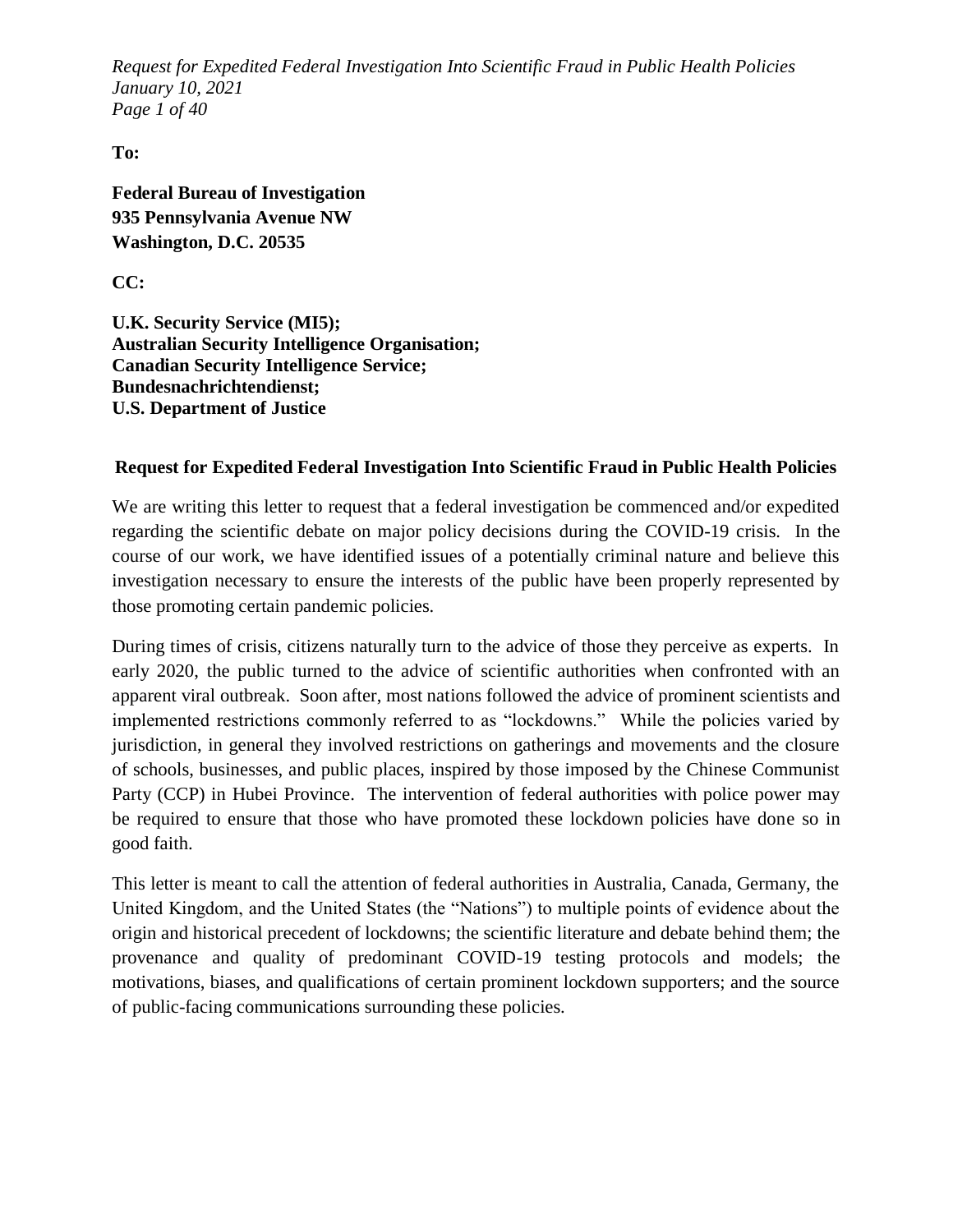**To:**

**Federal Bureau of Investigation**
**935 Pennsylvania Avenue NW**
**Washington, D.C. 20535**

**CC:**

**U.K. Security Service (MI5);**
**Australian Security Intelligence Organisation;**
**Canadian Security Intelligence Service;**
**Bundesnachrichtendienst;**
**U.S. Department of Justice**

## Request for Expedited Federal Investigation Into Scientific Fraud in Public Health Policies

We are writing this letter to request that a federal investigation be commenced and/or expedited regarding the scientific debate on major policy decisions during the COVID-19 crisis. In the course of our work, we have identified issues of a potentially criminal nature and believe this investigation necessary to ensure the interests of the public have been properly represented by those promoting certain pandemic policies.

During times of crisis, citizens naturally turn to the advice of those they perceive as experts. In early 2020, the public turned to the advice of scientific authorities when confronted with an apparent viral outbreak. Soon after, most nations followed the advice of prominent scientists and implemented restrictions commonly referred to as "lockdowns." While the policies varied by jurisdiction, in general they involved restrictions on gatherings and movements and the closure of schools, businesses, and public places, inspired by those imposed by the Chinese Communist Party (CCP) in Hubei Province. The intervention of federal authorities with police power may be required to ensure that those who have promoted these lockdown policies have done so in good faith.

This letter is meant to call the attention of federal authorities in Australia, Canada, Germany, the United Kingdom, and the United States (the "Nations") to multiple points of evidence about the origin and historical precedent of lockdowns; the scientific literature and debate behind them; the provenance and quality of predominant COVID-19 testing protocols and models; the motivations, biases, and qualifications of certain prominent lockdown supporters; and the source of public-facing communications surrounding these policies.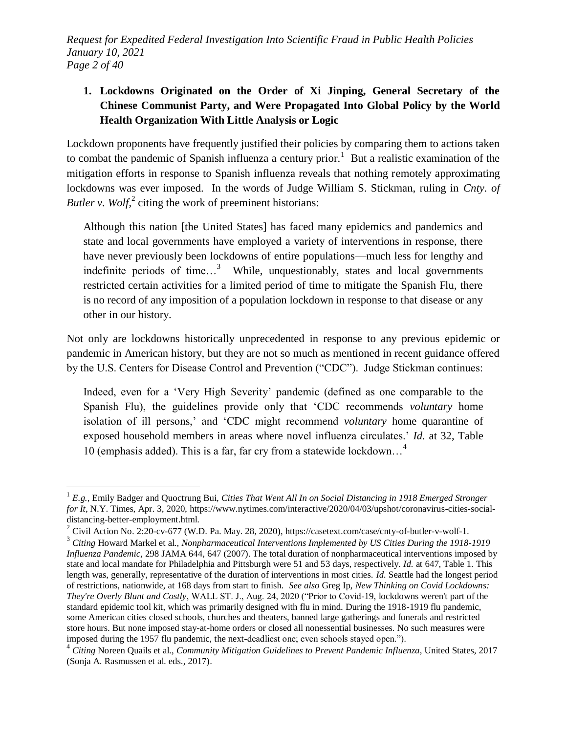## 1. Lockdowns Originated on the Order of Xi Jinping, General Secretary of the Chinese Communist Party, and Were Propagated Into Global Policy by the World Health Organization With Little Analysis or Logic

Lockdown proponents have frequently justified their policies by comparing them to actions taken to combat the pandemic of Spanish influenza a century prior.[1] But a realistic examination of the mitigation efforts in response to Spanish influenza reveals that nothing remotely approximating lockdowns was ever imposed. In the words of Judge William S. Stickman, ruling in *Cnty. of Butler v. Wolf*,[2] citing the work of preeminent historians:

> Although this nation [the United States] has faced many epidemics and pandemics and state and local governments have employed a variety of interventions in response, there have never previously been lockdowns of entire populations—much less for lengthy and indefinite periods of time…[3] While, unquestionably, states and local governments restricted certain activities for a limited period of time to mitigate the Spanish Flu, there is no record of any imposition of a population lockdown in response to that disease or any other in our history.

Not only are lockdowns historically unprecedented in response to any previous epidemic or pandemic in American history, but they are not so much as mentioned in recent guidance offered by the U.S. Centers for Disease Control and Prevention ("CDC"). Judge Stickman continues:

> Indeed, even for a 'Very High Severity' pandemic (defined as one comparable to the Spanish Flu), the guidelines provide only that 'CDC recommends *voluntary* home isolation of ill persons,' and 'CDC might recommend *voluntary* home quarantine of exposed household members in areas where novel influenza circulates.' *Id.* at 32, Table 10 (emphasis added). This is a far, far cry from a statewide lockdown…[4]

---

[1] *E.g.*, Emily Badger and Quoctrung Bui, *Cities That Went All In on Social Distancing in 1918 Emerged Stronger for It*, N.Y. Times, Apr. 3, 2020, https://www.nytimes.com/interactive/2020/04/03/upshot/coronavirus-cities-social-distancing-better-employment.html.

[2] Civil Action No. 2:20-cv-677 (W.D. Pa. May. 28, 2020), https://casetext.com/case/cnty-of-butler-v-wolf-1.

[3] *Citing* Howard Markel et al., *Nonpharmaceutical Interventions Implemented by US Cities During the 1918-1919 Influenza Pandemic*, 298 JAMA 644, 647 (2007). The total duration of nonpharmaceutical interventions imposed by state and local mandate for Philadelphia and Pittsburgh were 51 and 53 days, respectively. *Id.* at 647, Table 1. This length was, generally, representative of the duration of interventions in most cities. *Id.* Seattle had the longest period of restrictions, nationwide, at 168 days from start to finish. *See also* Greg Ip, *New Thinking on Covid Lockdowns: They're Overly Blunt and Costly*, WALL ST. J., Aug. 24, 2020 ("Prior to Covid-19, lockdowns weren't part of the standard epidemic tool kit, which was primarily designed with flu in mind. During the 1918-1919 flu pandemic, some American cities closed schools, churches and theaters, banned large gatherings and funerals and restricted store hours. But none imposed stay-at-home orders or closed all nonessential businesses. No such measures were imposed during the 1957 flu pandemic, the next-deadliest one; even schools stayed open.").

[4] *Citing* Noreen Quails et al., *Community Mitigation Guidelines to Prevent Pandemic Influenza*, United States, 2017 (Sonja A. Rasmussen et al. eds., 2017).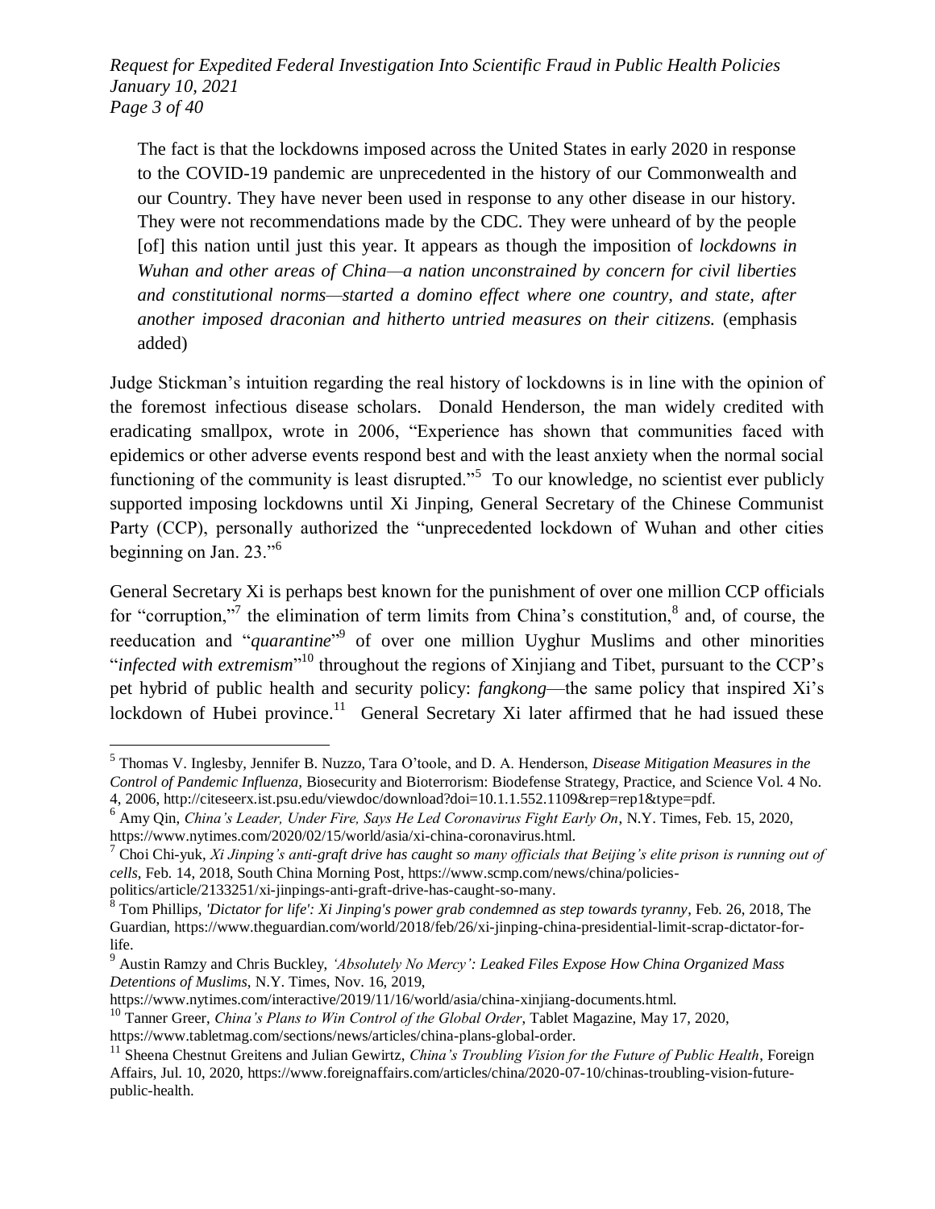> The fact is that the lockdowns imposed across the United States in early 2020 in response to the COVID-19 pandemic are unprecedented in the history of our Commonwealth and our Country. They have never been used in response to any other disease in our history. They were not recommendations made by the CDC. They were unheard of by the people [of] this nation until just this year. It appears as though the imposition of *lockdowns in Wuhan and other areas of China—a nation unconstrained by concern for civil liberties and constitutional norms—started a domino effect where one country, and state, after another imposed draconian and hitherto untried measures on their citizens.* (emphasis added)

Judge Stickman's intuition regarding the real history of lockdowns is in line with the opinion of the foremost infectious disease scholars. Donald Henderson, the man widely credited with eradicating smallpox, wrote in 2006, "Experience has shown that communities faced with epidemics or other adverse events respond best and with the least anxiety when the normal social functioning of the community is least disrupted."[5] To our knowledge, no scientist ever publicly supported imposing lockdowns until Xi Jinping, General Secretary of the Chinese Communist Party (CCP), personally authorized the "unprecedented lockdown of Wuhan and other cities beginning on Jan. 23."[6]

General Secretary Xi is perhaps best known for the punishment of over one million CCP officials for "corruption,"[7] the elimination of term limits from China's constitution,[8] and, of course, the reeducation and "*quarantine*"[9] of over one million Uyghur Muslims and other minorities "*infected with extremism*"[10] throughout the regions of Xinjiang and Tibet, pursuant to the CCP's pet hybrid of public health and security policy: *fangkong*—the same policy that inspired Xi's lockdown of Hubei province.[11] General Secretary Xi later affirmed that he had issued these

---

[5] Thomas V. Inglesby, Jennifer B. Nuzzo, Tara O'toole, and D. A. Henderson, *Disease Mitigation Measures in the Control of Pandemic Influenza*, Biosecurity and Bioterrorism: Biodefense Strategy, Practice, and Science Vol. 4 No. 4, 2006, http://citeseerx.ist.psu.edu/viewdoc/download?doi=10.1.1.552.1109&rep=rep1&type=pdf.

[6] Amy Qin, *China's Leader, Under Fire, Says He Led Coronavirus Fight Early On*, N.Y. Times, Feb. 15, 2020, https://www.nytimes.com/2020/02/15/world/asia/xi-china-coronavirus.html.

[7] Choi Chi-yuk, *Xi Jinping's anti-graft drive has caught so many officials that Beijing's elite prison is running out of cells*, Feb. 14, 2018, South China Morning Post, https://www.scmp.com/news/china/policies-politics/article/2133251/xi-jinpings-anti-graft-drive-has-caught-so-many.

[8] Tom Phillips, *'Dictator for life': Xi Jinping's power grab condemned as step towards tyranny*, Feb. 26, 2018, The Guardian, https://www.theguardian.com/world/2018/feb/26/xi-jinping-china-presidential-limit-scrap-dictator-for-life.

[9] Austin Ramzy and Chris Buckley, *'Absolutely No Mercy': Leaked Files Expose How China Organized Mass Detentions of Muslims*, N.Y. Times, Nov. 16, 2019, https://www.nytimes.com/interactive/2019/11/16/world/asia/china-xinjiang-documents.html.

[10] Tanner Greer, *China's Plans to Win Control of the Global Order*, Tablet Magazine, May 17, 2020, https://www.tabletmag.com/sections/news/articles/china-plans-global-order.

[11] Sheena Chestnut Greitens and Julian Gewirtz, *China's Troubling Vision for the Future of Public Health*, Foreign Affairs, Jul. 10, 2020, https://www.foreignaffairs.com/articles/china/2020-07-10/chinas-troubling-vision-future-public-health.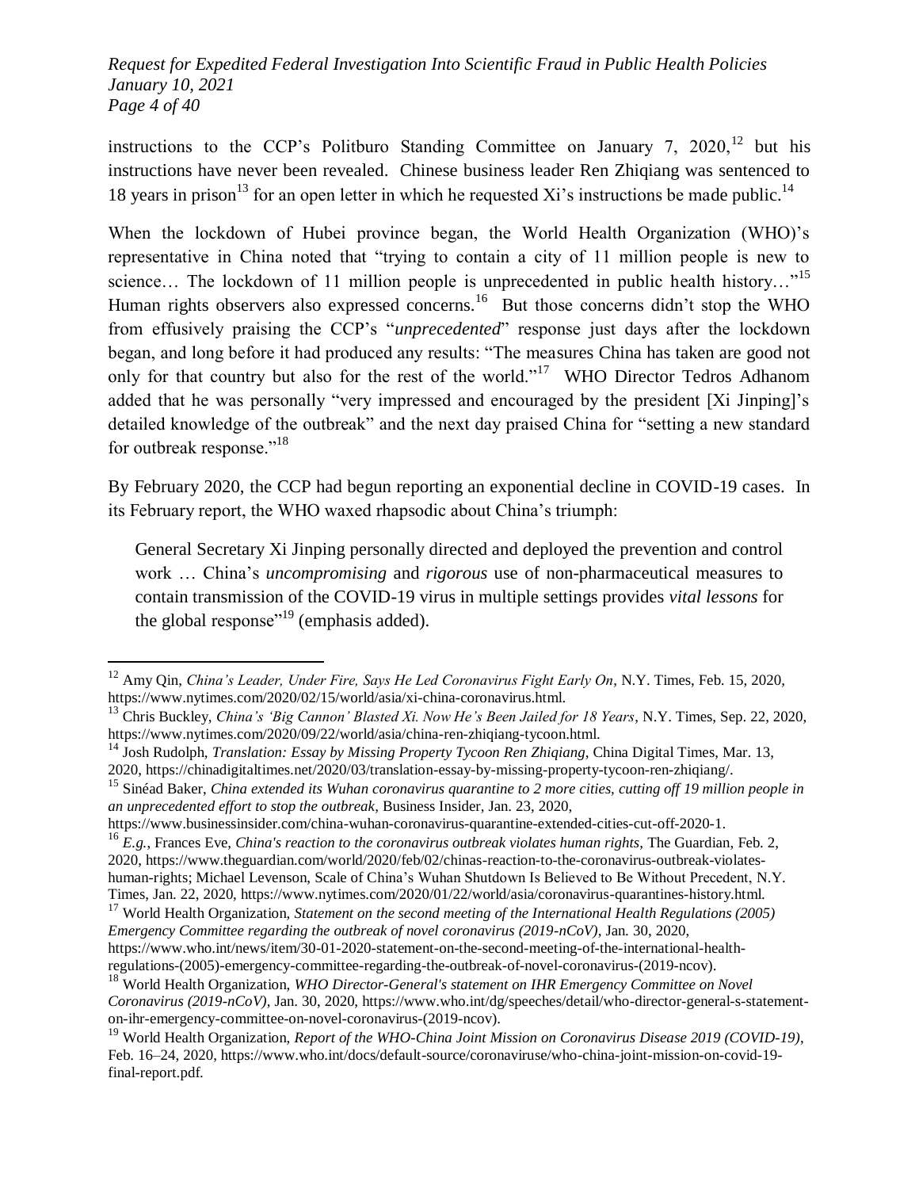instructions to the CCP's Politburo Standing Committee on January 7, 2020,[12] but his instructions have never been revealed. Chinese business leader Ren Zhiqiang was sentenced to 18 years in prison[13] for an open letter in which he requested Xi's instructions be made public.[14]

When the lockdown of Hubei province began, the World Health Organization (WHO)'s representative in China noted that "trying to contain a city of 11 million people is new to science… The lockdown of 11 million people is unprecedented in public health history…"[15] Human rights observers also expressed concerns.[16] But those concerns didn't stop the WHO from effusively praising the CCP's "*unprecedented*" response just days after the lockdown began, and long before it had produced any results: "The measures China has taken are good not only for that country but also for the rest of the world."[17] WHO Director Tedros Adhanom added that he was personally "very impressed and encouraged by the president [Xi Jinping]'s detailed knowledge of the outbreak" and the next day praised China for "setting a new standard for outbreak response."[18]

By February 2020, the CCP had begun reporting an exponential decline in COVID-19 cases. In its February report, the WHO waxed rhapsodic about China's triumph:

> General Secretary Xi Jinping personally directed and deployed the prevention and control work … China's *uncompromising* and *rigorous* use of non-pharmaceutical measures to contain transmission of the COVID-19 virus in multiple settings provides *vital lessons* for the global response"[19] (emphasis added).

---

[12] Amy Qin, *China's Leader, Under Fire, Says He Led Coronavirus Fight Early On*, N.Y. Times, Feb. 15, 2020, https://www.nytimes.com/2020/02/15/world/asia/xi-china-coronavirus.html.

[13] Chris Buckley, *China's 'Big Cannon' Blasted Xi. Now He's Been Jailed for 18 Years*, N.Y. Times, Sep. 22, 2020, https://www.nytimes.com/2020/09/22/world/asia/china-ren-zhiqiang-tycoon.html.

[14] Josh Rudolph, *Translation: Essay by Missing Property Tycoon Ren Zhiqiang*, China Digital Times, Mar. 13, 2020, https://chinadigitaltimes.net/2020/03/translation-essay-by-missing-property-tycoon-ren-zhiqiang/.

[15] Sinéad Baker, *China extended its Wuhan coronavirus quarantine to 2 more cities, cutting off 19 million people in an unprecedented effort to stop the outbreak*, Business Insider, Jan. 23, 2020, https://www.businessinsider.com/china-wuhan-coronavirus-quarantine-extended-cities-cut-off-2020-1.

[16] *E.g.*, Frances Eve, *China's reaction to the coronavirus outbreak violates human rights*, The Guardian, Feb. 2, 2020, https://www.theguardian.com/world/2020/feb/02/chinas-reaction-to-the-coronavirus-outbreak-violates-human-rights; Michael Levenson, Scale of China's Wuhan Shutdown Is Believed to Be Without Precedent, N.Y. Times, Jan. 22, 2020, https://www.nytimes.com/2020/01/22/world/asia/coronavirus-quarantines-history.html.

[17] World Health Organization, *Statement on the second meeting of the International Health Regulations (2005) Emergency Committee regarding the outbreak of novel coronavirus (2019-nCoV)*, Jan. 30, 2020, https://www.who.int/news/item/30-01-2020-statement-on-the-second-meeting-of-the-international-health-regulations-(2005)-emergency-committee-regarding-the-outbreak-of-novel-coronavirus-(2019-ncov).

[18] World Health Organization, *WHO Director-General's statement on IHR Emergency Committee on Novel Coronavirus (2019-nCoV)*, Jan. 30, 2020, https://www.who.int/dg/speeches/detail/who-director-general-s-statement-on-ihr-emergency-committee-on-novel-coronavirus-(2019-ncov).

[19] World Health Organization, *Report of the WHO-China Joint Mission on Coronavirus Disease 2019 (COVID-19)*, Feb. 16–24, 2020, https://www.who.int/docs/default-source/coronaviruse/who-china-joint-mission-on-covid-19-final-report.pdf.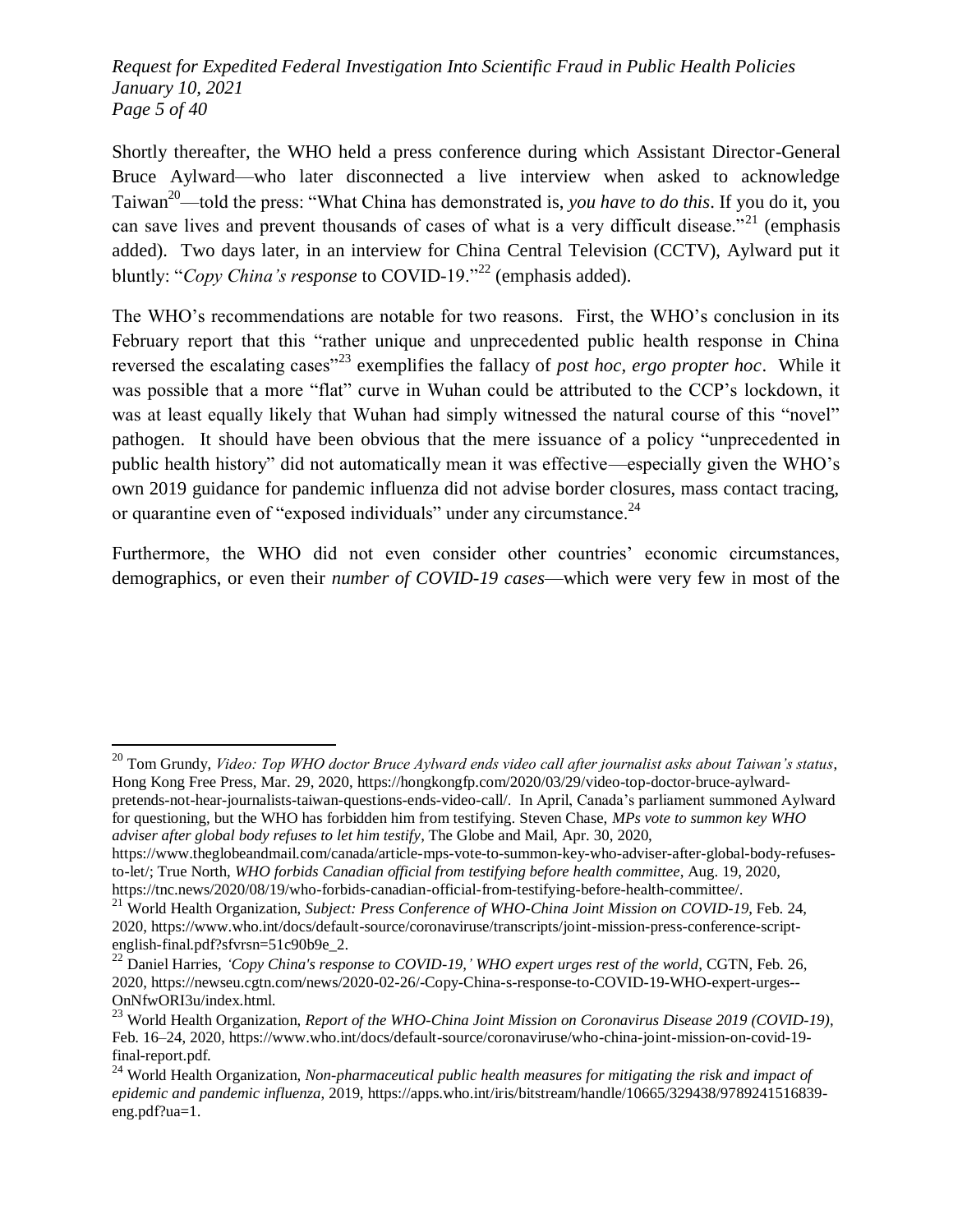Shortly thereafter, the WHO held a press conference during which Assistant Director-General Bruce Aylward—who later disconnected a live interview when asked to acknowledge Taiwan[20]—told the press: "What China has demonstrated is, *you have to do this*. If you do it, you can save lives and prevent thousands of cases of what is a very difficult disease."[21] (emphasis added). Two days later, in an interview for China Central Television (CCTV), Aylward put it bluntly: "*Copy China's response* to COVID-19."[22] (emphasis added).

The WHO's recommendations are notable for two reasons. First, the WHO's conclusion in its February report that this "rather unique and unprecedented public health response in China reversed the escalating cases"[23] exemplifies the fallacy of *post hoc, ergo propter hoc*. While it was possible that a more "flat" curve in Wuhan could be attributed to the CCP's lockdown, it was at least equally likely that Wuhan had simply witnessed the natural course of this "novel" pathogen. It should have been obvious that the mere issuance of a policy "unprecedented in public health history" did not automatically mean it was effective—especially given the WHO's own 2019 guidance for pandemic influenza did not advise border closures, mass contact tracing, or quarantine even of "exposed individuals" under any circumstance.[24]

Furthermore, the WHO did not even consider other countries' economic circumstances, demographics, or even their *number of COVID-19 cases*—which were very few in most of the

---

[20] Tom Grundy, *Video: Top WHO doctor Bruce Aylward ends video call after journalist asks about Taiwan's status*, Hong Kong Free Press, Mar. 29, 2020, https://hongkongfp.com/2020/03/29/video-top-doctor-bruce-aylward-pretends-not-hear-journalists-taiwan-questions-ends-video-call/. In April, Canada's parliament summoned Aylward for questioning, but the WHO has forbidden him from testifying. Steven Chase, *MPs vote to summon key WHO adviser after global body refuses to let him testify*, The Globe and Mail, Apr. 30, 2020, https://www.theglobeandmail.com/canada/article-mps-vote-to-summon-key-who-adviser-after-global-body-refuses-to-let/; True North, *WHO forbids Canadian official from testifying before health committee*, Aug. 19, 2020, https://tnc.news/2020/08/19/who-forbids-canadian-official-from-testifying-before-health-committee/.

[21] World Health Organization, *Subject: Press Conference of WHO-China Joint Mission on COVID-19*, Feb. 24, 2020, https://www.who.int/docs/default-source/coronaviruse/transcripts/joint-mission-press-conference-script-english-final.pdf?sfvrsn=51c90b9e_2.

[22] Daniel Harries, *'Copy China's response to COVID-19,' WHO expert urges rest of the world*, CGTN, Feb. 26, 2020, https://newseu.cgtn.com/news/2020-02-26/-Copy-China-s-response-to-COVID-19-WHO-expert-urges--OnNfwORI3u/index.html.

[23] World Health Organization, *Report of the WHO-China Joint Mission on Coronavirus Disease 2019 (COVID-19)*, Feb. 16–24, 2020, https://www.who.int/docs/default-source/coronaviruse/who-china-joint-mission-on-covid-19-final-report.pdf.

[24] World Health Organization, *Non-pharmaceutical public health measures for mitigating the risk and impact of epidemic and pandemic influenza*, 2019, https://apps.who.int/iris/bitstream/handle/10665/329438/9789241516839-eng.pdf?ua=1.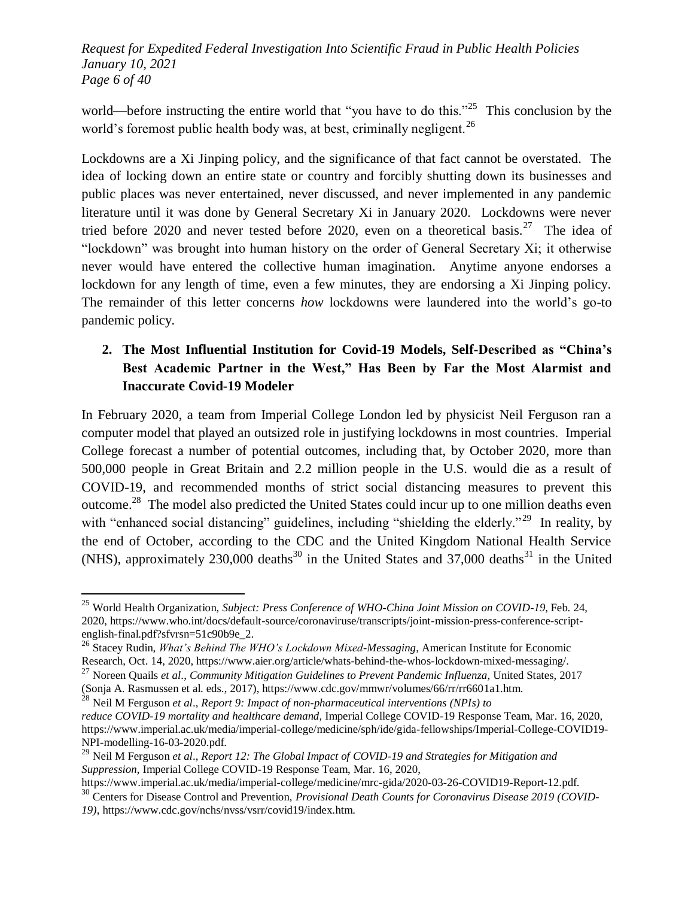world—before instructing the entire world that "you have to do this."[25] This conclusion by the world's foremost public health body was, at best, criminally negligent.[26]

Lockdowns are a Xi Jinping policy, and the significance of that fact cannot be overstated. The idea of locking down an entire state or country and forcibly shutting down its businesses and public places was never entertained, never discussed, and never implemented in any pandemic literature until it was done by General Secretary Xi in January 2020. Lockdowns were never tried before 2020 and never tested before 2020, even on a theoretical basis.[27] The idea of "lockdown" was brought into human history on the order of General Secretary Xi; it otherwise never would have entered the collective human imagination. Anytime anyone endorses a lockdown for any length of time, even a few minutes, they are endorsing a Xi Jinping policy. The remainder of this letter concerns *how* lockdowns were laundered into the world's go-to pandemic policy.

## 2. The Most Influential Institution for Covid-19 Models, Self-Described as "China's Best Academic Partner in the West," Has Been by Far the Most Alarmist and Inaccurate Covid-19 Modeler

In February 2020, a team from Imperial College London led by physicist Neil Ferguson ran a computer model that played an outsized role in justifying lockdowns in most countries. Imperial College forecast a number of potential outcomes, including that, by October 2020, more than 500,000 people in Great Britain and 2.2 million people in the U.S. would die as a result of COVID-19, and recommended months of strict social distancing measures to prevent this outcome.[28] The model also predicted the United States could incur up to one million deaths even with "enhanced social distancing" guidelines, including "shielding the elderly."[29] In reality, by the end of October, according to the CDC and the United Kingdom National Health Service (NHS), approximately 230,000 deaths[30] in the United States and 37,000 deaths[31] in the United

---

[25] World Health Organization, *Subject: Press Conference of WHO-China Joint Mission on COVID-19*, Feb. 24, 2020, https://www.who.int/docs/default-source/coronaviruse/transcripts/joint-mission-press-conference-script-english-final.pdf?sfvrsn=51c90b9e_2.

[26] Stacey Rudin, *What's Behind The WHO's Lockdown Mixed-Messaging*, American Institute for Economic Research, Oct. 14, 2020, https://www.aier.org/article/whats-behind-the-whos-lockdown-mixed-messaging/.

[27] Noreen Quails *et al*., *Community Mitigation Guidelines to Prevent Pandemic Influenza*, United States, 2017 (Sonja A. Rasmussen et al. eds., 2017), https://www.cdc.gov/mmwr/volumes/66/rr/rr6601a1.htm.

[28] Neil M Ferguson *et al*., *Report 9: Impact of non-pharmaceutical interventions (NPIs) to reduce COVID-19 mortality and healthcare demand*, Imperial College COVID-19 Response Team, Mar. 16, 2020, https://www.imperial.ac.uk/media/imperial-college/medicine/sph/ide/gida-fellowships/Imperial-College-COVID19-NPI-modelling-16-03-2020.pdf.

[29] Neil M Ferguson *et al*., *Report 12: The Global Impact of COVID-19 and Strategies for Mitigation and Suppression*, Imperial College COVID-19 Response Team, Mar. 16, 2020, https://www.imperial.ac.uk/media/imperial-college/medicine/mrc-gida/2020-03-26-COVID19-Report-12.pdf.

[30] Centers for Disease Control and Prevention, *Provisional Death Counts for Coronavirus Disease 2019 (COVID-19)*, https://www.cdc.gov/nchs/nvss/vsrr/covid19/index.htm.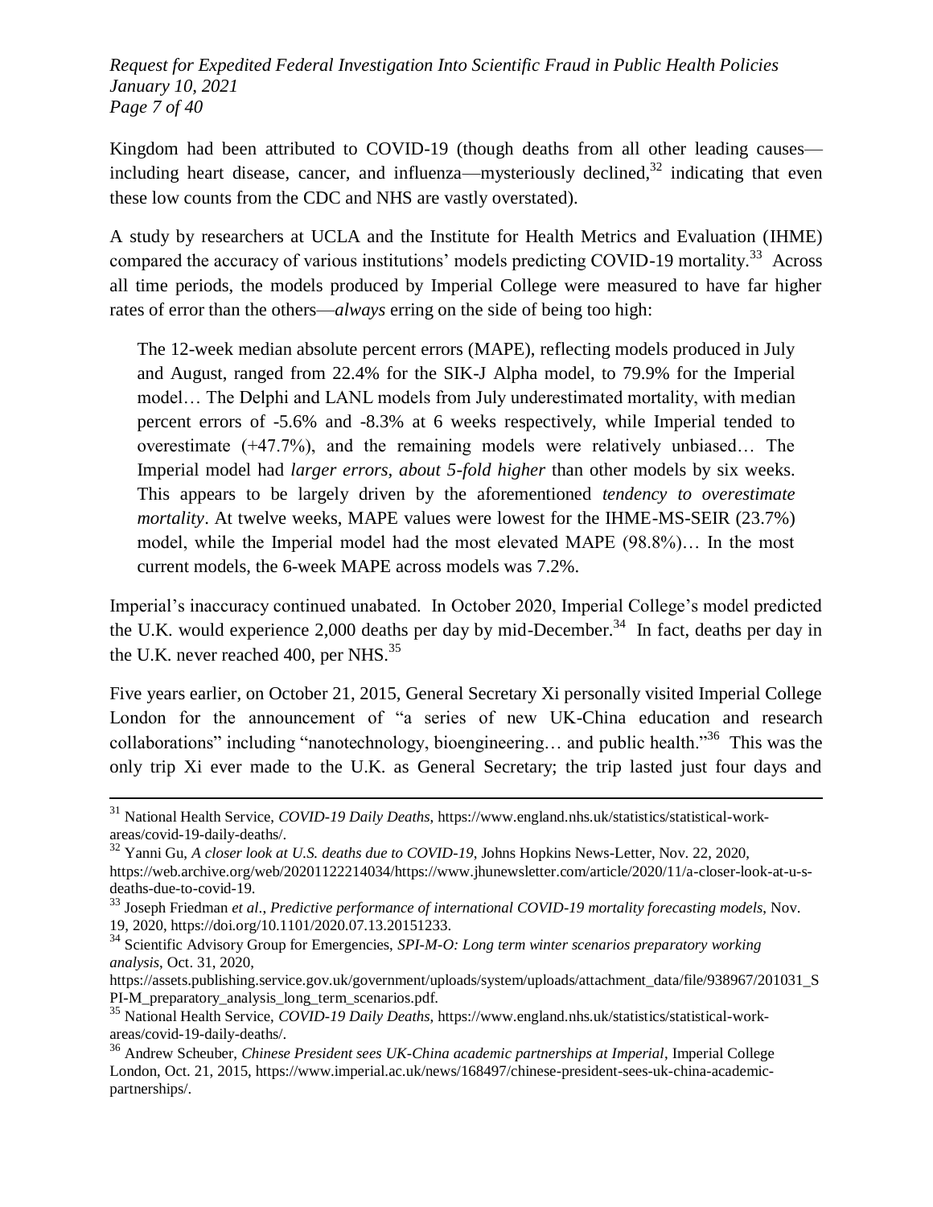Kingdom had been attributed to COVID-19 (though deaths from all other leading causes—including heart disease, cancer, and influenza—mysteriously declined,[32] indicating that even these low counts from the CDC and NHS are vastly overstated).

A study by researchers at UCLA and the Institute for Health Metrics and Evaluation (IHME) compared the accuracy of various institutions' models predicting COVID-19 mortality.[33] Across all time periods, the models produced by Imperial College were measured to have far higher rates of error than the others—*always* erring on the side of being too high:

> The 12-week median absolute percent errors (MAPE), reflecting models produced in July and August, ranged from 22.4% for the SIK-J Alpha model, to 79.9% for the Imperial model… The Delphi and LANL models from July underestimated mortality, with median percent errors of -5.6% and -8.3% at 6 weeks respectively, while Imperial tended to overestimate (+47.7%), and the remaining models were relatively unbiased… The Imperial model had *larger errors, about 5-fold higher* than other models by six weeks. This appears to be largely driven by the aforementioned *tendency to overestimate mortality*. At twelve weeks, MAPE values were lowest for the IHME-MS-SEIR (23.7%) model, while the Imperial model had the most elevated MAPE (98.8%)… In the most current models, the 6-week MAPE across models was 7.2%.

Imperial's inaccuracy continued unabated. In October 2020, Imperial College's model predicted the U.K. would experience 2,000 deaths per day by mid-December.[34] In fact, deaths per day in the U.K. never reached 400, per NHS.[35]

Five years earlier, on October 21, 2015, General Secretary Xi personally visited Imperial College London for the announcement of "a series of new UK-China education and research collaborations" including "nanotechnology, bioengineering… and public health."[36] This was the only trip Xi ever made to the U.K. as General Secretary; the trip lasted just four days and

---

[31] National Health Service, *COVID-19 Daily Deaths*, https://www.england.nhs.uk/statistics/statistical-work-areas/covid-19-daily-deaths/.

[32] Yanni Gu, *A closer look at U.S. deaths due to COVID-19*, Johns Hopkins News-Letter, Nov. 22, 2020, https://web.archive.org/web/20201122214034/https://www.jhunewsletter.com/article/2020/11/a-closer-look-at-u-s-deaths-due-to-covid-19.

[33] Joseph Friedman *et al*., *Predictive performance of international COVID-19 mortality forecasting models*, Nov. 19, 2020, https://doi.org/10.1101/2020.07.13.20151233.

[34] Scientific Advisory Group for Emergencies, *SPI-M-O: Long term winter scenarios preparatory working analysis*, Oct. 31, 2020, https://assets.publishing.service.gov.uk/government/uploads/system/uploads/attachment_data/file/938967/201031_SPI-M_preparatory_analysis_long_term_scenarios.pdf.

[35] National Health Service, *COVID-19 Daily Deaths*, https://www.england.nhs.uk/statistics/statistical-work-areas/covid-19-daily-deaths/.

[36] Andrew Scheuber, *Chinese President sees UK-China academic partnerships at Imperial*, Imperial College London, Oct. 21, 2015, https://www.imperial.ac.uk/news/168497/chinese-president-sees-uk-china-academic-partnerships/.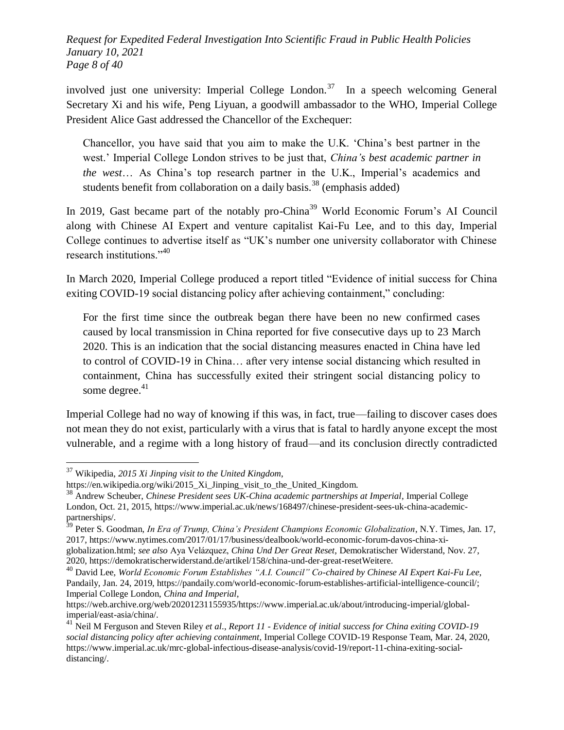involved just one university: Imperial College London.[37] In a speech welcoming General Secretary Xi and his wife, Peng Liyuan, a goodwill ambassador to the WHO, Imperial College President Alice Gast addressed the Chancellor of the Exchequer:

> Chancellor, you have said that you aim to make the U.K. 'China's best partner in the west.' Imperial College London strives to be just that, *China's best academic partner in the west*… As China's top research partner in the U.K., Imperial's academics and students benefit from collaboration on a daily basis.[38] (emphasis added)

In 2019, Gast became part of the notably pro-China[39] World Economic Forum's AI Council along with Chinese AI Expert and venture capitalist Kai-Fu Lee, and to this day, Imperial College continues to advertise itself as "UK's number one university collaborator with Chinese research institutions."[40]

In March 2020, Imperial College produced a report titled "Evidence of initial success for China exiting COVID-19 social distancing policy after achieving containment," concluding:

> For the first time since the outbreak began there have been no new confirmed cases caused by local transmission in China reported for five consecutive days up to 23 March 2020. This is an indication that the social distancing measures enacted in China have led to control of COVID-19 in China… after very intense social distancing which resulted in containment, China has successfully exited their stringent social distancing policy to some degree.[41]

Imperial College had no way of knowing if this was, in fact, true—failing to discover cases does not mean they do not exist, particularly with a virus that is fatal to hardly anyone except the most vulnerable, and a regime with a long history of fraud—and its conclusion directly contradicted

---

[37] Wikipedia, *2015 Xi Jinping visit to the United Kingdom*, https://en.wikipedia.org/wiki/2015_Xi_Jinping_visit_to_the_United_Kingdom.

[38] Andrew Scheuber, *Chinese President sees UK-China academic partnerships at Imperial*, Imperial College London, Oct. 21, 2015, https://www.imperial.ac.uk/news/168497/chinese-president-sees-uk-china-academic-partnerships/.

[39] Peter S. Goodman, *In Era of Trump, China's President Champions Economic Globalization*, N.Y. Times, Jan. 17, 2017, https://www.nytimes.com/2017/01/17/business/dealbook/world-economic-forum-davos-china-xi-globalization.html; *see also* Aya Velázquez, *China Und Der Great Reset*, Demokratischer Widerstand, Nov. 27, 2020, https://demokratischerwiderstand.de/artikel/158/china-und-der-great-resetWeitere.

[40] David Lee, *World Economic Forum Establishes "A.I. Council" Co-chaired by Chinese AI Expert Kai-Fu Lee*, Pandaily, Jan. 24, 2019, https://pandaily.com/world-economic-forum-establishes-artificial-intelligence-council/; Imperial College London, *China and Imperial*, https://web.archive.org/web/20201231155935/https://www.imperial.ac.uk/about/introducing-imperial/global-imperial/east-asia/china/.

[41] Neil M Ferguson and Steven Riley *et al*., *Report 11 - Evidence of initial success for China exiting COVID-19 social distancing policy after achieving containment*, Imperial College COVID-19 Response Team, Mar. 24, 2020, https://www.imperial.ac.uk/mrc-global-infectious-disease-analysis/covid-19/report-11-china-exiting-social-distancing/.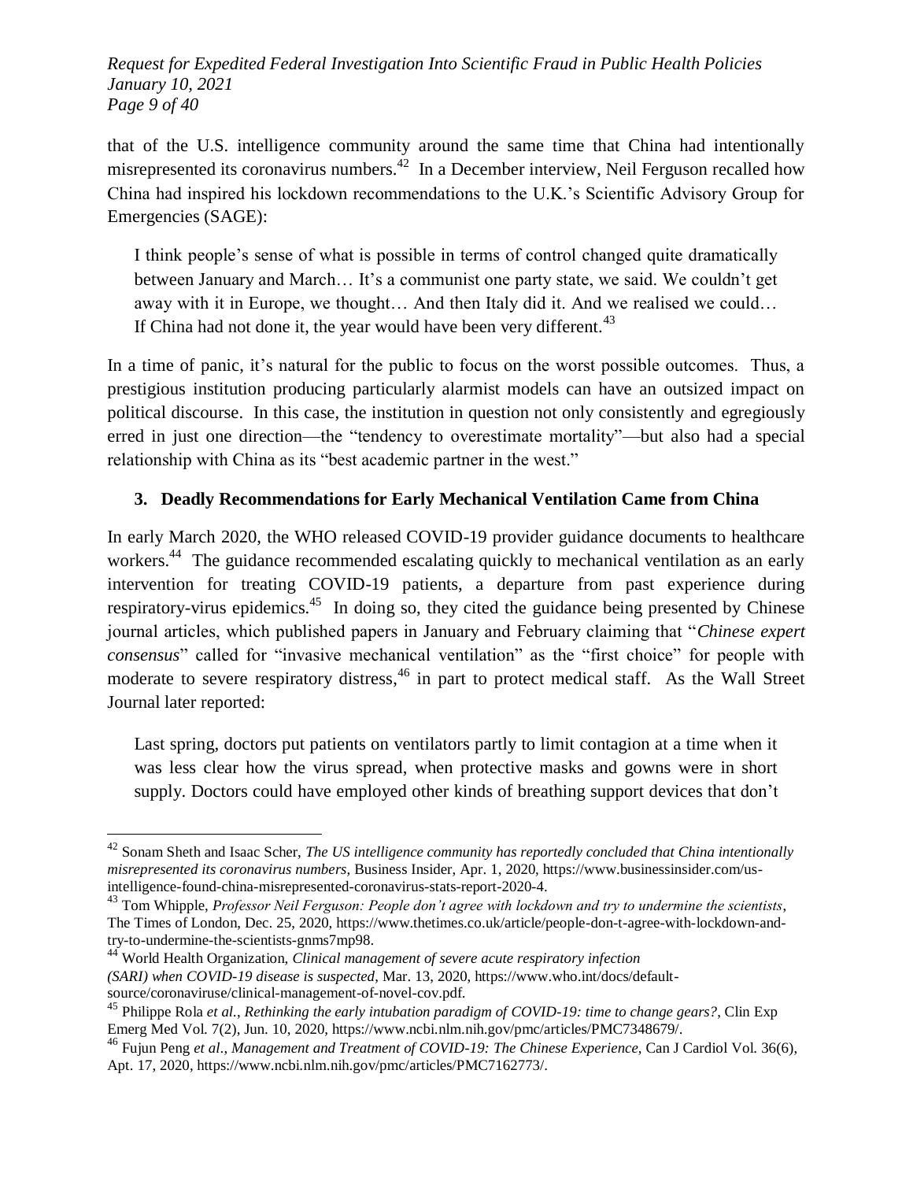that of the U.S. intelligence community around the same time that China had intentionally misrepresented its coronavirus numbers.[42] In a December interview, Neil Ferguson recalled how China had inspired his lockdown recommendations to the U.K.'s Scientific Advisory Group for Emergencies (SAGE):

> I think people's sense of what is possible in terms of control changed quite dramatically between January and March… It's a communist one party state, we said. We couldn't get away with it in Europe, we thought… And then Italy did it. And we realised we could… If China had not done it, the year would have been very different.[43]

In a time of panic, it's natural for the public to focus on the worst possible outcomes. Thus, a prestigious institution producing particularly alarmist models can have an outsized impact on political discourse. In this case, the institution in question not only consistently and egregiously erred in just one direction—the "tendency to overestimate mortality"—but also had a special relationship with China as its "best academic partner in the west."

### 3. Deadly Recommendations for Early Mechanical Ventilation Came from China

In early March 2020, the WHO released COVID-19 provider guidance documents to healthcare workers.[44] The guidance recommended escalating quickly to mechanical ventilation as an early intervention for treating COVID-19 patients, a departure from past experience during respiratory-virus epidemics.[45] In doing so, they cited the guidance being presented by Chinese journal articles, which published papers in January and February claiming that "*Chinese expert consensus*" called for "invasive mechanical ventilation" as the "first choice" for people with moderate to severe respiratory distress,[46] in part to protect medical staff. As the Wall Street Journal later reported:

> Last spring, doctors put patients on ventilators partly to limit contagion at a time when it was less clear how the virus spread, when protective masks and gowns were in short supply. Doctors could have employed other kinds of breathing support devices that don't

---

[42] Sonam Sheth and Isaac Scher, *The US intelligence community has reportedly concluded that China intentionally misrepresented its coronavirus numbers*, Business Insider, Apr. 1, 2020, https://www.businessinsider.com/us-intelligence-found-china-misrepresented-coronavirus-stats-report-2020-4.

[43] Tom Whipple, *Professor Neil Ferguson: People don't agree with lockdown and try to undermine the scientists*, The Times of London, Dec. 25, 2020, https://www.thetimes.co.uk/article/people-don-t-agree-with-lockdown-and-try-to-undermine-the-scientists-gnms7mp98.

[44] World Health Organization, *Clinical management of severe acute respiratory infection (SARI) when COVID-19 disease is suspected*, Mar. 13, 2020, https://www.who.int/docs/default-source/coronaviruse/clinical-management-of-novel-cov.pdf.

[45] Philippe Rola *et al.*, *Rethinking the early intubation paradigm of COVID-19: time to change gears?*, Clin Exp Emerg Med Vol. 7(2), Jun. 10, 2020, https://www.ncbi.nlm.nih.gov/pmc/articles/PMC7348679/.

[46] Fujun Peng *et al*., *Management and Treatment of COVID-19: The Chinese Experience*, Can J Cardiol Vol. 36(6), Apt. 17, 2020, https://www.ncbi.nlm.nih.gov/pmc/articles/PMC7162773/.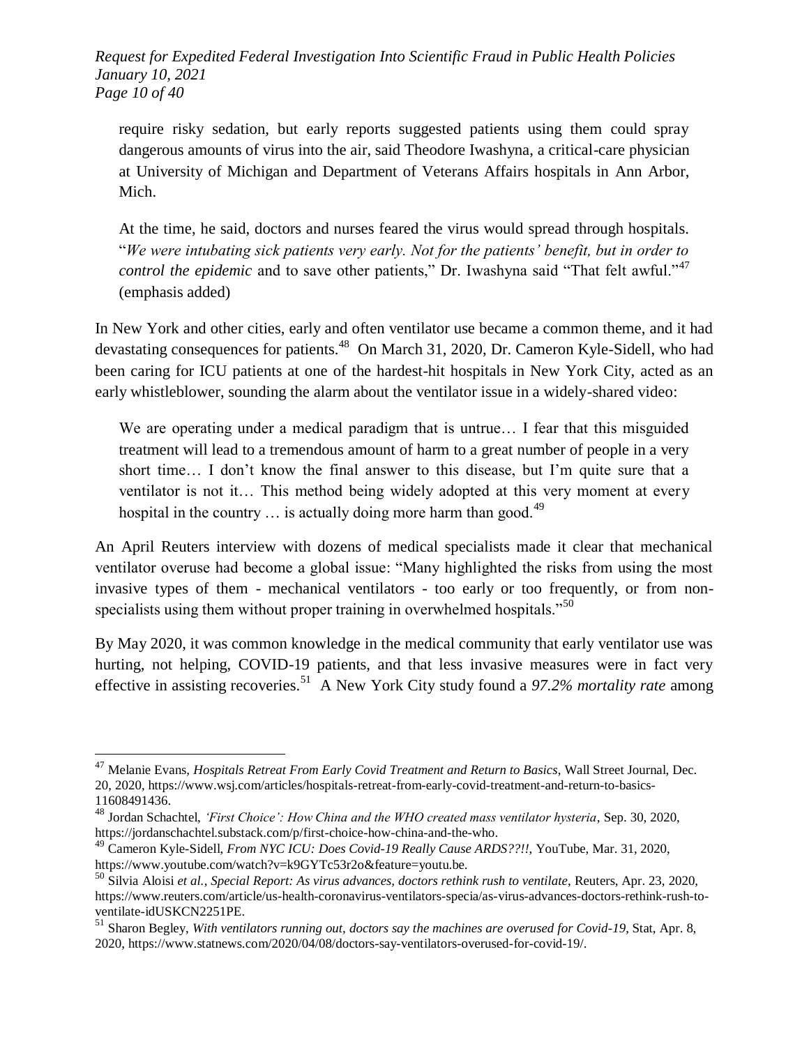> require risky sedation, but early reports suggested patients using them could spray dangerous amounts of virus into the air, said Theodore Iwashyna, a critical-care physician at University of Michigan and Department of Veterans Affairs hospitals in Ann Arbor, Mich.
>
> At the time, he said, doctors and nurses feared the virus would spread through hospitals. "*We were intubating sick patients very early. Not for the patients' benefit, but in order to control the epidemic* and to save other patients," Dr. Iwashyna said "That felt awful."[47] (emphasis added)

In New York and other cities, early and often ventilator use became a common theme, and it had devastating consequences for patients.[48] On March 31, 2020, Dr. Cameron Kyle-Sidell, who had been caring for ICU patients at one of the hardest-hit hospitals in New York City, acted as an early whistleblower, sounding the alarm about the ventilator issue in a widely-shared video:

> We are operating under a medical paradigm that is untrue… I fear that this misguided treatment will lead to a tremendous amount of harm to a great number of people in a very short time… I don't know the final answer to this disease, but I'm quite sure that a ventilator is not it… This method being widely adopted at this very moment at every hospital in the country … is actually doing more harm than good.[49]

An April Reuters interview with dozens of medical specialists made it clear that mechanical ventilator overuse had become a global issue: "Many highlighted the risks from using the most invasive types of them - mechanical ventilators - too early or too frequently, or from non-specialists using them without proper training in overwhelmed hospitals."[50]

By May 2020, it was common knowledge in the medical community that early ventilator use was hurting, not helping, COVID-19 patients, and that less invasive measures were in fact very effective in assisting recoveries.[51] A New York City study found a *97.2% mortality rate* among

---

[47] Melanie Evans, *Hospitals Retreat From Early Covid Treatment and Return to Basics*, Wall Street Journal, Dec. 20, 2020, https://www.wsj.com/articles/hospitals-retreat-from-early-covid-treatment-and-return-to-basics-11608491436.

[48] Jordan Schachtel, *'First Choice': How China and the WHO created mass ventilator hysteria*, Sep. 30, 2020, https://jordanschachtel.substack.com/p/first-choice-how-china-and-the-who.

[49] Cameron Kyle-Sidell, *From NYC ICU: Does Covid-19 Really Cause ARDS??!!*, YouTube, Mar. 31, 2020, https://www.youtube.com/watch?v=k9GYTc53r2o&feature=youtu.be.

[50] Silvia Aloisi *et al.*, *Special Report: As virus advances, doctors rethink rush to ventilate*, Reuters, Apr. 23, 2020, https://www.reuters.com/article/us-health-coronavirus-ventilators-specia/as-virus-advances-doctors-rethink-rush-to-ventilate-idUSKCN2251PE.

[51] Sharon Begley, *With ventilators running out, doctors say the machines are overused for Covid-19*, Stat, Apr. 8, 2020, https://www.statnews.com/2020/04/08/doctors-say-ventilators-overused-for-covid-19/.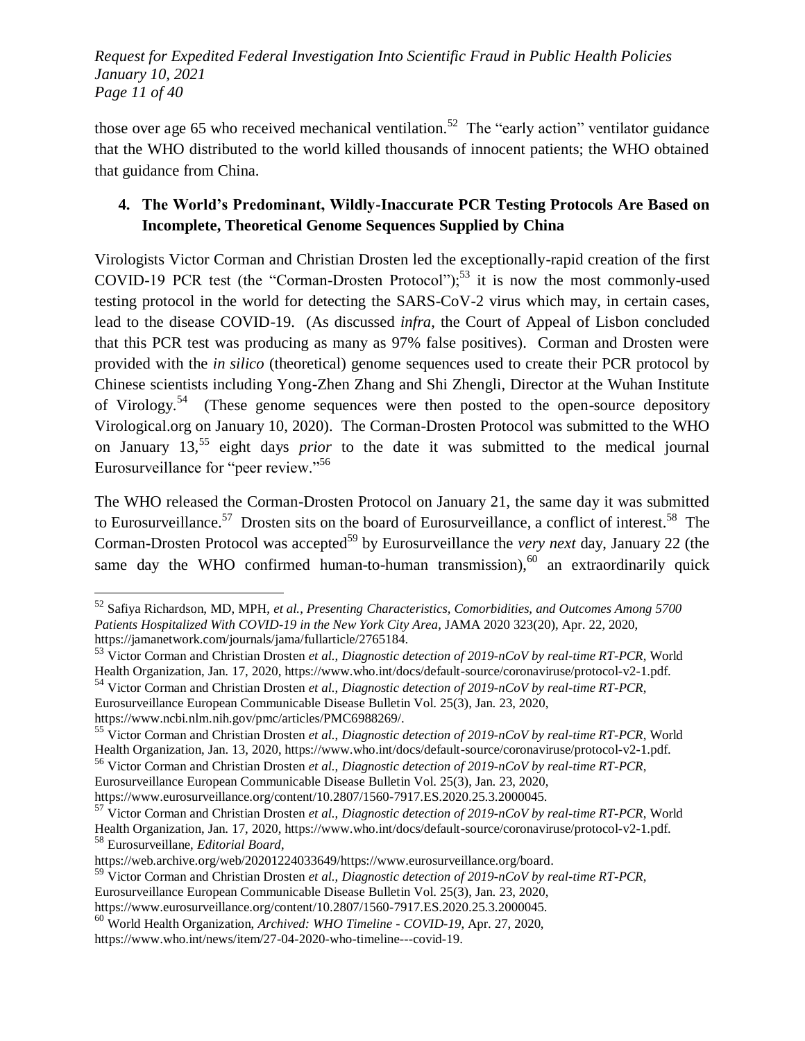those over age 65 who received mechanical ventilation.[52] The "early action" ventilator guidance that the WHO distributed to the world killed thousands of innocent patients; the WHO obtained that guidance from China.

### 4. The World's Predominant, Wildly-Inaccurate PCR Testing Protocols Are Based on Incomplete, Theoretical Genome Sequences Supplied by China

Virologists Victor Corman and Christian Drosten led the exceptionally-rapid creation of the first COVID-19 PCR test (the "Corman-Drosten Protocol");[53] it is now the most commonly-used testing protocol in the world for detecting the SARS-CoV-2 virus which may, in certain cases, lead to the disease COVID-19. (As discussed *infra*, the Court of Appeal of Lisbon concluded that this PCR test was producing as many as 97% false positives). Corman and Drosten were provided with the *in silico* (theoretical) genome sequences used to create their PCR protocol by Chinese scientists including Yong-Zhen Zhang and Shi Zhengli, Director at the Wuhan Institute of Virology.[54] (These genome sequences were then posted to the open-source depository Virological.org on January 10, 2020). The Corman-Drosten Protocol was submitted to the WHO on January 13,[55] eight days *prior* to the date it was submitted to the medical journal Eurosurveillance for "peer review."[56]

The WHO released the Corman-Drosten Protocol on January 21, the same day it was submitted to Eurosurveillance.[57] Drosten sits on the board of Eurosurveillance, a conflict of interest.[58] The Corman-Drosten Protocol was accepted[59] by Eurosurveillance the *very next* day, January 22 (the same day the WHO confirmed human-to-human transmission),[60] an extraordinarily quick

---

[52] Safiya Richardson, MD, MPH, *et al.*, *Presenting Characteristics, Comorbidities, and Outcomes Among 5700 Patients Hospitalized With COVID-19 in the New York City Area*, JAMA 2020 323(20), Apr. 22, 2020, https://jamanetwork.com/journals/jama/fullarticle/2765184.

[53] Victor Corman and Christian Drosten *et al., Diagnostic detection of 2019-nCoV by real-time RT-PCR*, World Health Organization, Jan. 17, 2020, https://www.who.int/docs/default-source/coronaviruse/protocol-v2-1.pdf.

[54] Victor Corman and Christian Drosten *et al., Diagnostic detection of 2019-nCoV by real-time RT-PCR*, Eurosurveillance European Communicable Disease Bulletin Vol. 25(3), Jan. 23, 2020, https://www.ncbi.nlm.nih.gov/pmc/articles/PMC6988269/.

[55] Victor Corman and Christian Drosten *et al., Diagnostic detection of 2019-nCoV by real-time RT-PCR*, World Health Organization, Jan. 13, 2020, https://www.who.int/docs/default-source/coronaviruse/protocol-v2-1.pdf.

[56] Victor Corman and Christian Drosten *et al., Diagnostic detection of 2019-nCoV by real-time RT-PCR*, Eurosurveillance European Communicable Disease Bulletin Vol. 25(3), Jan. 23, 2020, https://www.eurosurveillance.org/content/10.2807/1560-7917.ES.2020.25.3.2000045.

[57] Victor Corman and Christian Drosten *et al., Diagnostic detection of 2019-nCoV by real-time RT-PCR*, World Health Organization, Jan. 17, 2020, https://www.who.int/docs/default-source/coronaviruse/protocol-v2-1.pdf.

[58] Eurosurveillane, *Editorial Board*, https://web.archive.org/web/20201224033649/https://www.eurosurveillance.org/board.

[59] Victor Corman and Christian Drosten *et al., Diagnostic detection of 2019-nCoV by real-time RT-PCR*, Eurosurveillance European Communicable Disease Bulletin Vol. 25(3), Jan. 23, 2020, https://www.eurosurveillance.org/content/10.2807/1560-7917.ES.2020.25.3.2000045.

[60] World Health Organization, *Archived: WHO Timeline - COVID-19*, Apr. 27, 2020, https://www.who.int/news/item/27-04-2020-who-timeline---covid-19.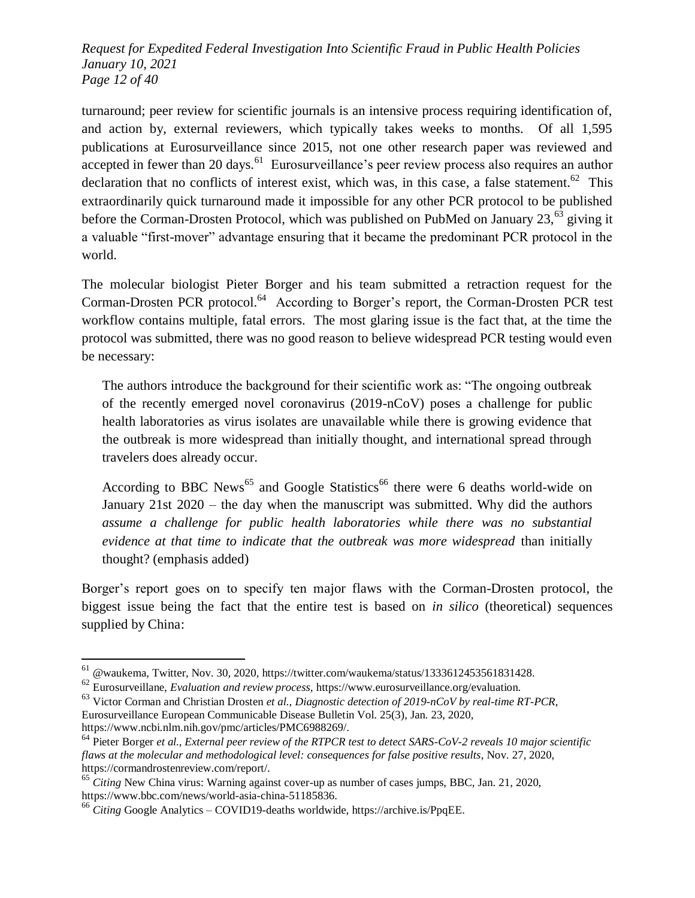turnaround; peer review for scientific journals is an intensive process requiring identification of, and action by, external reviewers, which typically takes weeks to months. Of all 1,595 publications at Eurosurveillance since 2015, not one other research paper was reviewed and accepted in fewer than 20 days.[61] Eurosurveillance's peer review process also requires an author declaration that no conflicts of interest exist, which was, in this case, a false statement.[62] This extraordinarily quick turnaround made it impossible for any other PCR protocol to be published before the Corman-Drosten Protocol, which was published on PubMed on January 23,[63] giving it a valuable "first-mover" advantage ensuring that it became the predominant PCR protocol in the world.

The molecular biologist Pieter Borger and his team submitted a retraction request for the Corman-Drosten PCR protocol.[64] According to Borger's report, the Corman-Drosten PCR test workflow contains multiple, fatal errors. The most glaring issue is the fact that, at the time the protocol was submitted, there was no good reason to believe widespread PCR testing would even be necessary:

> The authors introduce the background for their scientific work as: "The ongoing outbreak of the recently emerged novel coronavirus (2019-nCoV) poses a challenge for public health laboratories as virus isolates are unavailable while there is growing evidence that the outbreak is more widespread than initially thought, and international spread through travelers does already occur.
>
> According to BBC News[65] and Google Statistics[66] there were 6 deaths world-wide on January 21st 2020 – the day when the manuscript was submitted. Why did the authors *assume a challenge for public health laboratories while there was no substantial evidence at that time to indicate that the outbreak was more widespread* than initially thought? (emphasis added)

Borger's report goes on to specify ten major flaws with the Corman-Drosten protocol, the biggest issue being the fact that the entire test is based on *in silico* (theoretical) sequences supplied by China:

---

[61] @waukema, Twitter, Nov. 30, 2020, https://twitter.com/waukema/status/1333612453561831428.

[62] Eurosurveillane, *Evaluation and review process*, https://www.eurosurveillance.org/evaluation.

[63] Victor Corman and Christian Drosten *et al.*, *Diagnostic detection of 2019-nCoV by real-time RT-PCR*, Eurosurveillance European Communicable Disease Bulletin Vol. 25(3), Jan. 23, 2020, https://www.ncbi.nlm.nih.gov/pmc/articles/PMC6988269/.

[64] Pieter Borger *et al.*, *External peer review of the RTPCR test to detect SARS-CoV-2 reveals 10 major scientific flaws at the molecular and methodological level: consequences for false positive results*, Nov. 27, 2020, https://cormandrostenreview.com/report/.

[65] *Citing* New China virus: Warning against cover-up as number of cases jumps, BBC, Jan. 21, 2020, https://www.bbc.com/news/world-asia-china-51185836.

[66] *Citing* Google Analytics – COVID19-deaths worldwide, https://archive.is/PpqEE.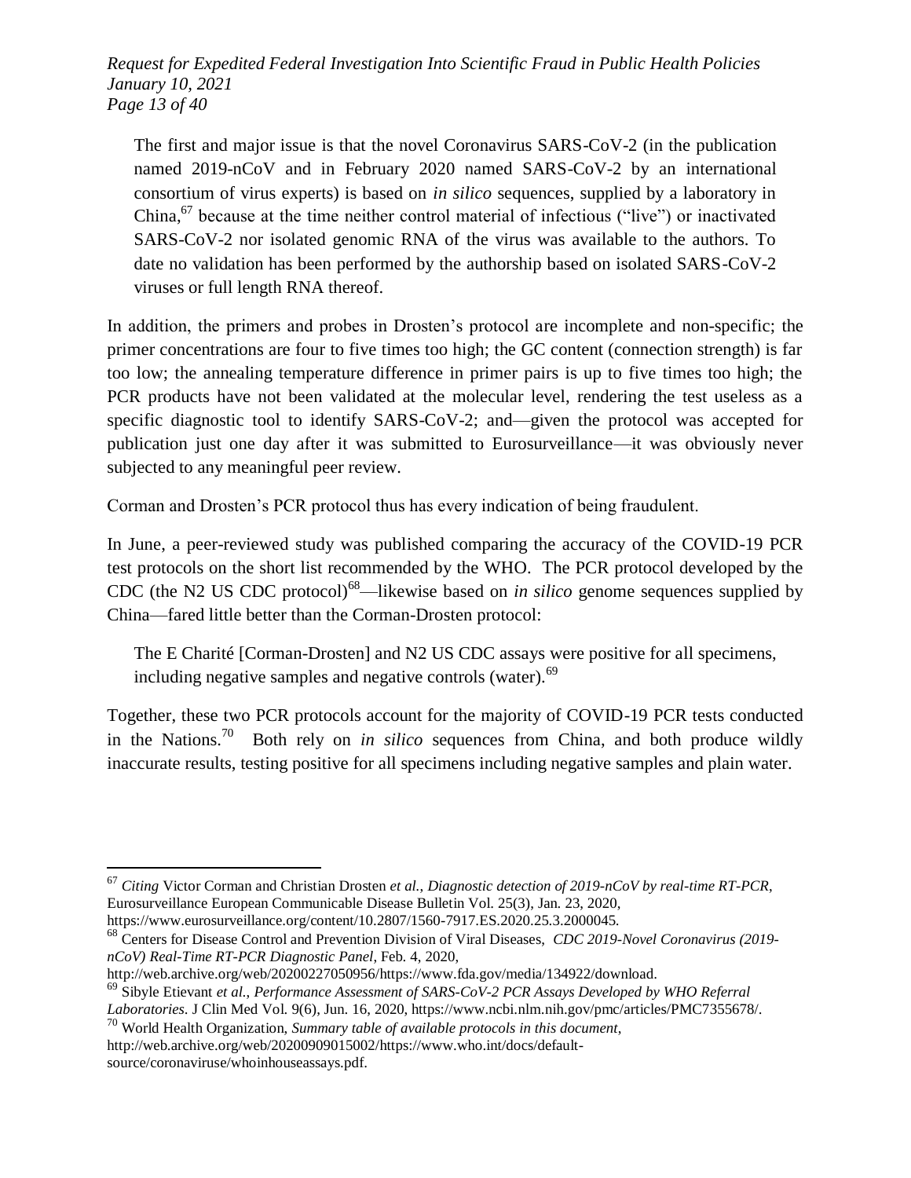> The first and major issue is that the novel Coronavirus SARS-CoV-2 (in the publication named 2019-nCoV and in February 2020 named SARS-CoV-2 by an international consortium of virus experts) is based on *in silico* sequences, supplied by a laboratory in China,[67] because at the time neither control material of infectious ("live") or inactivated SARS-CoV-2 nor isolated genomic RNA of the virus was available to the authors. To date no validation has been performed by the authorship based on isolated SARS-CoV-2 viruses or full length RNA thereof.

In addition, the primers and probes in Drosten's protocol are incomplete and non-specific; the primer concentrations are four to five times too high; the GC content (connection strength) is far too low; the annealing temperature difference in primer pairs is up to five times too high; the PCR products have not been validated at the molecular level, rendering the test useless as a specific diagnostic tool to identify SARS-CoV-2; and—given the protocol was accepted for publication just one day after it was submitted to Eurosurveillance—it was obviously never subjected to any meaningful peer review.

Corman and Drosten's PCR protocol thus has every indication of being fraudulent.

In June, a peer-reviewed study was published comparing the accuracy of the COVID-19 PCR test protocols on the short list recommended by the WHO. The PCR protocol developed by the CDC (the N2 US CDC protocol)[68]—likewise based on *in silico* genome sequences supplied by China—fared little better than the Corman-Drosten protocol:

> The E Charité [Corman-Drosten] and N2 US CDC assays were positive for all specimens, including negative samples and negative controls (water).[69]

Together, these two PCR protocols account for the majority of COVID-19 PCR tests conducted in the Nations.[70] Both rely on *in silico* sequences from China, and both produce wildly inaccurate results, testing positive for all specimens including negative samples and plain water.

---

[67] *Citing* Victor Corman and Christian Drosten *et al.*, *Diagnostic detection of 2019-nCoV by real-time RT-PCR*, Eurosurveillance European Communicable Disease Bulletin Vol. 25(3), Jan. 23, 2020, https://www.eurosurveillance.org/content/10.2807/1560-7917.ES.2020.25.3.2000045.

[68] Centers for Disease Control and Prevention Division of Viral Diseases, *CDC 2019-Novel Coronavirus (2019-nCoV) Real-Time RT-PCR Diagnostic Panel*, Feb. 4, 2020, http://web.archive.org/web/20200227050956/https://www.fda.gov/media/134922/download.

[69] Sibyle Etievant *et al.*, *Performance Assessment of SARS-CoV-2 PCR Assays Developed by WHO Referral Laboratories*. J Clin Med Vol. 9(6), Jun. 16, 2020, https://www.ncbi.nlm.nih.gov/pmc/articles/PMC7355678/.

[70] World Health Organization, *Summary table of available protocols in this document*, http://web.archive.org/web/20200909015002/https://www.who.int/docs/default-source/coronaviruse/whoinhouseassays.pdf.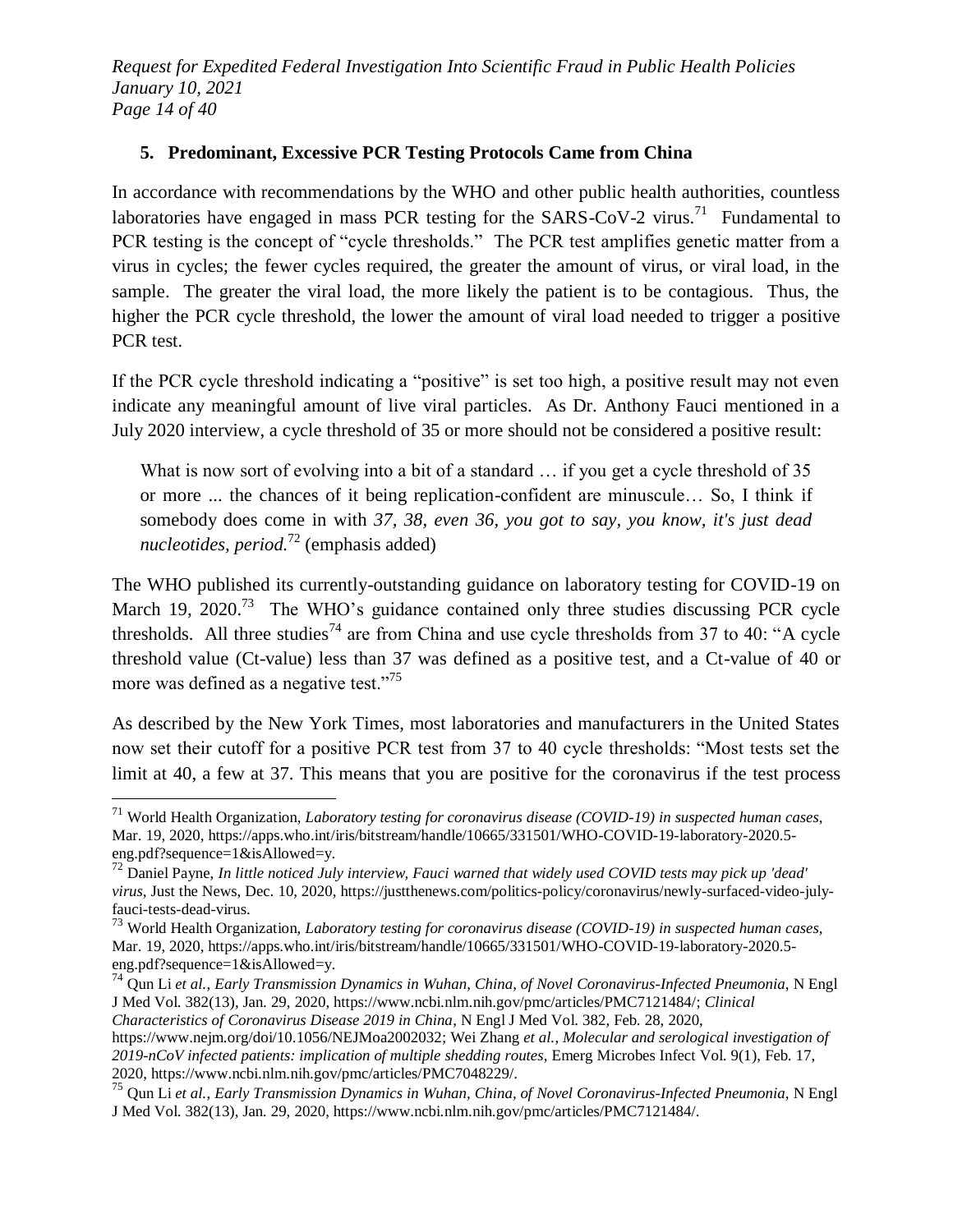### 5. Predominant, Excessive PCR Testing Protocols Came from China

In accordance with recommendations by the WHO and other public health authorities, countless laboratories have engaged in mass PCR testing for the SARS-CoV-2 virus.[71] Fundamental to PCR testing is the concept of "cycle thresholds." The PCR test amplifies genetic matter from a virus in cycles; the fewer cycles required, the greater the amount of virus, or viral load, in the sample. The greater the viral load, the more likely the patient is to be contagious. Thus, the higher the PCR cycle threshold, the lower the amount of viral load needed to trigger a positive PCR test.

If the PCR cycle threshold indicating a "positive" is set too high, a positive result may not even indicate any meaningful amount of live viral particles. As Dr. Anthony Fauci mentioned in a July 2020 interview, a cycle threshold of 35 or more should not be considered a positive result:

> What is now sort of evolving into a bit of a standard … if you get a cycle threshold of 35 or more ... the chances of it being replication-confident are minuscule… So, I think if somebody does come in with *37, 38, even 36, you got to say, you know, it's just dead nucleotides, period.*[72] (emphasis added)

The WHO published its currently-outstanding guidance on laboratory testing for COVID-19 on March 19, 2020.[73] The WHO's guidance contained only three studies discussing PCR cycle thresholds. All three studies[74] are from China and use cycle thresholds from 37 to 40: "A cycle threshold value (Ct-value) less than 37 was defined as a positive test, and a Ct-value of 40 or more was defined as a negative test."[75]

As described by the New York Times, most laboratories and manufacturers in the United States now set their cutoff for a positive PCR test from 37 to 40 cycle thresholds: "Most tests set the limit at 40, a few at 37. This means that you are positive for the coronavirus if the test process

---

[71] World Health Organization, *Laboratory testing for coronavirus disease (COVID-19) in suspected human cases*, Mar. 19, 2020, https://apps.who.int/iris/bitstream/handle/10665/331501/WHO-COVID-19-laboratory-2020.5-eng.pdf?sequence=1&isAllowed=y.

[72] Daniel Payne, *In little noticed July interview, Fauci warned that widely used COVID tests may pick up 'dead' virus*, Just the News, Dec. 10, 2020, https://justthenews.com/politics-policy/coronavirus/newly-surfaced-video-july-fauci-tests-dead-virus.

[73] World Health Organization, *Laboratory testing for coronavirus disease (COVID-19) in suspected human cases*, Mar. 19, 2020, https://apps.who.int/iris/bitstream/handle/10665/331501/WHO-COVID-19-laboratory-2020.5-eng.pdf?sequence=1&isAllowed=y.

[74] Qun Li *et al.*, *Early Transmission Dynamics in Wuhan, China, of Novel Coronavirus-Infected Pneumonia*, N Engl J Med Vol. 382(13), Jan. 29, 2020, https://www.ncbi.nlm.nih.gov/pmc/articles/PMC7121484/; *Clinical Characteristics of Coronavirus Disease 2019 in China*, N Engl J Med Vol. 382, Feb. 28, 2020, https://www.nejm.org/doi/10.1056/NEJMoa2002032; Wei Zhang *et al.*, *Molecular and serological investigation of 2019-nCoV infected patients: implication of multiple shedding routes*, Emerg Microbes Infect Vol. 9(1), Feb. 17, 2020, https://www.ncbi.nlm.nih.gov/pmc/articles/PMC7048229/.

[75] Qun Li *et al.*, *Early Transmission Dynamics in Wuhan, China, of Novel Coronavirus-Infected Pneumonia*, N Engl J Med Vol. 382(13), Jan. 29, 2020, https://www.ncbi.nlm.nih.gov/pmc/articles/PMC7121484/.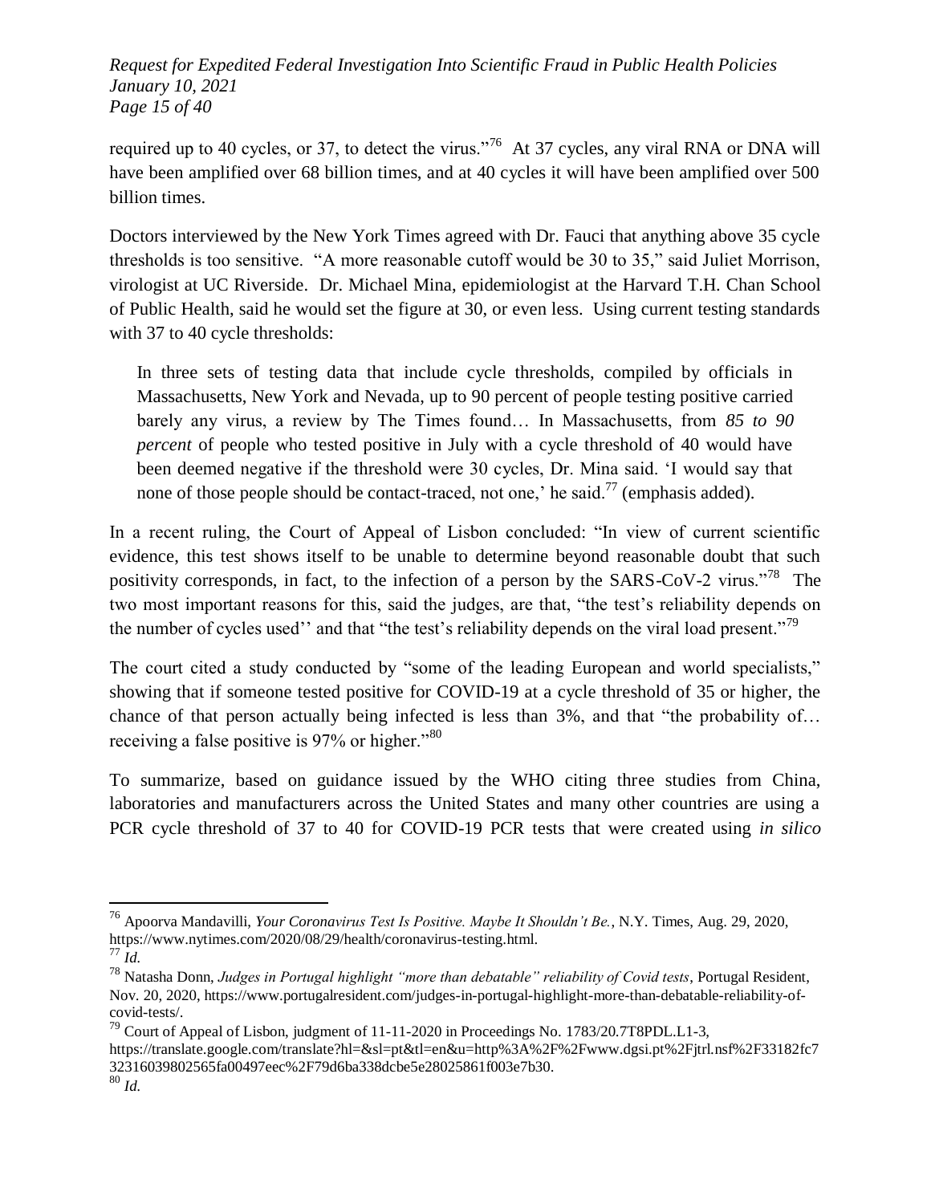required up to 40 cycles, or 37, to detect the virus."[76] At 37 cycles, any viral RNA or DNA will have been amplified over 68 billion times, and at 40 cycles it will have been amplified over 500 billion times.

Doctors interviewed by the New York Times agreed with Dr. Fauci that anything above 35 cycle thresholds is too sensitive. "A more reasonable cutoff would be 30 to 35," said Juliet Morrison, virologist at UC Riverside. Dr. Michael Mina, epidemiologist at the Harvard T.H. Chan School of Public Health, said he would set the figure at 30, or even less. Using current testing standards with 37 to 40 cycle thresholds:

> In three sets of testing data that include cycle thresholds, compiled by officials in Massachusetts, New York and Nevada, up to 90 percent of people testing positive carried barely any virus, a review by The Times found… In Massachusetts, from *85 to 90 percent* of people who tested positive in July with a cycle threshold of 40 would have been deemed negative if the threshold were 30 cycles, Dr. Mina said. 'I would say that none of those people should be contact-traced, not one,' he said.[77] (emphasis added).

In a recent ruling, the Court of Appeal of Lisbon concluded: "In view of current scientific evidence, this test shows itself to be unable to determine beyond reasonable doubt that such positivity corresponds, in fact, to the infection of a person by the SARS-CoV-2 virus."[78] The two most important reasons for this, said the judges, are that, "the test's reliability depends on the number of cycles used'' and that "the test's reliability depends on the viral load present."[79]

The court cited a study conducted by "some of the leading European and world specialists," showing that if someone tested positive for COVID-19 at a cycle threshold of 35 or higher, the chance of that person actually being infected is less than 3%, and that "the probability of… receiving a false positive is 97% or higher."[80]

To summarize, based on guidance issued by the WHO citing three studies from China, laboratories and manufacturers across the United States and many other countries are using a PCR cycle threshold of 37 to 40 for COVID-19 PCR tests that were created using *in silico*

---

[76] Apoorva Mandavilli, *Your Coronavirus Test Is Positive. Maybe It Shouldn't Be.*, N.Y. Times, Aug. 29, 2020, https://www.nytimes.com/2020/08/29/health/coronavirus-testing.html.

[77] *Id.*

[78] Natasha Donn, *Judges in Portugal highlight "more than debatable" reliability of Covid tests*, Portugal Resident, Nov. 20, 2020, https://www.portugalresident.com/judges-in-portugal-highlight-more-than-debatable-reliability-of-covid-tests/.

[79] Court of Appeal of Lisbon, judgment of 11-11-2020 in Proceedings No. 1783/20.7T8PDL.L1-3, https://translate.google.com/translate?hl=&sl=pt&tl=en&u=http%3A%2F%2Fwww.dgsi.pt%2Fjtrl.nsf%2F33182fc732316039802565fa00497eec%2F79d6ba338dcbe5e28025861f003e7b30.

[80] *Id.*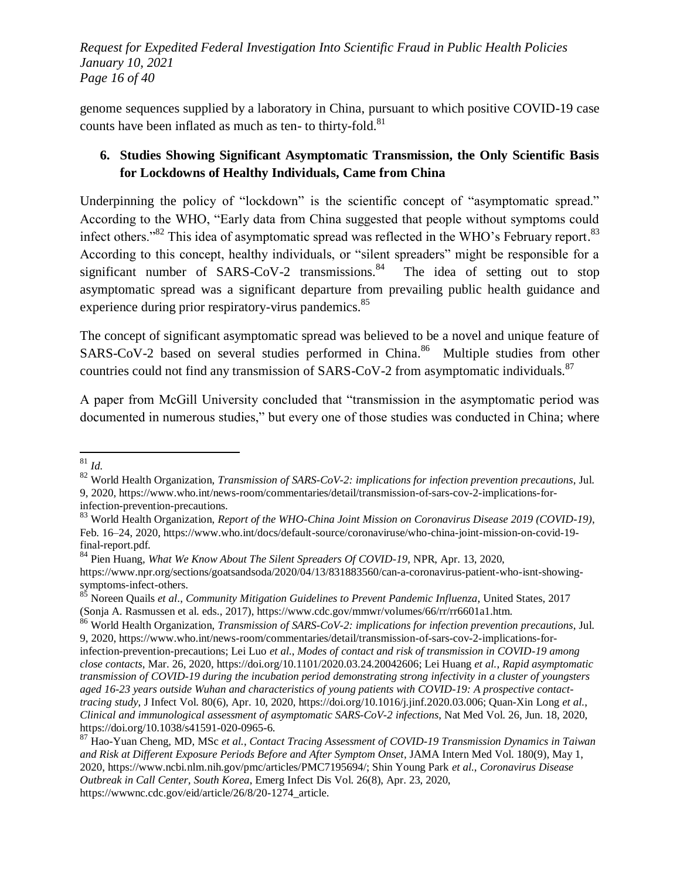genome sequences supplied by a laboratory in China, pursuant to which positive COVID-19 case counts have been inflated as much as ten- to thirty-fold.[81]

### 6. Studies Showing Significant Asymptomatic Transmission, the Only Scientific Basis for Lockdowns of Healthy Individuals, Came from China

Underpinning the policy of "lockdown" is the scientific concept of "asymptomatic spread." According to the WHO, "Early data from China suggested that people without symptoms could infect others."[82] This idea of asymptomatic spread was reflected in the WHO's February report.[83] According to this concept, healthy individuals, or "silent spreaders" might be responsible for a significant number of SARS-CoV-2 transmissions.[84] The idea of setting out to stop asymptomatic spread was a significant departure from prevailing public health guidance and experience during prior respiratory-virus pandemics.[85]

The concept of significant asymptomatic spread was believed to be a novel and unique feature of SARS-CoV-2 based on several studies performed in China.[86] Multiple studies from other countries could not find any transmission of SARS-CoV-2 from asymptomatic individuals.[87]

A paper from McGill University concluded that "transmission in the asymptomatic period was documented in numerous studies," but every one of those studies was conducted in China; where

---

[81] *Id.*

[82] World Health Organization, *Transmission of SARS-CoV-2: implications for infection prevention precautions*, Jul. 9, 2020, https://www.who.int/news-room/commentaries/detail/transmission-of-sars-cov-2-implications-for-infection-prevention-precautions.

[83] World Health Organization, *Report of the WHO-China Joint Mission on Coronavirus Disease 2019 (COVID-19)*, Feb. 16–24, 2020, https://www.who.int/docs/default-source/coronaviruse/who-china-joint-mission-on-covid-19-final-report.pdf.

[84] Pien Huang, *What We Know About The Silent Spreaders Of COVID-19*, NPR, Apr. 13, 2020, https://www.npr.org/sections/goatsandsoda/2020/04/13/831883560/can-a-coronavirus-patient-who-isnt-showing-symptoms-infect-others.

[85] Noreen Quails *et al.*, *Community Mitigation Guidelines to Prevent Pandemic Influenza*, United States, 2017 (Sonja A. Rasmussen et al. eds., 2017), https://www.cdc.gov/mmwr/volumes/66/rr/rr6601a1.htm.

[86] World Health Organization, *Transmission of SARS-CoV-2: implications for infection prevention precautions*, Jul. 9, 2020, https://www.who.int/news-room/commentaries/detail/transmission-of-sars-cov-2-implications-for-infection-prevention-precautions; Lei Luo *et al.*, *Modes of contact and risk of transmission in COVID-19 among close contacts*, Mar. 26, 2020, https://doi.org/10.1101/2020.03.24.20042606; Lei Huang *et al.*, *Rapid asymptomatic transmission of COVID-19 during the incubation period demonstrating strong infectivity in a cluster of youngsters aged 16-23 years outside Wuhan and characteristics of young patients with COVID-19: A prospective contact-tracing study*, J Infect Vol. 80(6), Apr. 10, 2020, https://doi.org/10.1016/j.jinf.2020.03.006; Quan-Xin Long *et al.*, *Clinical and immunological assessment of asymptomatic SARS-CoV-2 infections*, Nat Med Vol. 26, Jun. 18, 2020, https://doi.org/10.1038/s41591-020-0965-6.

[87] Hao-Yuan Cheng, MD, MSc *et al.*, *Contact Tracing Assessment of COVID-19 Transmission Dynamics in Taiwan and Risk at Different Exposure Periods Before and After Symptom Onset*, JAMA Intern Med Vol. 180(9), May 1, 2020, https://www.ncbi.nlm.nih.gov/pmc/articles/PMC7195694/; Shin Young Park *et al.*, *Coronavirus Disease Outbreak in Call Center, South Korea*, Emerg Infect Dis Vol. 26(8), Apr. 23, 2020, https://wwwnc.cdc.gov/eid/article/26/8/20-1274_article.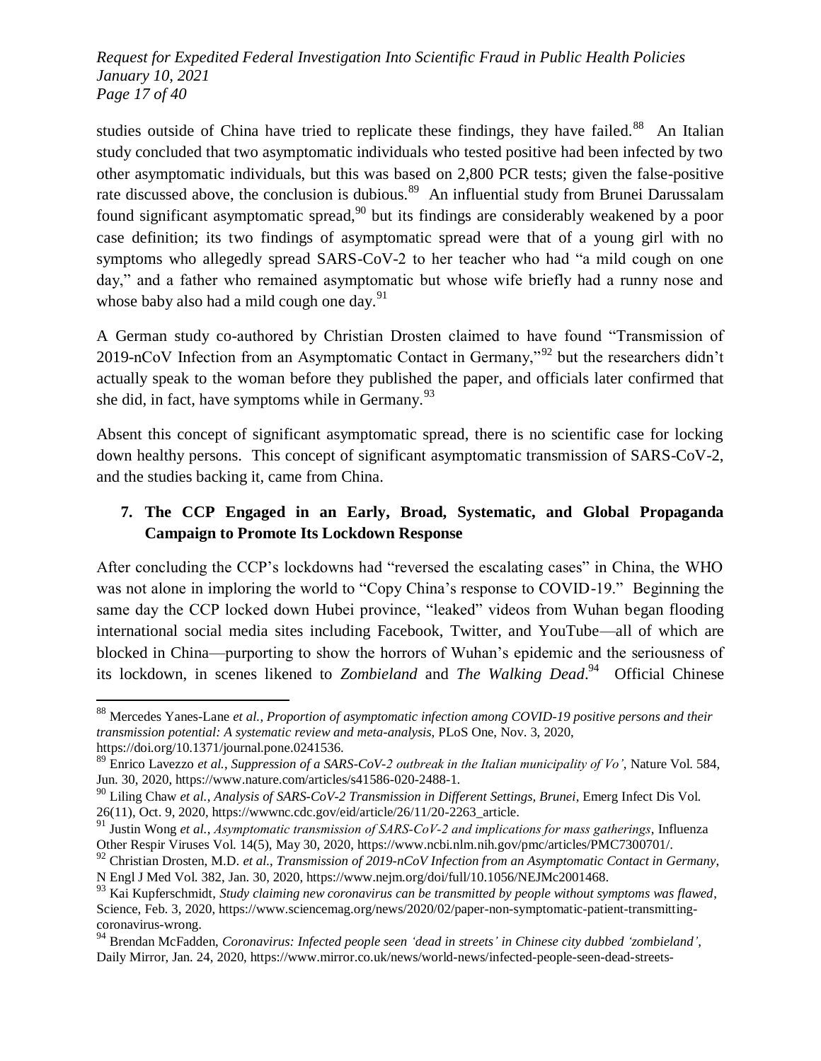studies outside of China have tried to replicate these findings, they have failed.[88] An Italian study concluded that two asymptomatic individuals who tested positive had been infected by two other asymptomatic individuals, but this was based on 2,800 PCR tests; given the false-positive rate discussed above, the conclusion is dubious.[89] An influential study from Brunei Darussalam found significant asymptomatic spread,[90] but its findings are considerably weakened by a poor case definition; its two findings of asymptomatic spread were that of a young girl with no symptoms who allegedly spread SARS-CoV-2 to her teacher who had "a mild cough on one day," and a father who remained asymptomatic but whose wife briefly had a runny nose and whose baby also had a mild cough one day.[91]

A German study co-authored by Christian Drosten claimed to have found "Transmission of 2019-nCoV Infection from an Asymptomatic Contact in Germany,"[92] but the researchers didn't actually speak to the woman before they published the paper, and officials later confirmed that she did, in fact, have symptoms while in Germany.[93]

Absent this concept of significant asymptomatic spread, there is no scientific case for locking down healthy persons. This concept of significant asymptomatic transmission of SARS-CoV-2, and the studies backing it, came from China.

### 7. The CCP Engaged in an Early, Broad, Systematic, and Global Propaganda Campaign to Promote Its Lockdown Response

After concluding the CCP's lockdowns had "reversed the escalating cases" in China, the WHO was not alone in imploring the world to "Copy China's response to COVID-19." Beginning the same day the CCP locked down Hubei province, "leaked" videos from Wuhan began flooding international social media sites including Facebook, Twitter, and YouTube—all of which are blocked in China—purporting to show the horrors of Wuhan's epidemic and the seriousness of its lockdown, in scenes likened to *Zombieland* and *The Walking Dead*.[94] Official Chinese

---

[88] Mercedes Yanes-Lane *et al.*, *Proportion of asymptomatic infection among COVID-19 positive persons and their transmission potential: A systematic review and meta-analysis*, PLoS One, Nov. 3, 2020, https://doi.org/10.1371/journal.pone.0241536.

[89] Enrico Lavezzo *et al.*, *Suppression of a SARS-CoV-2 outbreak in the Italian municipality of Vo'*, Nature Vol. 584, Jun. 30, 2020, https://www.nature.com/articles/s41586-020-2488-1.

[90] Liling Chaw *et al.*, *Analysis of SARS-CoV-2 Transmission in Different Settings, Brunei*, Emerg Infect Dis Vol. 26(11), Oct. 9, 2020, https://wwwnc.cdc.gov/eid/article/26/11/20-2263_article.

[91] Justin Wong *et al.*, *Asymptomatic transmission of SARS-CoV-2 and implications for mass gatherings*, Influenza Other Respir Viruses Vol. 14(5), May 30, 2020, https://www.ncbi.nlm.nih.gov/pmc/articles/PMC7300701/.

[92] Christian Drosten, M.D. *et al.*, *Transmission of 2019-nCoV Infection from an Asymptomatic Contact in Germany*, N Engl J Med Vol. 382, Jan. 30, 2020, https://www.nejm.org/doi/full/10.1056/NEJMc2001468.

[93] Kai Kupferschmidt, *Study claiming new coronavirus can be transmitted by people without symptoms was flawed*, Science, Feb. 3, 2020, https://www.sciencemag.org/news/2020/02/paper-non-symptomatic-patient-transmitting-coronavirus-wrong.

[94] Brendan McFadden, *Coronavirus: Infected people seen 'dead in streets' in Chinese city dubbed 'zombieland'*, Daily Mirror, Jan. 24, 2020, https://www.mirror.co.uk/news/world-news/infected-people-seen-dead-streets-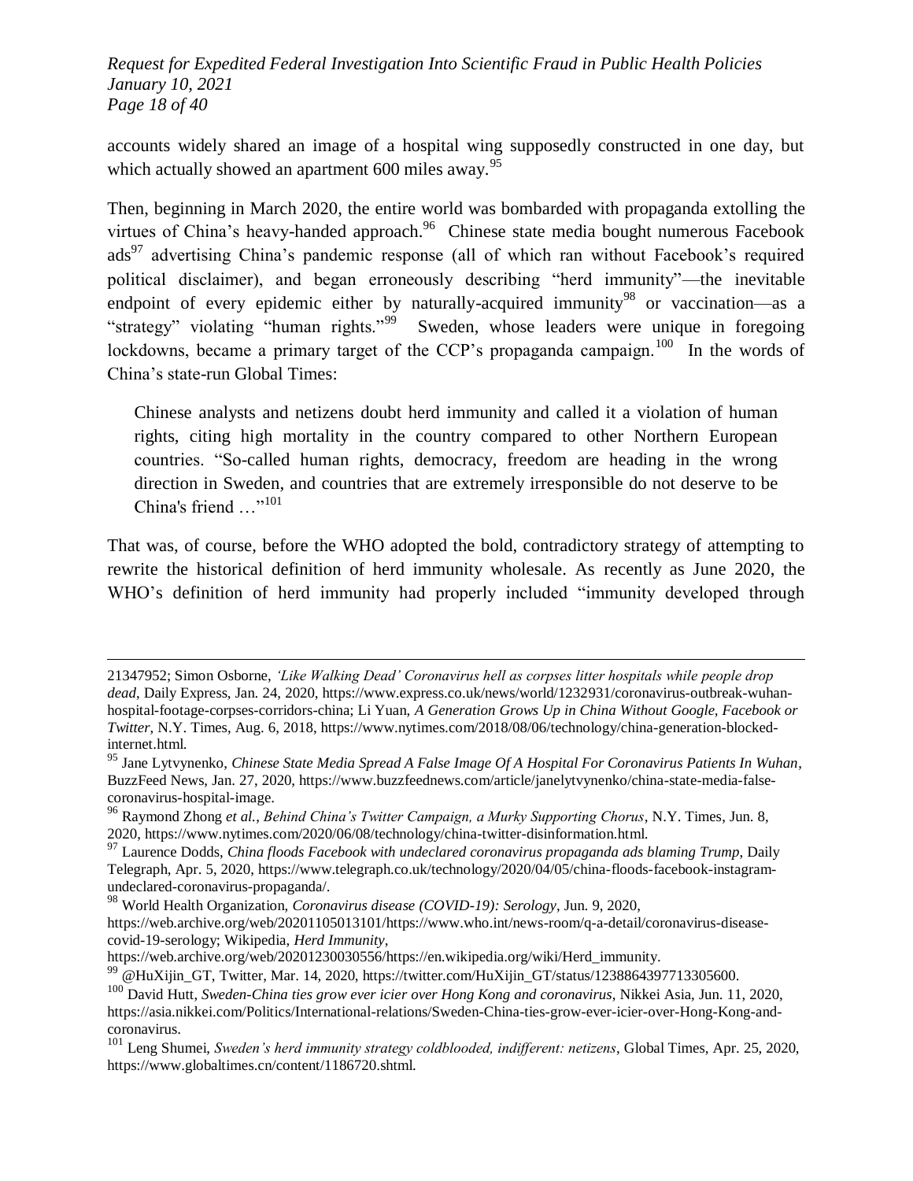accounts widely shared an image of a hospital wing supposedly constructed in one day, but which actually showed an apartment 600 miles away.[95]

Then, beginning in March 2020, the entire world was bombarded with propaganda extolling the virtues of China's heavy-handed approach.[96] Chinese state media bought numerous Facebook ads[97] advertising China's pandemic response (all of which ran without Facebook's required political disclaimer), and began erroneously describing "herd immunity"—the inevitable endpoint of every epidemic either by naturally-acquired immunity[98] or vaccination—as a "strategy" violating "human rights."[99] Sweden, whose leaders were unique in foregoing lockdowns, became a primary target of the CCP's propaganda campaign.[100] In the words of China's state-run Global Times:

> Chinese analysts and netizens doubt herd immunity and called it a violation of human rights, citing high mortality in the country compared to other Northern European countries. "So-called human rights, democracy, freedom are heading in the wrong direction in Sweden, and countries that are extremely irresponsible do not deserve to be China's friend …"[101]

That was, of course, before the WHO adopted the bold, contradictory strategy of attempting to rewrite the historical definition of herd immunity wholesale. As recently as June 2020, the WHO's definition of herd immunity had properly included "immunity developed through

---

21347952; Simon Osborne, *'Like Walking Dead' Coronavirus hell as corpses litter hospitals while people drop dead*, Daily Express, Jan. 24, 2020, https://www.express.co.uk/news/world/1232931/coronavirus-outbreak-wuhan-hospital-footage-corpses-corridors-china; Li Yuan, *A Generation Grows Up in China Without Google, Facebook or Twitter*, N.Y. Times, Aug. 6, 2018, https://www.nytimes.com/2018/08/06/technology/china-generation-blocked-internet.html.

[95] Jane Lytvynenko, *Chinese State Media Spread A False Image Of A Hospital For Coronavirus Patients In Wuhan*, BuzzFeed News, Jan. 27, 2020, https://www.buzzfeednews.com/article/janelytvynenko/china-state-media-false-coronavirus-hospital-image.

[96] Raymond Zhong *et al.*, *Behind China's Twitter Campaign, a Murky Supporting Chorus*, N.Y. Times, Jun. 8, 2020, https://www.nytimes.com/2020/06/08/technology/china-twitter-disinformation.html.

[97] Laurence Dodds, *China floods Facebook with undeclared coronavirus propaganda ads blaming Trump*, Daily Telegraph, Apr. 5, 2020, https://www.telegraph.co.uk/technology/2020/04/05/china-floods-facebook-instagram-undeclared-coronavirus-propaganda/.

[98] World Health Organization, *Coronavirus disease (COVID-19): Serology*, Jun. 9, 2020, https://web.archive.org/web/20201105013101/https://www.who.int/news-room/q-a-detail/coronavirus-disease-covid-19-serology; Wikipedia, *Herd Immunity*, https://web.archive.org/web/20201230030556/https://en.wikipedia.org/wiki/Herd_immunity.

[99] @HuXijin_GT, Twitter, Mar. 14, 2020, https://twitter.com/HuXijin_GT/status/1238864397713305600.

[100] David Hutt, *Sweden-China ties grow ever icier over Hong Kong and coronavirus*, Nikkei Asia, Jun. 11, 2020, https://asia.nikkei.com/Politics/International-relations/Sweden-China-ties-grow-ever-icier-over-Hong-Kong-and-coronavirus.

[101] Leng Shumei, *Sweden's herd immunity strategy coldblooded, indifferent: netizens*, Global Times, Apr. 25, 2020, https://www.globaltimes.cn/content/1186720.shtml.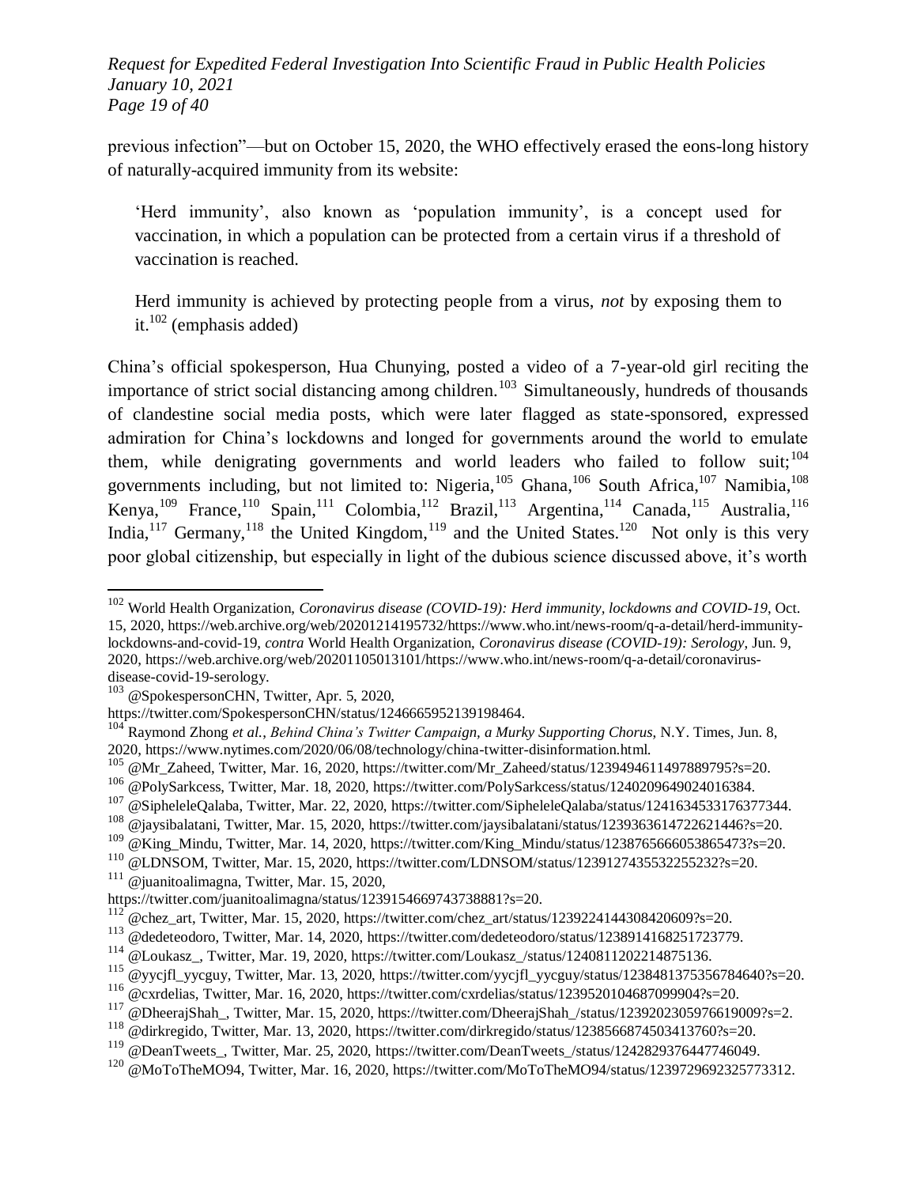previous infection"—but on October 15, 2020, the WHO effectively erased the eons-long history of naturally-acquired immunity from its website:

> 'Herd immunity', also known as 'population immunity', is a concept used for vaccination, in which a population can be protected from a certain virus if a threshold of vaccination is reached.
>
> Herd immunity is achieved by protecting people from a virus, *not* by exposing them to it.[102] (emphasis added)

China's official spokesperson, Hua Chunying, posted a video of a 7-year-old girl reciting the importance of strict social distancing among children.[103] Simultaneously, hundreds of thousands of clandestine social media posts, which were later flagged as state-sponsored, expressed admiration for China's lockdowns and longed for governments around the world to emulate them, while denigrating governments and world leaders who failed to follow suit;[104] governments including, but not limited to: Nigeria,[105] Ghana,[106] South Africa,[107] Namibia,[108] Kenya,[109] France,[110] Spain,[111] Colombia,[112] Brazil,[113] Argentina,[114] Canada,[115] Australia,[116] India,[117] Germany,[118] the United Kingdom,[119] and the United States.[120] Not only is this very poor global citizenship, but especially in light of the dubious science discussed above, it's worth

---

[102] World Health Organization, *Coronavirus disease (COVID-19): Herd immunity, lockdowns and COVID-19*, Oct. 15, 2020, https://web.archive.org/web/20201214195732/https://www.who.int/news-room/q-a-detail/herd-immunity-lockdowns-and-covid-19, *contra* World Health Organization, *Coronavirus disease (COVID-19): Serology*, Jun. 9, 2020, https://web.archive.org/web/20201105013101/https://www.who.int/news-room/q-a-detail/coronavirus-disease-covid-19-serology.

[103] @SpokespersonCHN, Twitter, Apr. 5, 2020, https://twitter.com/SpokespersonCHN/status/1246665952139198464.

[104] Raymond Zhong *et al.*, *Behind China's Twitter Campaign, a Murky Supporting Chorus*, N.Y. Times, Jun. 8, 2020, https://www.nytimes.com/2020/06/08/technology/china-twitter-disinformation.html.

[105] @Mr_Zaheed, Twitter, Mar. 16, 2020, https://twitter.com/Mr_Zaheed/status/1239494611497889795?s=20.

[106] @PolySarkcess, Twitter, Mar. 18, 2020, https://twitter.com/PolySarkcess/status/1240209649024016384.

[107] @SipheleleQalaba, Twitter, Mar. 22, 2020, https://twitter.com/SipheleleQalaba/status/1241634533176377344.

[108] @jaysibalatani, Twitter, Mar. 15, 2020, https://twitter.com/jaysibalatani/status/1239363614722621446?s=20.

[109] @King_Mindu, Twitter, Mar. 14, 2020, https://twitter.com/King_Mindu/status/1238765666053865473?s=20.

[110] @LDNSOM, Twitter, Mar. 15, 2020, https://twitter.com/LDNSOM/status/1239127435532255232?s=20.

[111] @juanitoalimagna, Twitter, Mar. 15, 2020, https://twitter.com/juanitoalimagna/status/1239154669743738881?s=20.

[112] @chez_art, Twitter, Mar. 15, 2020, https://twitter.com/chez_art/status/1239224144308420609?s=20.

[113] @dedeteodoro, Twitter, Mar. 14, 2020, https://twitter.com/dedeteodoro/status/1238914168251723779.

[114] @Loukasz_, Twitter, Mar. 19, 2020, https://twitter.com/Loukasz_/status/1240811202214875136.

[115] @yycjfl_yycguy, Twitter, Mar. 13, 2020, https://twitter.com/yycjfl_yycguy/status/1238481375356784640?s=20.

[116] @cxrdelias, Twitter, Mar. 16, 2020, https://twitter.com/cxrdelias/status/1239520104687099904?s=20.

[117] @DheerajShah_, Twitter, Mar. 15, 2020, https://twitter.com/DheerajShah_/status/1239202305976619009?s=2.

[118] @dirkregido, Twitter, Mar. 13, 2020, https://twitter.com/dirkregido/status/1238566874503413760?s=20.

[119] @DeanTweets_, Twitter, Mar. 25, 2020, https://twitter.com/DeanTweets_/status/1242829376447746049.

[120] @MoToTheMO94, Twitter, Mar. 16, 2020, https://twitter.com/MoToTheMO94/status/1239729692325773312.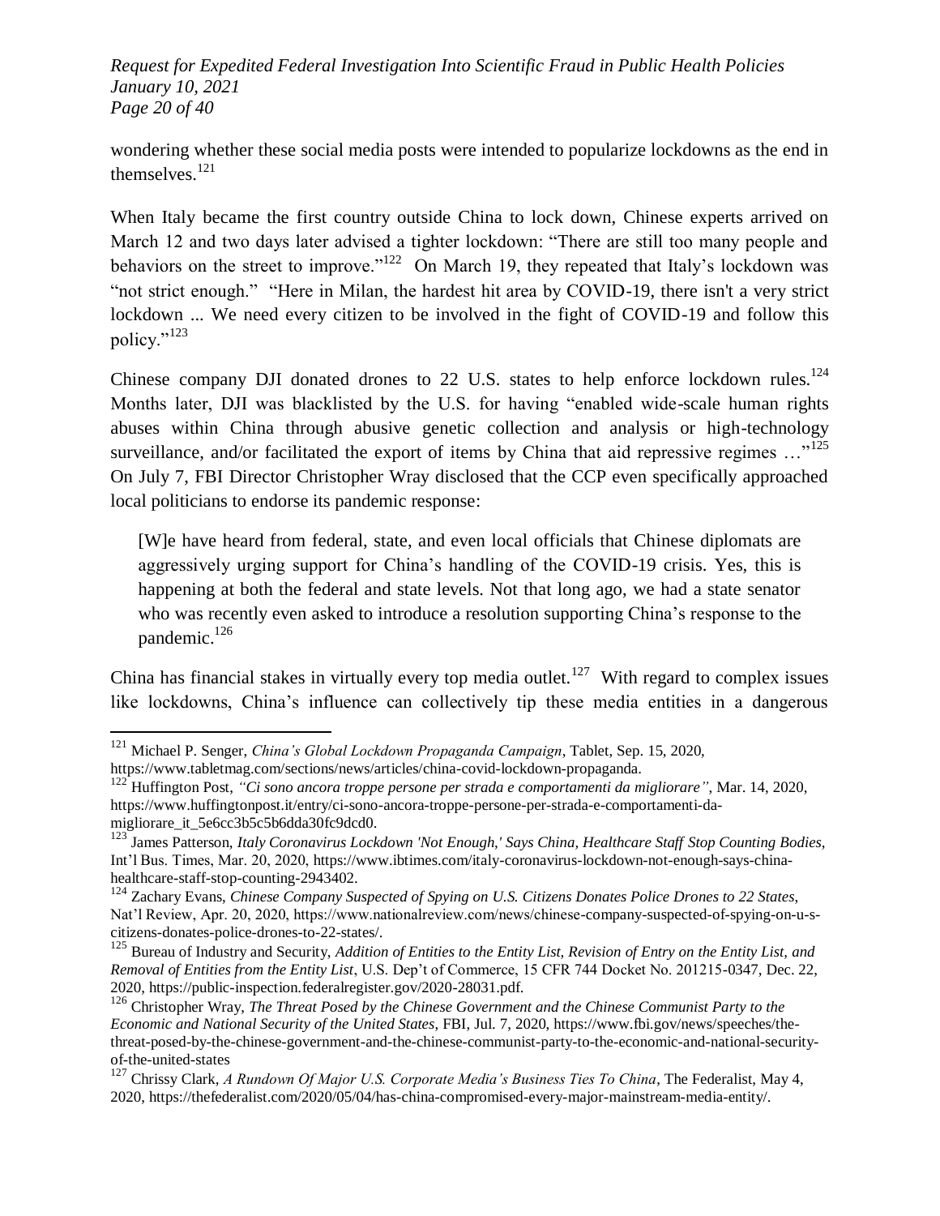wondering whether these social media posts were intended to popularize lockdowns as the end in themselves.[121]

When Italy became the first country outside China to lock down, Chinese experts arrived on March 12 and two days later advised a tighter lockdown: "There are still too many people and behaviors on the street to improve."[122] On March 19, they repeated that Italy's lockdown was "not strict enough." "Here in Milan, the hardest hit area by COVID-19, there isn't a very strict lockdown ... We need every citizen to be involved in the fight of COVID-19 and follow this policy."[123]

Chinese company DJI donated drones to 22 U.S. states to help enforce lockdown rules.[124] Months later, DJI was blacklisted by the U.S. for having "enabled wide-scale human rights abuses within China through abusive genetic collection and analysis or high-technology surveillance, and/or facilitated the export of items by China that aid repressive regimes …"[125] On July 7, FBI Director Christopher Wray disclosed that the CCP even specifically approached local politicians to endorse its pandemic response:

> [W]e have heard from federal, state, and even local officials that Chinese diplomats are aggressively urging support for China's handling of the COVID-19 crisis. Yes, this is happening at both the federal and state levels. Not that long ago, we had a state senator who was recently even asked to introduce a resolution supporting China's response to the pandemic.[126]

China has financial stakes in virtually every top media outlet.[127] With regard to complex issues like lockdowns, China's influence can collectively tip these media entities in a dangerous

---

[121] Michael P. Senger, *China's Global Lockdown Propaganda Campaign*, Tablet, Sep. 15, 2020, https://www.tabletmag.com/sections/news/articles/china-covid-lockdown-propaganda.

[122] Huffington Post, *"Ci sono ancora troppe persone per strada e comportamenti da migliorare"*, Mar. 14, 2020, https://www.huffingtonpost.it/entry/ci-sono-ancora-troppe-persone-per-strada-e-comportamenti-da-migliorare_it_5e6cc3b5c5b6dda30fc9dcd0.

[123] James Patterson, *Italy Coronavirus Lockdown 'Not Enough,' Says China, Healthcare Staff Stop Counting Bodies*, Int'l Bus. Times, Mar. 20, 2020, https://www.ibtimes.com/italy-coronavirus-lockdown-not-enough-says-china-healthcare-staff-stop-counting-2943402.

[124] Zachary Evans, *Chinese Company Suspected of Spying on U.S. Citizens Donates Police Drones to 22 States*, Nat'l Review, Apr. 20, 2020, https://www.nationalreview.com/news/chinese-company-suspected-of-spying-on-u-s-citizens-donates-police-drones-to-22-states/.

[125] Bureau of Industry and Security, *Addition of Entities to the Entity List, Revision of Entry on the Entity List, and Removal of Entities from the Entity List*, U.S. Dep't of Commerce, 15 CFR 744 Docket No. 201215-0347, Dec. 22, 2020, https://public-inspection.federalregister.gov/2020-28031.pdf.

[126] Christopher Wray, *The Threat Posed by the Chinese Government and the Chinese Communist Party to the Economic and National Security of the United States*, FBI, Jul. 7, 2020, https://www.fbi.gov/news/speeches/the-threat-posed-by-the-chinese-government-and-the-chinese-communist-party-to-the-economic-and-national-security-of-the-united-states

[127] Chrissy Clark, *A Rundown Of Major U.S. Corporate Media's Business Ties To China*, The Federalist, May 4, 2020, https://thefederalist.com/2020/05/04/has-china-compromised-every-major-mainstream-media-entity/.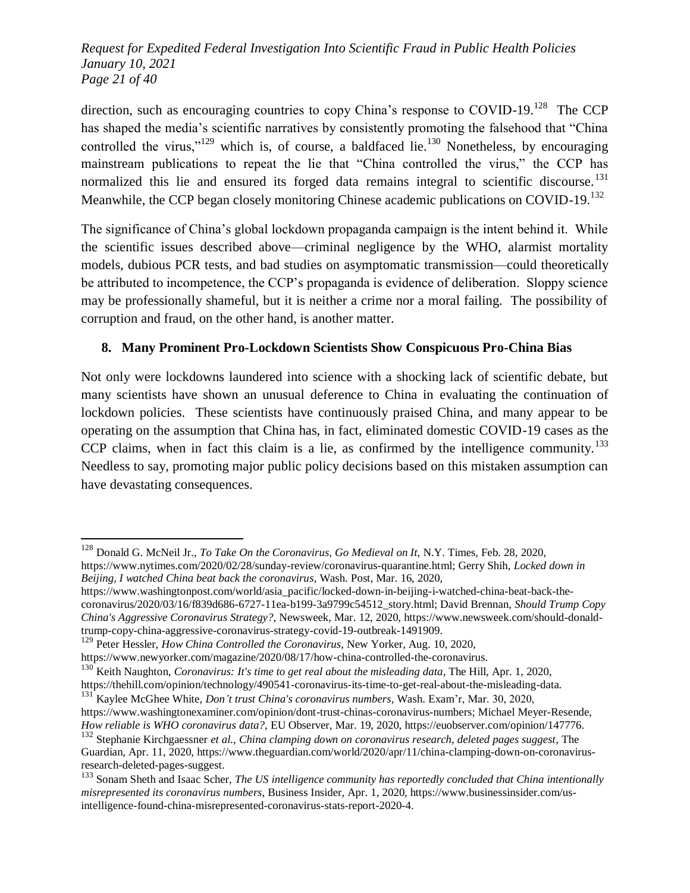direction, such as encouraging countries to copy China's response to COVID-19.[128] The CCP has shaped the media's scientific narratives by consistently promoting the falsehood that "China controlled the virus,"[129] which is, of course, a baldfaced lie.[130] Nonetheless, by encouraging mainstream publications to repeat the lie that "China controlled the virus," the CCP has normalized this lie and ensured its forged data remains integral to scientific discourse.[131] Meanwhile, the CCP began closely monitoring Chinese academic publications on COVID-19.[132]

The significance of China's global lockdown propaganda campaign is the intent behind it. While the scientific issues described above—criminal negligence by the WHO, alarmist mortality models, dubious PCR tests, and bad studies on asymptomatic transmission—could theoretically be attributed to incompetence, the CCP's propaganda is evidence of deliberation. Sloppy science may be professionally shameful, but it is neither a crime nor a moral failing. The possibility of corruption and fraud, on the other hand, is another matter.

## 8. Many Prominent Pro-Lockdown Scientists Show Conspicuous Pro-China Bias

Not only were lockdowns laundered into science with a shocking lack of scientific debate, but many scientists have shown an unusual deference to China in evaluating the continuation of lockdown policies. These scientists have continuously praised China, and many appear to be operating on the assumption that China has, in fact, eliminated domestic COVID-19 cases as the CCP claims, when in fact this claim is a lie, as confirmed by the intelligence community.[133] Needless to say, promoting major public policy decisions based on this mistaken assumption can have devastating consequences.

---

[128] Donald G. McNeil Jr., *To Take On the Coronavirus, Go Medieval on It*, N.Y. Times, Feb. 28, 2020, https://www.nytimes.com/2020/02/28/sunday-review/coronavirus-quarantine.html; Gerry Shih, *Locked down in Beijing, I watched China beat back the coronavirus*, Wash. Post, Mar. 16, 2020, https://www.washingtonpost.com/world/asia_pacific/locked-down-in-beijing-i-watched-china-beat-back-the-coronavirus/2020/03/16/f839d686-6727-11ea-b199-3a9799c54512_story.html; David Brennan, *Should Trump Copy China's Aggressive Coronavirus Strategy?*, Newsweek, Mar. 12, 2020, https://www.newsweek.com/should-donald-trump-copy-china-aggressive-coronavirus-strategy-covid-19-outbreak-1491909.

[129] Peter Hessler, *How China Controlled the Coronavirus*, New Yorker, Aug. 10, 2020, https://www.newyorker.com/magazine/2020/08/17/how-china-controlled-the-coronavirus.

[130] Keith Naughton, *Coronavirus: It's time to get real about the misleading data*, The Hill, Apr. 1, 2020, https://thehill.com/opinion/technology/490541-coronavirus-its-time-to-get-real-about-the-misleading-data.

[131] Kaylee McGhee White, *Don't trust China's coronavirus numbers*, Wash. Exam'r, Mar. 30, 2020, https://www.washingtonexaminer.com/opinion/dont-trust-chinas-coronavirus-numbers; Michael Meyer-Resende, *How reliable is WHO coronavirus data?*, EU Observer, Mar. 19, 2020, https://euobserver.com/opinion/147776.

[132] Stephanie Kirchgaessner *et al.*, *China clamping down on coronavirus research, deleted pages suggest*, The Guardian, Apr. 11, 2020, https://www.theguardian.com/world/2020/apr/11/china-clamping-down-on-coronavirus-research-deleted-pages-suggest.

[133] Sonam Sheth and Isaac Scher, *The US intelligence community has reportedly concluded that China intentionally misrepresented its coronavirus numbers*, Business Insider, Apr. 1, 2020, https://www.businessinsider.com/us-intelligence-found-china-misrepresented-coronavirus-stats-report-2020-4.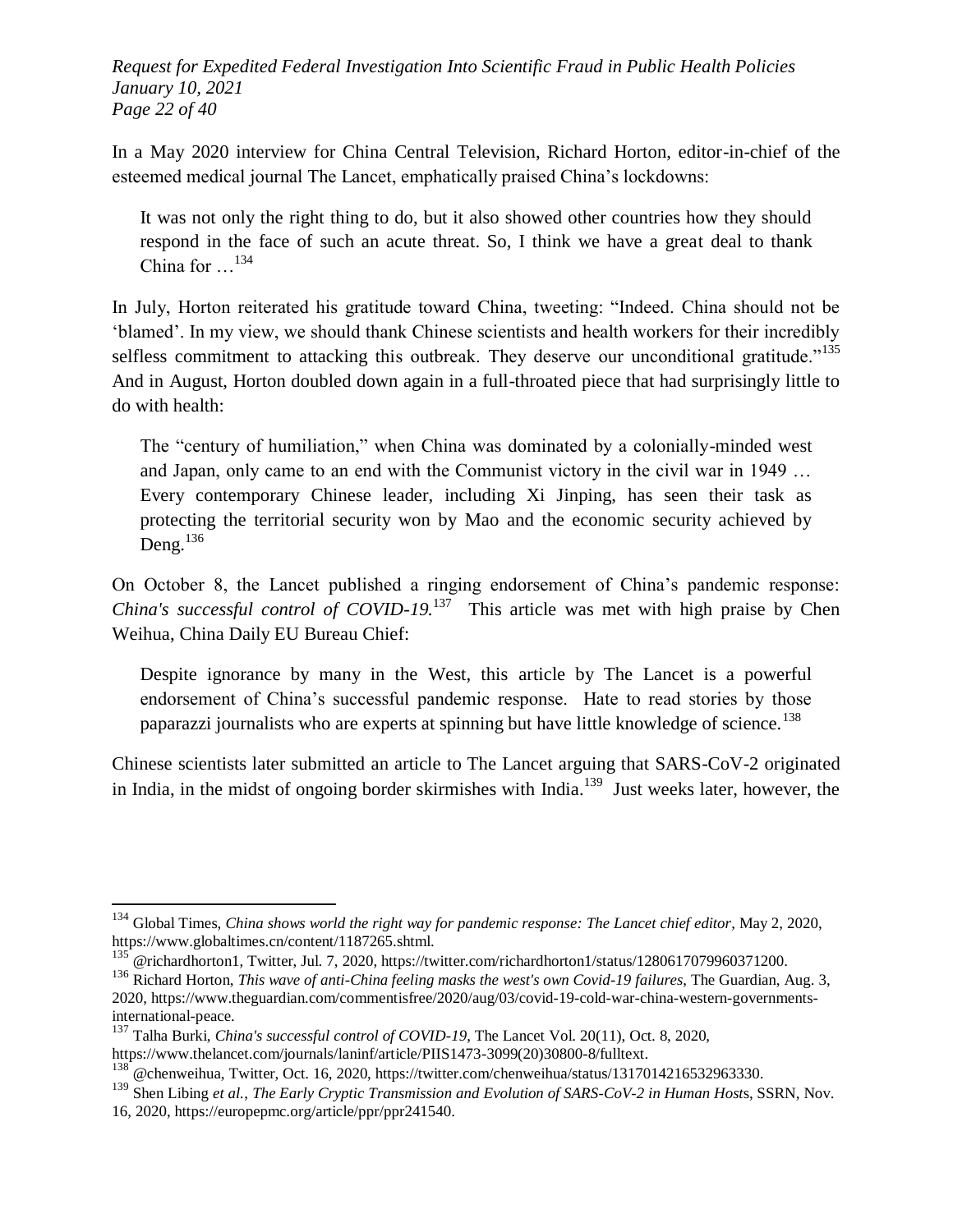In a May 2020 interview for China Central Television, Richard Horton, editor-in-chief of the esteemed medical journal The Lancet, emphatically praised China's lockdowns:

> It was not only the right thing to do, but it also showed other countries how they should respond in the face of such an acute threat. So, I think we have a great deal to thank China for …[134]

In July, Horton reiterated his gratitude toward China, tweeting: "Indeed. China should not be 'blamed'. In my view, we should thank Chinese scientists and health workers for their incredibly selfless commitment to attacking this outbreak. They deserve our unconditional gratitude."[135] And in August, Horton doubled down again in a full-throated piece that had surprisingly little to do with health:

> The "century of humiliation," when China was dominated by a colonially-minded west and Japan, only came to an end with the Communist victory in the civil war in 1949 … Every contemporary Chinese leader, including Xi Jinping, has seen their task as protecting the territorial security won by Mao and the economic security achieved by Deng.[136]

On October 8, the Lancet published a ringing endorsement of China's pandemic response: *China's successful control of COVID-19.*[137] This article was met with high praise by Chen Weihua, China Daily EU Bureau Chief:

> Despite ignorance by many in the West, this article by The Lancet is a powerful endorsement of China's successful pandemic response. Hate to read stories by those paparazzi journalists who are experts at spinning but have little knowledge of science.[138]

Chinese scientists later submitted an article to The Lancet arguing that SARS-CoV-2 originated in India, in the midst of ongoing border skirmishes with India.[139] Just weeks later, however, the

---

[134] Global Times, *China shows world the right way for pandemic response: The Lancet chief editor*, May 2, 2020, https://www.globaltimes.cn/content/1187265.shtml.

[135] @richardhorton1, Twitter, Jul. 7, 2020, https://twitter.com/richardhorton1/status/1280617079960371200.

[136] Richard Horton, *This wave of anti-China feeling masks the west's own Covid-19 failures*, The Guardian, Aug. 3, 2020, https://www.theguardian.com/commentisfree/2020/aug/03/covid-19-cold-war-china-western-governments-international-peace.

[137] Talha Burki, *China's successful control of COVID-19*, The Lancet Vol. 20(11), Oct. 8, 2020, https://www.thelancet.com/journals/laninf/article/PIIS1473-3099(20)30800-8/fulltext.

[138] @chenweihua, Twitter, Oct. 16, 2020, https://twitter.com/chenweihua/status/1317014216532963330.

[139] Shen Libing *et al.*, *The Early Cryptic Transmission and Evolution of SARS-CoV-2 in Human Hosts*, SSRN, Nov. 16, 2020, https://europepmc.org/article/ppr/ppr241540.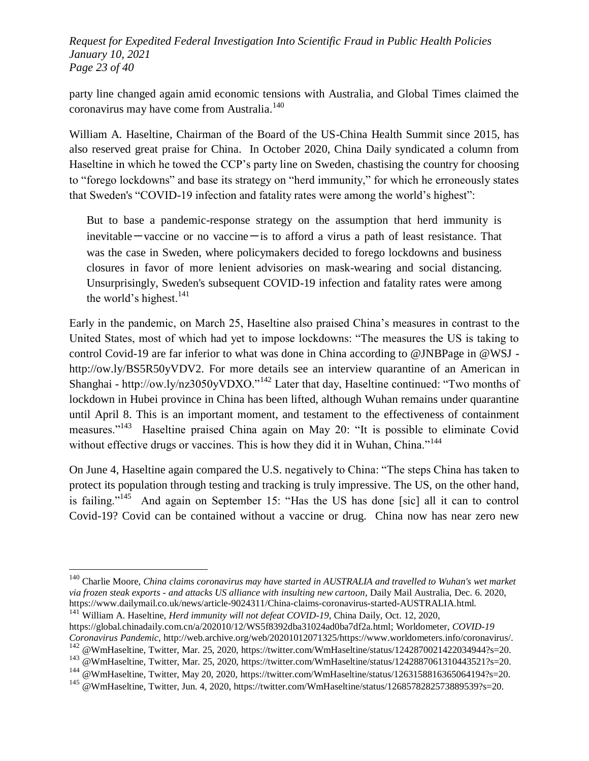party line changed again amid economic tensions with Australia, and Global Times claimed the coronavirus may have come from Australia.[140]

William A. Haseltine, Chairman of the Board of the US-China Health Summit since 2015, has also reserved great praise for China. In October 2020, China Daily syndicated a column from Haseltine in which he towed the CCP's party line on Sweden, chastising the country for choosing to "forego lockdowns" and base its strategy on "herd immunity," for which he erroneously states that Sweden's "COVID-19 infection and fatality rates were among the world's highest":

> But to base a pandemic-response strategy on the assumption that herd immunity is inevitable—vaccine or no vaccine—is to afford a virus a path of least resistance. That was the case in Sweden, where policymakers decided to forego lockdowns and business closures in favor of more lenient advisories on mask-wearing and social distancing. Unsurprisingly, Sweden's subsequent COVID-19 infection and fatality rates were among the world's highest.[141]

Early in the pandemic, on March 25, Haseltine also praised China's measures in contrast to the United States, most of which had yet to impose lockdowns: "The measures the US is taking to control Covid-19 are far inferior to what was done in China according to @JNBPage in @WSJ - http://ow.ly/BS5R50yVDV2. For more details see an interview quarantine of an American in Shanghai - http://ow.ly/nz3050yVDXO."[142] Later that day, Haseltine continued: "Two months of lockdown in Hubei province in China has been lifted, although Wuhan remains under quarantine until April 8. This is an important moment, and testament to the effectiveness of containment measures."[143] Haseltine praised China again on May 20: "It is possible to eliminate Covid without effective drugs or vaccines. This is how they did it in Wuhan, China."[144]

On June 4, Haseltine again compared the U.S. negatively to China: "The steps China has taken to protect its population through testing and tracking is truly impressive. The US, on the other hand, is failing."[145] And again on September 15: "Has the US has done [sic] all it can to control Covid-19? Covid can be contained without a vaccine or drug. China now has near zero new

---

[140] Charlie Moore, *China claims coronavirus may have started in AUSTRALIA and travelled to Wuhan's wet market via frozen steak exports - and attacks US alliance with insulting new cartoon*, Daily Mail Australia, Dec. 6. 2020, https://www.dailymail.co.uk/news/article-9024311/China-claims-coronavirus-started-AUSTRALIA.html.

[141] William A. Haseltine, *Herd immunity will not defeat COVID-19*, China Daily, Oct. 12, 2020, https://global.chinadaily.com.cn/a/202010/12/WS5f8392dba31024ad0ba7df2a.html; Worldometer, *COVID-19 Coronavirus Pandemic*, http://web.archive.org/web/20201012071325/https://www.worldometers.info/coronavirus/.

[142] @WmHaseltine, Twitter, Mar. 25, 2020, https://twitter.com/WmHaseltine/status/1242870021422034944?s=20.

[143] @WmHaseltine, Twitter, Mar. 25, 2020, https://twitter.com/WmHaseltine/status/1242887061310443521?s=20.

[144] @WmHaseltine, Twitter, May 20, 2020, https://twitter.com/WmHaseltine/status/1263158816365064194?s=20.

[145] @WmHaseltine, Twitter, Jun. 4, 2020, https://twitter.com/WmHaseltine/status/1268578282573889539?s=20.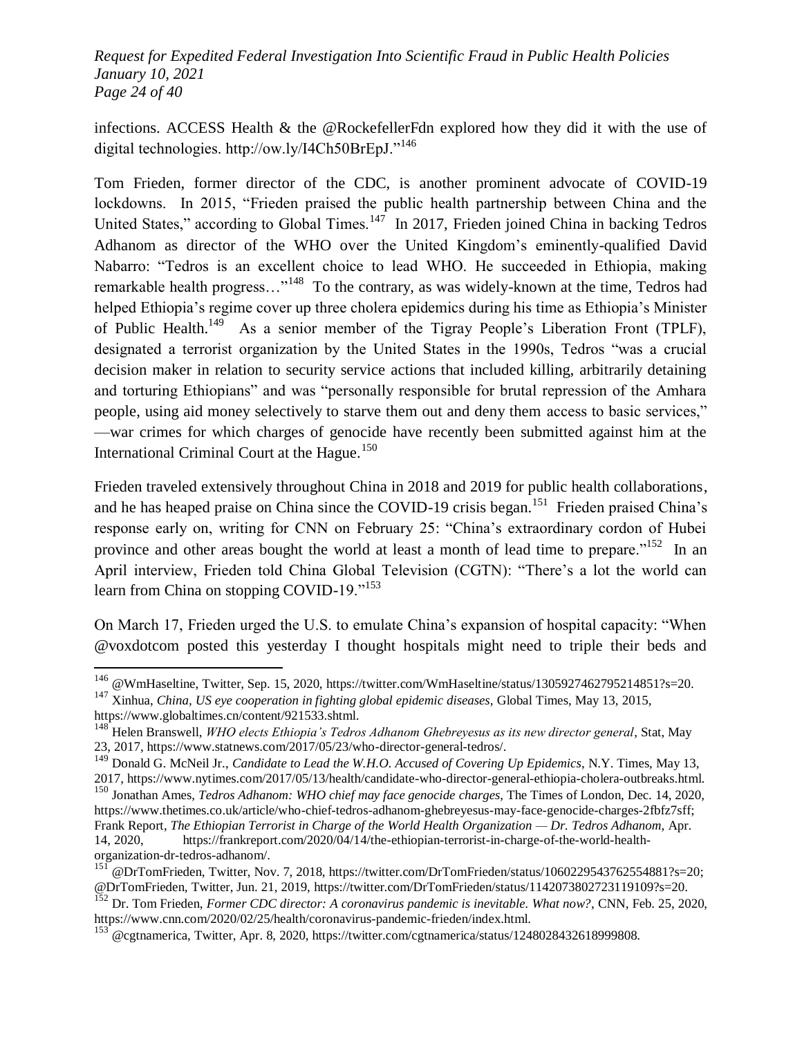infections. ACCESS Health & the @RockefellerFdn explored how they did it with the use of digital technologies. http://ow.ly/I4Ch50BrEpJ."[146]

Tom Frieden, former director of the CDC, is another prominent advocate of COVID-19 lockdowns. In 2015, "Frieden praised the public health partnership between China and the United States," according to Global Times.[147] In 2017, Frieden joined China in backing Tedros Adhanom as director of the WHO over the United Kingdom's eminently-qualified David Nabarro: "Tedros is an excellent choice to lead WHO. He succeeded in Ethiopia, making remarkable health progress…"[148] To the contrary, as was widely-known at the time, Tedros had helped Ethiopia's regime cover up three cholera epidemics during his time as Ethiopia's Minister of Public Health.[149] As a senior member of the Tigray People's Liberation Front (TPLF), designated a terrorist organization by the United States in the 1990s, Tedros "was a crucial decision maker in relation to security service actions that included killing, arbitrarily detaining and torturing Ethiopians" and was "personally responsible for brutal repression of the Amhara people, using aid money selectively to starve them out and deny them access to basic services," —war crimes for which charges of genocide have recently been submitted against him at the International Criminal Court at the Hague.[150]

Frieden traveled extensively throughout China in 2018 and 2019 for public health collaborations, and he has heaped praise on China since the COVID-19 crisis began.[151] Frieden praised China's response early on, writing for CNN on February 25: "China's extraordinary cordon of Hubei province and other areas bought the world at least a month of lead time to prepare."[152] In an April interview, Frieden told China Global Television (CGTN): "There's a lot the world can learn from China on stopping COVID-19."[153]

On March 17, Frieden urged the U.S. to emulate China's expansion of hospital capacity: "When @voxdotcom posted this yesterday I thought hospitals might need to triple their beds and

---

[146] @WmHaseltine, Twitter, Sep. 15, 2020, https://twitter.com/WmHaseltine/status/1305927462795214851?s=20.

[147] Xinhua, *China, US eye cooperation in fighting global epidemic diseases*, Global Times, May 13, 2015, https://www.globaltimes.cn/content/921533.shtml.

[148] Helen Branswell, *WHO elects Ethiopia's Tedros Adhanom Ghebreyesus as its new director general*, Stat, May 23, 2017, https://www.statnews.com/2017/05/23/who-director-general-tedros/.

[149] Donald G. McNeil Jr., *Candidate to Lead the W.H.O. Accused of Covering Up Epidemics*, N.Y. Times, May 13, 2017, https://www.nytimes.com/2017/05/13/health/candidate-who-director-general-ethiopia-cholera-outbreaks.html.

[150] Jonathan Ames, *Tedros Adhanom: WHO chief may face genocide charges*, The Times of London, Dec. 14, 2020, https://www.thetimes.co.uk/article/who-chief-tedros-adhanom-ghebreyesus-may-face-genocide-charges-2fbfz7sff; Frank Report, *The Ethiopian Terrorist in Charge of the World Health Organization — Dr. Tedros Adhanom*, Apr. 14, 2020, https://frankreport.com/2020/04/14/the-ethiopian-terrorist-in-charge-of-the-world-health-organization-dr-tedros-adhanom/.

[151] @DrTomFrieden, Twitter, Nov. 7, 2018, https://twitter.com/DrTomFrieden/status/1060229543762554881?s=20; @DrTomFrieden, Twitter, Jun. 21, 2019, https://twitter.com/DrTomFrieden/status/1142073802723119109?s=20.

[152] Dr. Tom Frieden, *Former CDC director: A coronavirus pandemic is inevitable. What now?*, CNN, Feb. 25, 2020, https://www.cnn.com/2020/02/25/health/coronavirus-pandemic-frieden/index.html.

[153] @cgtnamerica, Twitter, Apr. 8, 2020, https://twitter.com/cgtnamerica/status/1248028432618999808.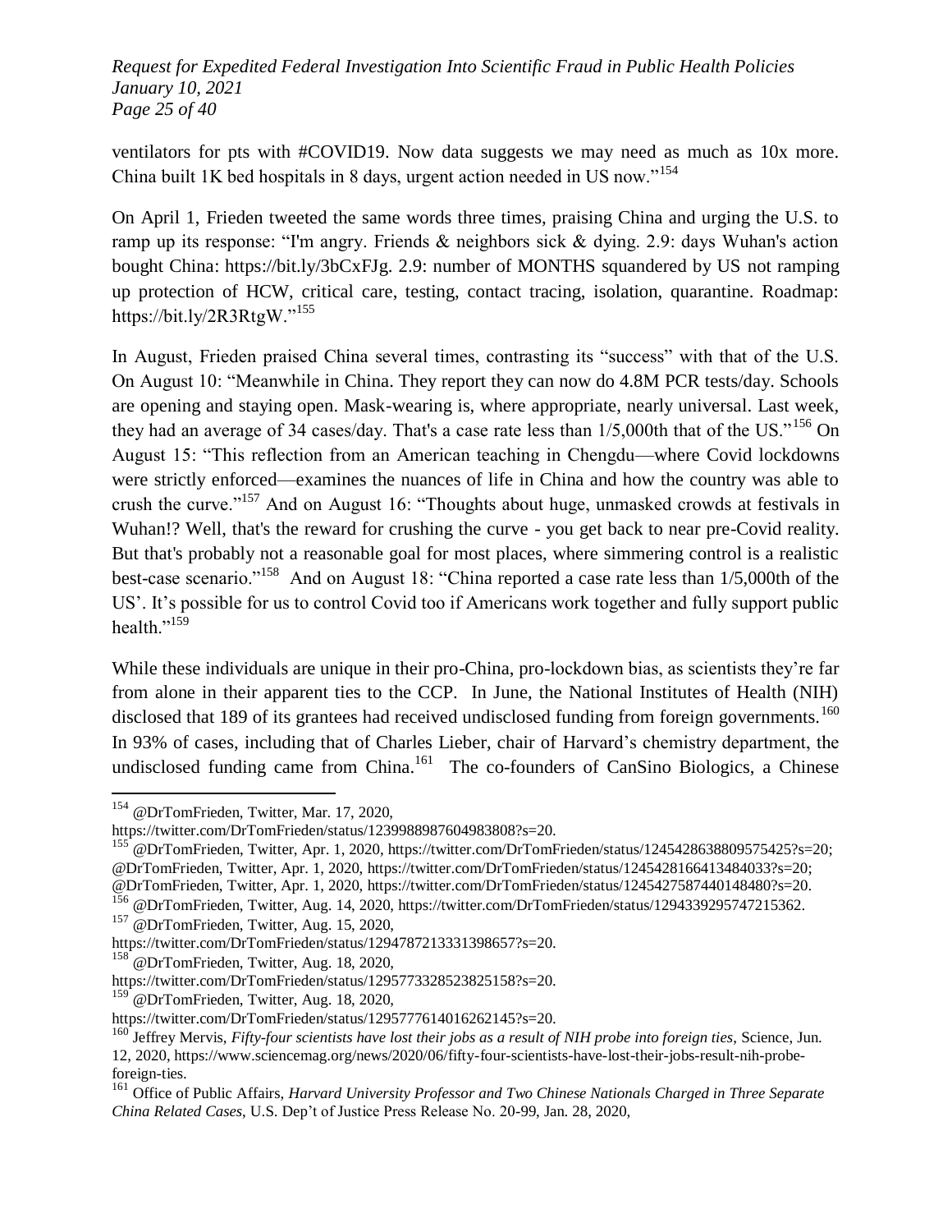ventilators for pts with #COVID19. Now data suggests we may need as much as 10x more. China built 1K bed hospitals in 8 days, urgent action needed in US now."[154]

On April 1, Frieden tweeted the same words three times, praising China and urging the U.S. to ramp up its response: "I'm angry. Friends & neighbors sick & dying. 2.9: days Wuhan's action bought China: https://bit.ly/3bCxFJg. 2.9: number of MONTHS squandered by US not ramping up protection of HCW, critical care, testing, contact tracing, isolation, quarantine. Roadmap: https://bit.ly/2R3RtgW."[155]

In August, Frieden praised China several times, contrasting its "success" with that of the U.S. On August 10: "Meanwhile in China. They report they can now do 4.8M PCR tests/day. Schools are opening and staying open. Mask-wearing is, where appropriate, nearly universal. Last week, they had an average of 34 cases/day. That's a case rate less than 1/5,000th that of the US."[156] On August 15: "This reflection from an American teaching in Chengdu—where Covid lockdowns were strictly enforced—examines the nuances of life in China and how the country was able to crush the curve."[157] And on August 16: "Thoughts about huge, unmasked crowds at festivals in Wuhan!? Well, that's the reward for crushing the curve - you get back to near pre-Covid reality. But that's probably not a reasonable goal for most places, where simmering control is a realistic best-case scenario."[158] And on August 18: "China reported a case rate less than 1/5,000th of the US'. It's possible for us to control Covid too if Americans work together and fully support public health."[159]

While these individuals are unique in their pro-China, pro-lockdown bias, as scientists they're far from alone in their apparent ties to the CCP. In June, the National Institutes of Health (NIH) disclosed that 189 of its grantees had received undisclosed funding from foreign governments.[160] In 93% of cases, including that of Charles Lieber, chair of Harvard's chemistry department, the undisclosed funding came from China.[161] The co-founders of CanSino Biologics, a Chinese

---

[154] @DrTomFrieden, Twitter, Mar. 17, 2020, https://twitter.com/DrTomFrieden/status/1239988987604983808?s=20.

[155] @DrTomFrieden, Twitter, Apr. 1, 2020, https://twitter.com/DrTomFrieden/status/1245428638809575425?s=20; @DrTomFrieden, Twitter, Apr. 1, 2020, https://twitter.com/DrTomFrieden/status/1245428166413484033?s=20; @DrTomFrieden, Twitter, Apr. 1, 2020, https://twitter.com/DrTomFrieden/status/1245427587440148480?s=20.

[156] @DrTomFrieden, Twitter, Aug. 14, 2020, https://twitter.com/DrTomFrieden/status/1294339295747215362.

[157] @DrTomFrieden, Twitter, Aug. 15, 2020, https://twitter.com/DrTomFrieden/status/1294787213331398657?s=20.

[158] @DrTomFrieden, Twitter, Aug. 18, 2020, https://twitter.com/DrTomFrieden/status/1295773328523825158?s=20.

[159] @DrTomFrieden, Twitter, Aug. 18, 2020, https://twitter.com/DrTomFrieden/status/1295777614016262145?s=20.

[160] Jeffrey Mervis, *Fifty-four scientists have lost their jobs as a result of NIH probe into foreign ties*, Science, Jun. 12, 2020, https://www.sciencemag.org/news/2020/06/fifty-four-scientists-have-lost-their-jobs-result-nih-probe-foreign-ties.

[161] Office of Public Affairs, *Harvard University Professor and Two Chinese Nationals Charged in Three Separate China Related Cases*, U.S. Dep't of Justice Press Release No. 20-99, Jan. 28, 2020,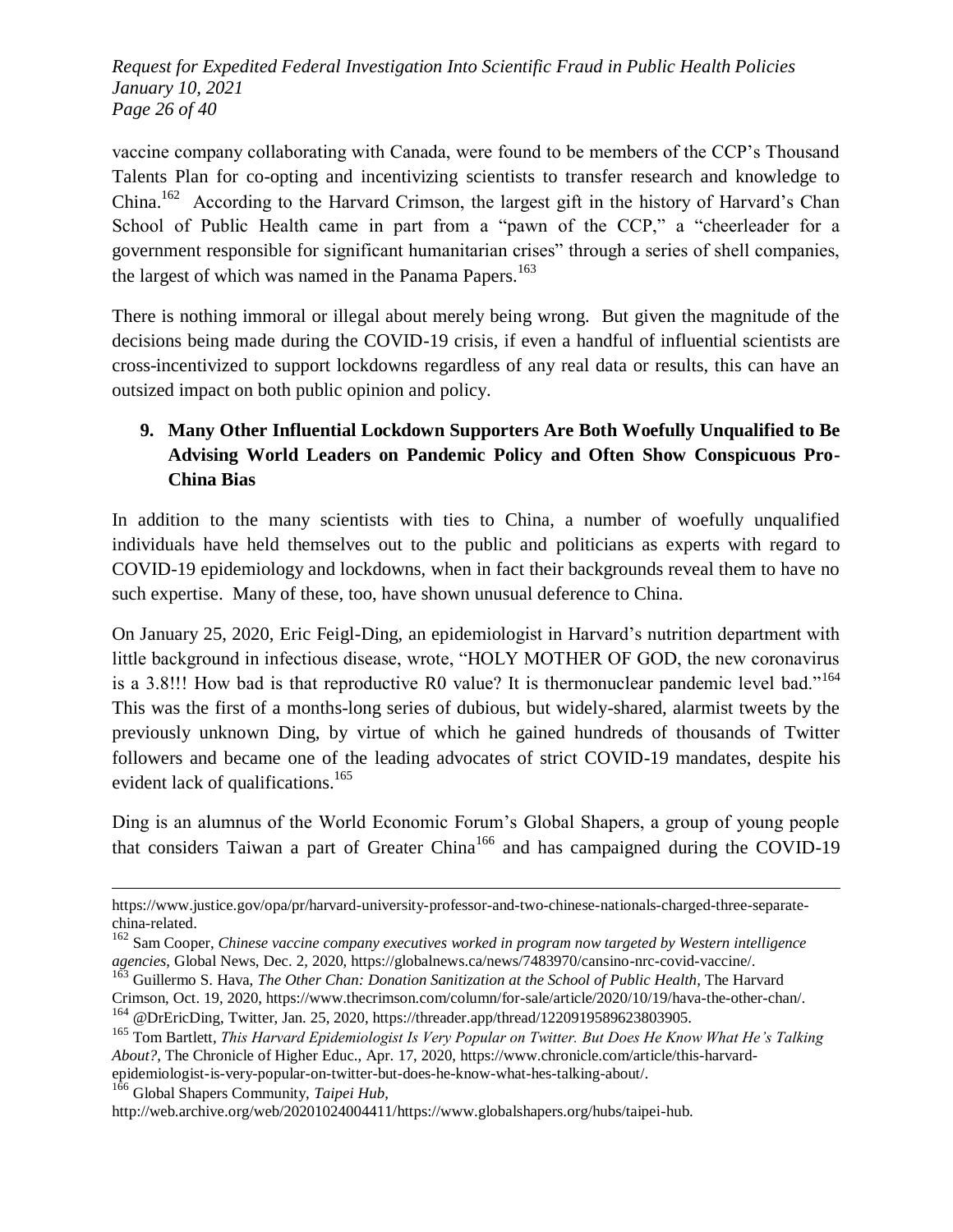vaccine company collaborating with Canada, were found to be members of the CCP's Thousand Talents Plan for co-opting and incentivizing scientists to transfer research and knowledge to China.[162] According to the Harvard Crimson, the largest gift in the history of Harvard's Chan School of Public Health came in part from a "pawn of the CCP," a "cheerleader for a government responsible for significant humanitarian crises" through a series of shell companies, the largest of which was named in the Panama Papers.[163]

There is nothing immoral or illegal about merely being wrong. But given the magnitude of the decisions being made during the COVID-19 crisis, if even a handful of influential scientists are cross-incentivized to support lockdowns regardless of any real data or results, this can have an outsized impact on both public opinion and policy.

## 9. Many Other Influential Lockdown Supporters Are Both Woefully Unqualified to Be Advising World Leaders on Pandemic Policy and Often Show Conspicuous Pro-China Bias

In addition to the many scientists with ties to China, a number of woefully unqualified individuals have held themselves out to the public and politicians as experts with regard to COVID-19 epidemiology and lockdowns, when in fact their backgrounds reveal them to have no such expertise. Many of these, too, have shown unusual deference to China.

On January 25, 2020, Eric Feigl-Ding, an epidemiologist in Harvard's nutrition department with little background in infectious disease, wrote, "HOLY MOTHER OF GOD, the new coronavirus is a 3.8!!! How bad is that reproductive R0 value? It is thermonuclear pandemic level bad."[164] This was the first of a months-long series of dubious, but widely-shared, alarmist tweets by the previously unknown Ding, by virtue of which he gained hundreds of thousands of Twitter followers and became one of the leading advocates of strict COVID-19 mandates, despite his evident lack of qualifications.[165]

Ding is an alumnus of the World Economic Forum's Global Shapers, a group of young people that considers Taiwan a part of Greater China[166] and has campaigned during the COVID-19

---

https://www.justice.gov/opa/pr/harvard-university-professor-and-two-chinese-nationals-charged-three-separate-china-related.

[162] Sam Cooper, *Chinese vaccine company executives worked in program now targeted by Western intelligence agencies*, Global News, Dec. 2, 2020, https://globalnews.ca/news/7483970/cansino-nrc-covid-vaccine/.

[163] Guillermo S. Hava, *The Other Chan: Donation Sanitization at the School of Public Health*, The Harvard Crimson, Oct. 19, 2020, https://www.thecrimson.com/column/for-sale/article/2020/10/19/hava-the-other-chan/.

[164] @DrEricDing, Twitter, Jan. 25, 2020, https://threader.app/thread/1220919589623803905.

[165] Tom Bartlett, *This Harvard Epidemiologist Is Very Popular on Twitter. But Does He Know What He's Talking About?*, The Chronicle of Higher Educ., Apr. 17, 2020, https://www.chronicle.com/article/this-harvard-epidemiologist-is-very-popular-on-twitter-but-does-he-know-what-hes-talking-about/.

[166] Global Shapers Community, *Taipei Hub*, http://web.archive.org/web/20201024004411/https://www.globalshapers.org/hubs/taipei-hub.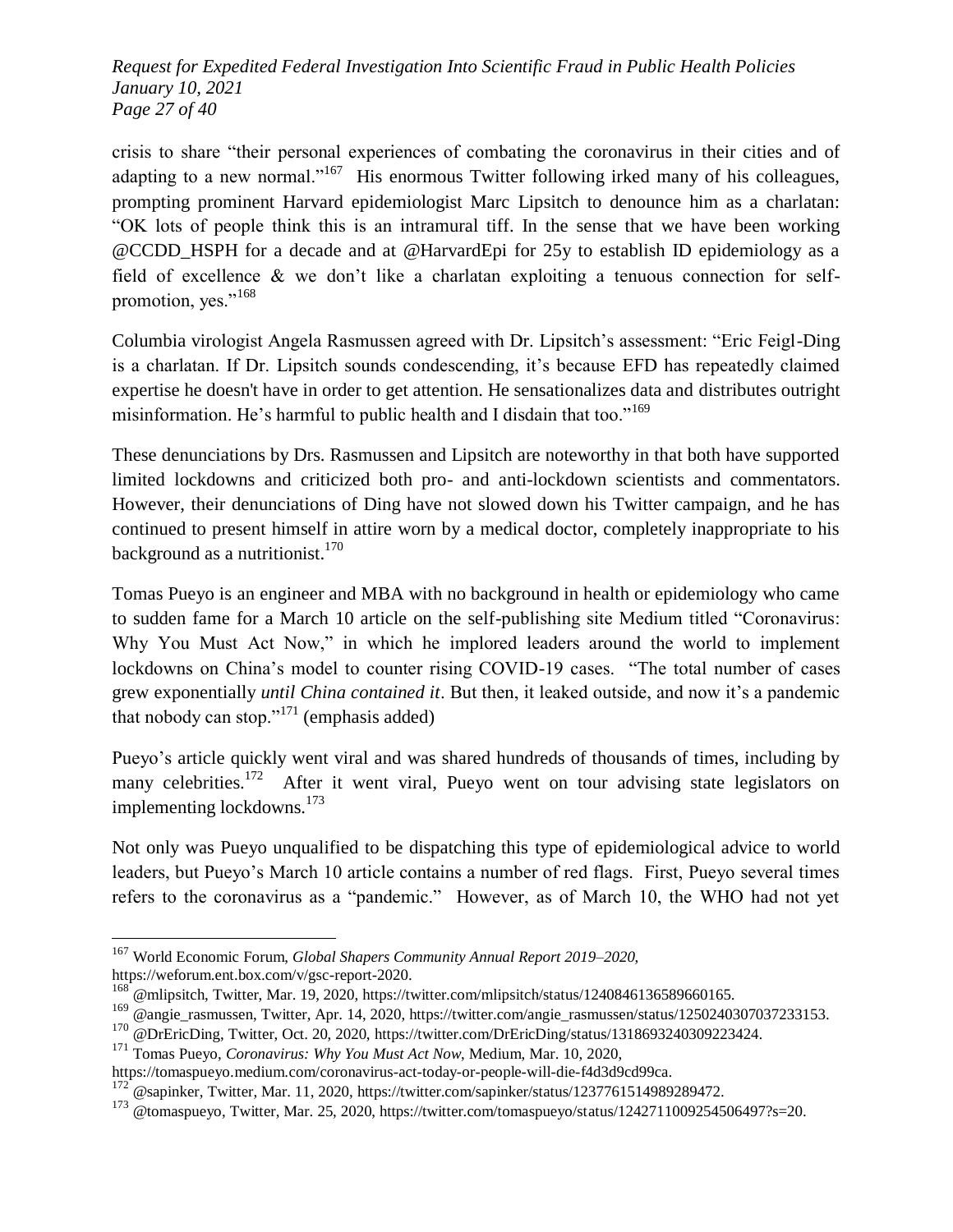crisis to share "their personal experiences of combating the coronavirus in their cities and of adapting to a new normal."[167] His enormous Twitter following irked many of his colleagues, prompting prominent Harvard epidemiologist Marc Lipsitch to denounce him as a charlatan: "OK lots of people think this is an intramural tiff. In the sense that we have been working @CCDD_HSPH for a decade and at @HarvardEpi for 25y to establish ID epidemiology as a field of excellence & we don't like a charlatan exploiting a tenuous connection for self-promotion, yes."[168]

Columbia virologist Angela Rasmussen agreed with Dr. Lipsitch's assessment: "Eric Feigl-Ding is a charlatan. If Dr. Lipsitch sounds condescending, it's because EFD has repeatedly claimed expertise he doesn't have in order to get attention. He sensationalizes data and distributes outright misinformation. He's harmful to public health and I disdain that too."[169]

These denunciations by Drs. Rasmussen and Lipsitch are noteworthy in that both have supported limited lockdowns and criticized both pro- and anti-lockdown scientists and commentators. However, their denunciations of Ding have not slowed down his Twitter campaign, and he has continued to present himself in attire worn by a medical doctor, completely inappropriate to his background as a nutritionist.[170]

Tomas Pueyo is an engineer and MBA with no background in health or epidemiology who came to sudden fame for a March 10 article on the self-publishing site Medium titled "Coronavirus: Why You Must Act Now," in which he implored leaders around the world to implement lockdowns on China's model to counter rising COVID-19 cases. "The total number of cases grew exponentially *until China contained it*. But then, it leaked outside, and now it's a pandemic that nobody can stop."[171] (emphasis added)

Pueyo's article quickly went viral and was shared hundreds of thousands of times, including by many celebrities.[172] After it went viral, Pueyo went on tour advising state legislators on implementing lockdowns.[173]

Not only was Pueyo unqualified to be dispatching this type of epidemiological advice to world leaders, but Pueyo's March 10 article contains a number of red flags. First, Pueyo several times refers to the coronavirus as a "pandemic." However, as of March 10, the WHO had not yet

---

[167] World Economic Forum, *Global Shapers Community Annual Report 2019–2020*, https://weforum.ent.box.com/v/gsc-report-2020.

[168] @mlipsitch, Twitter, Mar. 19, 2020, https://twitter.com/mlipsitch/status/1240846136589660165.

[169] @angie_rasmussen, Twitter, Apr. 14, 2020, https://twitter.com/angie_rasmussen/status/1250240307037233153.

[170] @DrEricDing, Twitter, Oct. 20, 2020, https://twitter.com/DrEricDing/status/1318693240309223424.

[171] Tomas Pueyo, *Coronavirus: Why You Must Act Now*, Medium, Mar. 10, 2020, https://tomaspueyo.medium.com/coronavirus-act-today-or-people-will-die-f4d3d9cd99ca.

[172] @sapinker, Twitter, Mar. 11, 2020, https://twitter.com/sapinker/status/1237761514989289472.

[173] @tomaspueyo, Twitter, Mar. 25, 2020, https://twitter.com/tomaspueyo/status/1242711009254506497?s=20.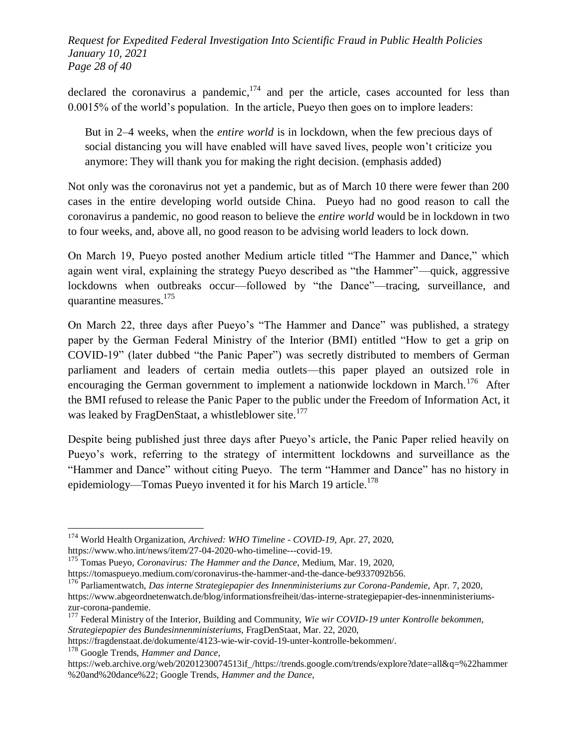declared the coronavirus a pandemic,[174] and per the article, cases accounted for less than 0.0015% of the world's population. In the article, Pueyo then goes on to implore leaders:

> But in 2–4 weeks, when the *entire world* is in lockdown, when the few precious days of social distancing you will have enabled will have saved lives, people won't criticize you anymore: They will thank you for making the right decision. (emphasis added)

Not only was the coronavirus not yet a pandemic, but as of March 10 there were fewer than 200 cases in the entire developing world outside China. Pueyo had no good reason to call the coronavirus a pandemic, no good reason to believe the *entire world* would be in lockdown in two to four weeks, and, above all, no good reason to be advising world leaders to lock down.

On March 19, Pueyo posted another Medium article titled "The Hammer and Dance," which again went viral, explaining the strategy Pueyo described as "the Hammer"—quick, aggressive lockdowns when outbreaks occur—followed by "the Dance"—tracing, surveillance, and quarantine measures.[175]

On March 22, three days after Pueyo's "The Hammer and Dance" was published, a strategy paper by the German Federal Ministry of the Interior (BMI) entitled "How to get a grip on COVID-19" (later dubbed "the Panic Paper") was secretly distributed to members of German parliament and leaders of certain media outlets—this paper played an outsized role in encouraging the German government to implement a nationwide lockdown in March.[176] After the BMI refused to release the Panic Paper to the public under the Freedom of Information Act, it was leaked by FragDenStaat, a whistleblower site.[177]

Despite being published just three days after Pueyo's article, the Panic Paper relied heavily on Pueyo's work, referring to the strategy of intermittent lockdowns and surveillance as the "Hammer and Dance" without citing Pueyo. The term "Hammer and Dance" has no history in epidemiology—Tomas Pueyo invented it for his March 19 article.[178]

---

[174] World Health Organization, *Archived: WHO Timeline - COVID-19*, Apr. 27, 2020, https://www.who.int/news/item/27-04-2020-who-timeline---covid-19.

[175] Tomas Pueyo, *Coronavirus: The Hammer and the Dance*, Medium, Mar. 19, 2020, https://tomaspueyo.medium.com/coronavirus-the-hammer-and-the-dance-be9337092b56.

[176] Parliamentwatch, *Das interne Strategiepapier des Innenministeriums zur Corona-Pandemie*, Apr. 7, 2020, https://www.abgeordnetenwatch.de/blog/informationsfreiheit/das-interne-strategiepapier-des-innenministeriums-zur-corona-pandemie.

[177] Federal Ministry of the Interior, Building and Community, *Wie wir COVID-19 unter Kontrolle bekommen, Strategiepapier des Bundesinnenministeriums*, FragDenStaat, Mar. 22, 2020, https://fragdenstaat.de/dokumente/4123-wie-wir-covid-19-unter-kontrolle-bekommen/.

[178] Google Trends, *Hammer and Dance*, https://web.archive.org/web/20201230074513if_/https://trends.google.com/trends/explore?date=all&q=%22hammer%20and%20dance%22; Google Trends, *Hammer and the Dance*,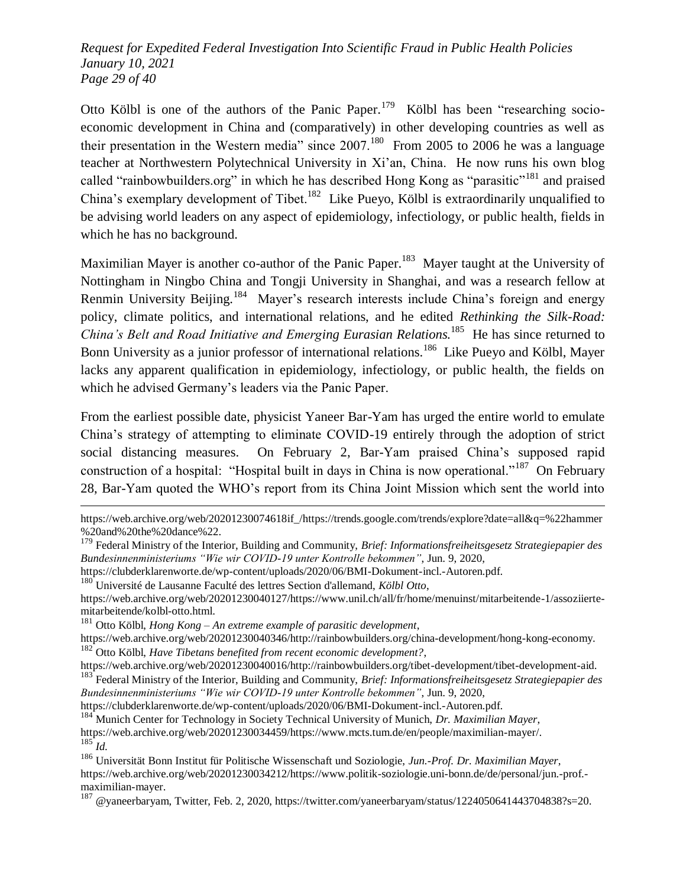Otto Kölbl is one of the authors of the Panic Paper.[179] Kölbl has been "researching socio-economic development in China and (comparatively) in other developing countries as well as their presentation in the Western media" since 2007.[180] From 2005 to 2006 he was a language teacher at Northwestern Polytechnical University in Xi'an, China. He now runs his own blog called "rainbowbuilders.org" in which he has described Hong Kong as "parasitic"[181] and praised China's exemplary development of Tibet.[182] Like Pueyo, Kölbl is extraordinarily unqualified to be advising world leaders on any aspect of epidemiology, infectiology, or public health, fields in which he has no background.

Maximilian Mayer is another co-author of the Panic Paper.[183] Mayer taught at the University of Nottingham in Ningbo China and Tongji University in Shanghai, and was a research fellow at Renmin University Beijing.[184] Mayer's research interests include China's foreign and energy policy, climate politics, and international relations, and he edited *Rethinking the Silk-Road: China's Belt and Road Initiative and Emerging Eurasian Relations.*[185] He has since returned to Bonn University as a junior professor of international relations.[186] Like Pueyo and Kölbl, Mayer lacks any apparent qualification in epidemiology, infectiology, or public health, the fields on which he advised Germany's leaders via the Panic Paper.

From the earliest possible date, physicist Yaneer Bar-Yam has urged the entire world to emulate China's strategy of attempting to eliminate COVID-19 entirely through the adoption of strict social distancing measures. On February 2, Bar-Yam praised China's supposed rapid construction of a hospital: "Hospital built in days in China is now operational."[187] On February 28, Bar-Yam quoted the WHO's report from its China Joint Mission which sent the world into

---

https://web.archive.org/web/20201230074618if_/https://trends.google.com/trends/explore?date=all&q=%22hammer%20and%20the%20dance%22.

[179] Federal Ministry of the Interior, Building and Community, *Brief: Informationsfreiheitsgesetz Strategiepapier des Bundesinnenministeriums "Wie wir COVID-19 unter Kontrolle bekommen"*, Jun. 9, 2020, https://clubderklarenworte.de/wp-content/uploads/2020/06/BMI-Dokument-incl.-Autoren.pdf.

[180] Université de Lausanne Faculté des lettres Section d'allemand, *Kölbl Otto*, https://web.archive.org/web/20201230040127/https://www.unil.ch/all/fr/home/menuinst/mitarbeitende-1/assoziierte-mitarbeitende/kolbl-otto.html.

[181] Otto Kölbl, *Hong Kong – An extreme example of parasitic development*, https://web.archive.org/web/20201230040346/http://rainbowbuilders.org/china-development/hong-kong-economy.

[182] Otto Kölbl, *Have Tibetans benefited from recent economic development?*, https://web.archive.org/web/20201230040016/http://rainbowbuilders.org/tibet-development/tibet-development-aid.

[183] Federal Ministry of the Interior, Building and Community, *Brief: Informationsfreiheitsgesetz Strategiepapier des Bundesinnenministeriums "Wie wir COVID-19 unter Kontrolle bekommen"*, Jun. 9, 2020, https://clubderklarenworte.de/wp-content/uploads/2020/06/BMI-Dokument-incl.-Autoren.pdf.

[184] Munich Center for Technology in Society Technical University of Munich, *Dr. Maximilian Mayer*, https://web.archive.org/web/20201230034459/https://www.mcts.tum.de/en/people/maximilian-mayer/.

[185] *Id.*

[186] Universität Bonn Institut für Politische Wissenschaft und Soziologie, *Jun.-Prof. Dr. Maximilian Mayer*, https://web.archive.org/web/20201230034212/https://www.politik-soziologie.uni-bonn.de/de/personal/jun.-prof.-maximilian-mayer.

[187] @yaneerbaryam, Twitter, Feb. 2, 2020, https://twitter.com/yaneerbaryam/status/1224050641443704838?s=20.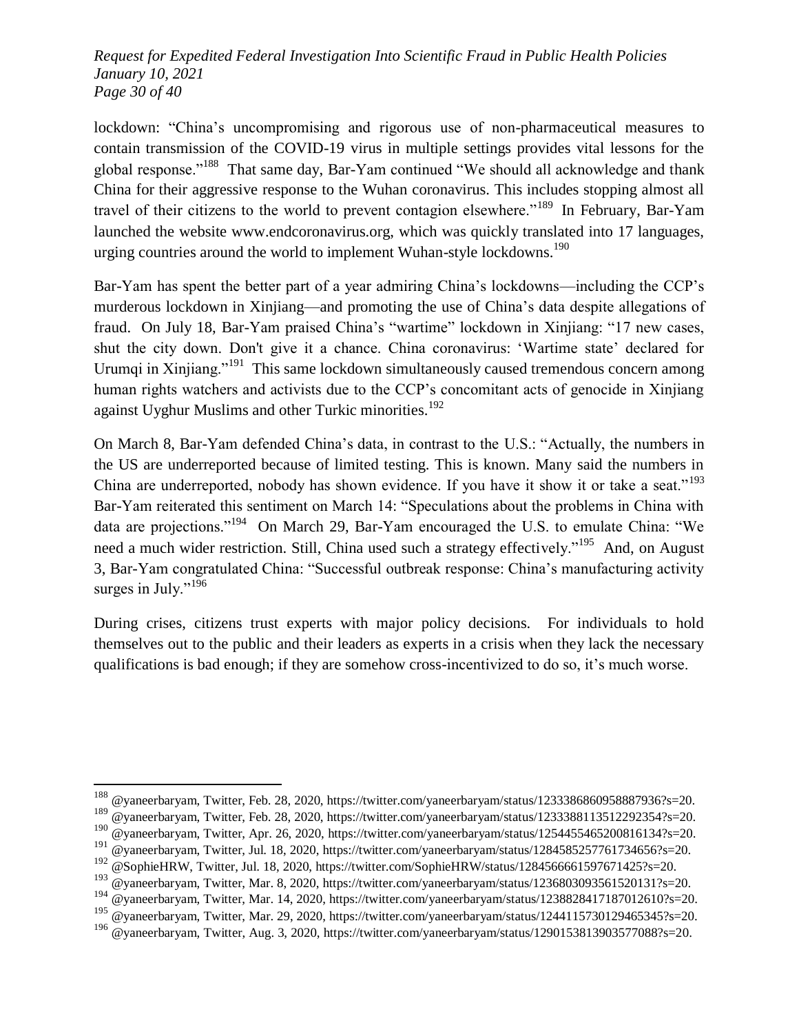lockdown: "China's uncompromising and rigorous use of non-pharmaceutical measures to contain transmission of the COVID-19 virus in multiple settings provides vital lessons for the global response."[188] That same day, Bar-Yam continued "We should all acknowledge and thank China for their aggressive response to the Wuhan coronavirus. This includes stopping almost all travel of their citizens to the world to prevent contagion elsewhere."[189] In February, Bar-Yam launched the website www.endcoronavirus.org, which was quickly translated into 17 languages, urging countries around the world to implement Wuhan-style lockdowns.[190]

Bar-Yam has spent the better part of a year admiring China's lockdowns—including the CCP's murderous lockdown in Xinjiang—and promoting the use of China's data despite allegations of fraud. On July 18, Bar-Yam praised China's "wartime" lockdown in Xinjiang: "17 new cases, shut the city down. Don't give it a chance. China coronavirus: 'Wartime state' declared for Urumqi in Xinjiang."[191] This same lockdown simultaneously caused tremendous concern among human rights watchers and activists due to the CCP's concomitant acts of genocide in Xinjiang against Uyghur Muslims and other Turkic minorities.[192]

On March 8, Bar-Yam defended China's data, in contrast to the U.S.: "Actually, the numbers in the US are underreported because of limited testing. This is known. Many said the numbers in China are underreported, nobody has shown evidence. If you have it show it or take a seat."[193] Bar-Yam reiterated this sentiment on March 14: "Speculations about the problems in China with data are projections."[194] On March 29, Bar-Yam encouraged the U.S. to emulate China: "We need a much wider restriction. Still, China used such a strategy effectively."[195] And, on August 3, Bar-Yam congratulated China: "Successful outbreak response: China's manufacturing activity surges in July."[196]

During crises, citizens trust experts with major policy decisions. For individuals to hold themselves out to the public and their leaders as experts in a crisis when they lack the necessary qualifications is bad enough; if they are somehow cross-incentivized to do so, it's much worse.

---

[188] @yaneerbaryam, Twitter, Feb. 28, 2020, https://twitter.com/yaneerbaryam/status/1233386860958887936?s=20.

[189] @yaneerbaryam, Twitter, Feb. 28, 2020, https://twitter.com/yaneerbaryam/status/1233388113512292354?s=20.

[190] @yaneerbaryam, Twitter, Apr. 26, 2020, https://twitter.com/yaneerbaryam/status/1254455465200816134?s=20.

[191] @yaneerbaryam, Twitter, Jul. 18, 2020, https://twitter.com/yaneerbaryam/status/1284585257761734656?s=20.

[192] @SophieHRW, Twitter, Jul. 18, 2020, https://twitter.com/SophieHRW/status/1284566661597671425?s=20.

[193] @yaneerbaryam, Twitter, Mar. 8, 2020, https://twitter.com/yaneerbaryam/status/1236803093561520131?s=20.

[194] @yaneerbaryam, Twitter, Mar. 14, 2020, https://twitter.com/yaneerbaryam/status/1238828417187012610?s=20.

[195] @yaneerbaryam, Twitter, Mar. 29, 2020, https://twitter.com/yaneerbaryam/status/1244115730129465345?s=20.

[196] @yaneerbaryam, Twitter, Aug. 3, 2020, https://twitter.com/yaneerbaryam/status/1290153813903577088?s=20.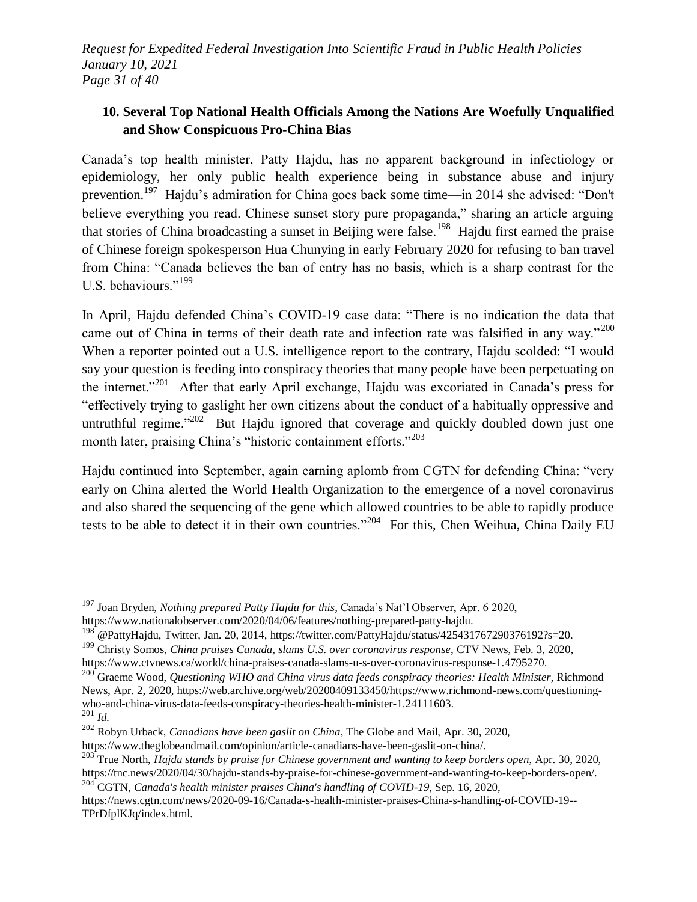## 10. Several Top National Health Officials Among the Nations Are Woefully Unqualified and Show Conspicuous Pro-China Bias

Canada's top health minister, Patty Hajdu, has no apparent background in infectiology or epidemiology, her only public health experience being in substance abuse and injury prevention.[197] Hajdu's admiration for China goes back some time—in 2014 she advised: "Don't believe everything you read. Chinese sunset story pure propaganda," sharing an article arguing that stories of China broadcasting a sunset in Beijing were false.[198] Hajdu first earned the praise of Chinese foreign spokesperson Hua Chunying in early February 2020 for refusing to ban travel from China: "Canada believes the ban of entry has no basis, which is a sharp contrast for the U.S. behaviours."[199]

In April, Hajdu defended China's COVID-19 case data: "There is no indication the data that came out of China in terms of their death rate and infection rate was falsified in any way."[200] When a reporter pointed out a U.S. intelligence report to the contrary, Hajdu scolded: "I would say your question is feeding into conspiracy theories that many people have been perpetuating on the internet."[201] After that early April exchange, Hajdu was excoriated in Canada's press for "effectively trying to gaslight her own citizens about the conduct of a habitually oppressive and untruthful regime."[202] But Hajdu ignored that coverage and quickly doubled down just one month later, praising China's "historic containment efforts."[203]

Hajdu continued into September, again earning aplomb from CGTN for defending China: "very early on China alerted the World Health Organization to the emergence of a novel coronavirus and also shared the sequencing of the gene which allowed countries to be able to rapidly produce tests to be able to detect it in their own countries."[204] For this, Chen Weihua, China Daily EU

---

[197] Joan Bryden, *Nothing prepared Patty Hajdu for this*, Canada's Nat'l Observer, Apr. 6 2020, https://www.nationalobserver.com/2020/04/06/features/nothing-prepared-patty-hajdu.

[198] @PattyHajdu, Twitter, Jan. 20, 2014, https://twitter.com/PattyHajdu/status/425431767290376192?s=20.

[199] Christy Somos, *China praises Canada, slams U.S. over coronavirus response*, CTV News, Feb. 3, 2020, https://www.ctvnews.ca/world/china-praises-canada-slams-u-s-over-coronavirus-response-1.4795270.

[200] Graeme Wood, *Questioning WHO and China virus data feeds conspiracy theories: Health Minister*, Richmond News, Apr. 2, 2020, https://web.archive.org/web/20200409133450/https://www.richmond-news.com/questioning-who-and-china-virus-data-feeds-conspiracy-theories-health-minister-1.24111603.

[201] *Id.*

[202] Robyn Urback, *Canadians have been gaslit on China*, The Globe and Mail, Apr. 30, 2020, https://www.theglobeandmail.com/opinion/article-canadians-have-been-gaslit-on-china/.

[203] True North, *Hajdu stands by praise for Chinese government and wanting to keep borders open*, Apr. 30, 2020, https://tnc.news/2020/04/30/hajdu-stands-by-praise-for-chinese-government-and-wanting-to-keep-borders-open/.

[204] CGTN, *Canada's health minister praises China's handling of COVID-19*, Sep. 16, 2020, https://news.cgtn.com/news/2020-09-16/Canada-s-health-minister-praises-China-s-handling-of-COVID-19--TPrDfplKJq/index.html.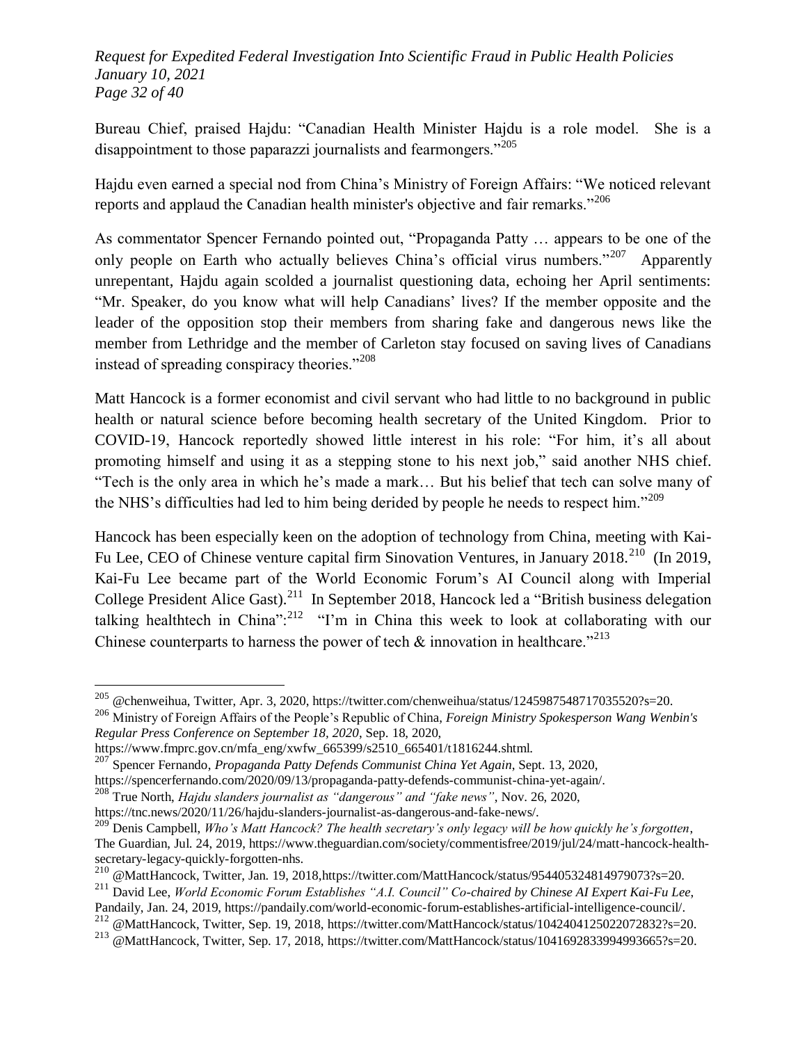Bureau Chief, praised Hajdu: "Canadian Health Minister Hajdu is a role model. She is a disappointment to those paparazzi journalists and fearmongers."[205]

Hajdu even earned a special nod from China's Ministry of Foreign Affairs: "We noticed relevant reports and applaud the Canadian health minister's objective and fair remarks."[206]

As commentator Spencer Fernando pointed out, "Propaganda Patty … appears to be one of the only people on Earth who actually believes China's official virus numbers."[207] Apparently unrepentant, Hajdu again scolded a journalist questioning data, echoing her April sentiments: "Mr. Speaker, do you know what will help Canadians' lives? If the member opposite and the leader of the opposition stop their members from sharing fake and dangerous news like the member from Lethridge and the member of Carleton stay focused on saving lives of Canadians instead of spreading conspiracy theories."[208]

Matt Hancock is a former economist and civil servant who had little to no background in public health or natural science before becoming health secretary of the United Kingdom. Prior to COVID-19, Hancock reportedly showed little interest in his role: "For him, it's all about promoting himself and using it as a stepping stone to his next job," said another NHS chief. "Tech is the only area in which he's made a mark… But his belief that tech can solve many of the NHS's difficulties had led to him being derided by people he needs to respect him."[209]

Hancock has been especially keen on the adoption of technology from China, meeting with Kai-Fu Lee, CEO of Chinese venture capital firm Sinovation Ventures, in January 2018.[210] (In 2019, Kai-Fu Lee became part of the World Economic Forum's AI Council along with Imperial College President Alice Gast).[211] In September 2018, Hancock led a "British business delegation talking healthtech in China":[212] "I'm in China this week to look at collaborating with our Chinese counterparts to harness the power of tech & innovation in healthcare."[213]

---

[205] @chenweihua, Twitter, Apr. 3, 2020, https://twitter.com/chenweihua/status/1245987548717035520?s=20.

[206] Ministry of Foreign Affairs of the People's Republic of China, *Foreign Ministry Spokesperson Wang Wenbin's Regular Press Conference on September 18, 2020*, Sep. 18, 2020, https://www.fmprc.gov.cn/mfa_eng/xwfw_665399/s2510_665401/t1816244.shtml.

[207] Spencer Fernando, *Propaganda Patty Defends Communist China Yet Again*, Sept. 13, 2020, https://spencerfernando.com/2020/09/13/propaganda-patty-defends-communist-china-yet-again/.

[208] True North, *Hajdu slanders journalist as "dangerous" and "fake news"*, Nov. 26, 2020, https://tnc.news/2020/11/26/hajdu-slanders-journalist-as-dangerous-and-fake-news/.

[209] Denis Campbell, *Who's Matt Hancock? The health secretary's only legacy will be how quickly he's forgotten*, The Guardian, Jul. 24, 2019, https://www.theguardian.com/society/commentisfree/2019/jul/24/matt-hancock-health-secretary-legacy-quickly-forgotten-nhs.

[210] @MattHancock, Twitter, Jan. 19, 2018,https://twitter.com/MattHancock/status/954405324814979073?s=20.

[211] David Lee, *World Economic Forum Establishes "A.I. Council" Co-chaired by Chinese AI Expert Kai-Fu Lee*, Pandaily, Jan. 24, 2019, https://pandaily.com/world-economic-forum-establishes-artificial-intelligence-council/.

[212] @MattHancock, Twitter, Sep. 19, 2018, https://twitter.com/MattHancock/status/1042404125022072832?s=20.

[213] @MattHancock, Twitter, Sep. 17, 2018, https://twitter.com/MattHancock/status/1041692833994993665?s=20.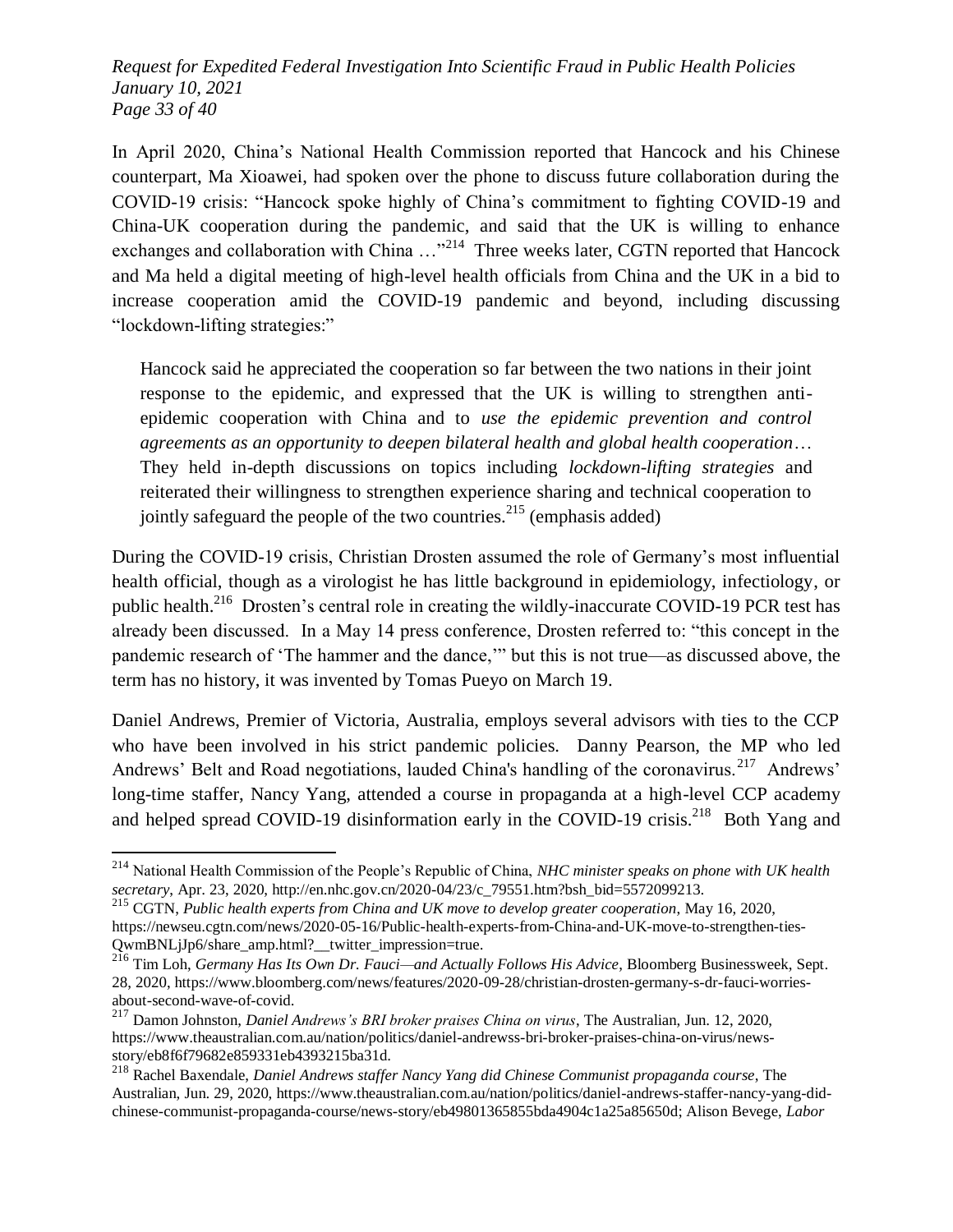In April 2020, China's National Health Commission reported that Hancock and his Chinese counterpart, Ma Xioawei, had spoken over the phone to discuss future collaboration during the COVID-19 crisis: "Hancock spoke highly of China's commitment to fighting COVID-19 and China-UK cooperation during the pandemic, and said that the UK is willing to enhance exchanges and collaboration with China …"[214] Three weeks later, CGTN reported that Hancock and Ma held a digital meeting of high-level health officials from China and the UK in a bid to increase cooperation amid the COVID-19 pandemic and beyond, including discussing "lockdown-lifting strategies:"

> Hancock said he appreciated the cooperation so far between the two nations in their joint response to the epidemic, and expressed that the UK is willing to strengthen anti-epidemic cooperation with China and to *use the epidemic prevention and control agreements as an opportunity to deepen bilateral health and global health cooperation*… They held in-depth discussions on topics including *lockdown-lifting strategies* and reiterated their willingness to strengthen experience sharing and technical cooperation to jointly safeguard the people of the two countries.[215] (emphasis added)

During the COVID-19 crisis, Christian Drosten assumed the role of Germany's most influential health official, though as a virologist he has little background in epidemiology, infectiology, or public health.[216] Drosten's central role in creating the wildly-inaccurate COVID-19 PCR test has already been discussed. In a May 14 press conference, Drosten referred to: "this concept in the pandemic research of 'The hammer and the dance,'" but this is not true—as discussed above, the term has no history, it was invented by Tomas Pueyo on March 19.

Daniel Andrews, Premier of Victoria, Australia, employs several advisors with ties to the CCP who have been involved in his strict pandemic policies. Danny Pearson, the MP who led Andrews' Belt and Road negotiations, lauded China's handling of the coronavirus.[217] Andrews' long-time staffer, Nancy Yang, attended a course in propaganda at a high-level CCP academy and helped spread COVID-19 disinformation early in the COVID-19 crisis.[218] Both Yang and

---

[214] National Health Commission of the People's Republic of China, *NHC minister speaks on phone with UK health secretary*, Apr. 23, 2020, http://en.nhc.gov.cn/2020-04/23/c_79551.htm?bsh_bid=5572099213.

[215] CGTN, *Public health experts from China and UK move to develop greater cooperation*, May 16, 2020, https://newseu.cgtn.com/news/2020-05-16/Public-health-experts-from-China-and-UK-move-to-strengthen-ties-QwmBNLjJp6/share_amp.html?__twitter_impression=true.

[216] Tim Loh, *Germany Has Its Own Dr. Fauci—and Actually Follows His Advice*, Bloomberg Businessweek, Sept. 28, 2020, https://www.bloomberg.com/news/features/2020-09-28/christian-drosten-germany-s-dr-fauci-worries-about-second-wave-of-covid.

[217] Damon Johnston, *Daniel Andrews's BRI broker praises China on virus*, The Australian, Jun. 12, 2020, https://www.theaustralian.com.au/nation/politics/daniel-andrewss-bri-broker-praises-china-on-virus/news-story/eb8f6f79682e859331eb4393215ba31d.

[218] Rachel Baxendale, *Daniel Andrews staffer Nancy Yang did Chinese Communist propaganda course*, The Australian, Jun. 29, 2020, https://www.theaustralian.com.au/nation/politics/daniel-andrews-staffer-nancy-yang-did-chinese-communist-propaganda-course/news-story/eb49801365855bda4904c1a25a85650d; Alison Bevege, *Labor*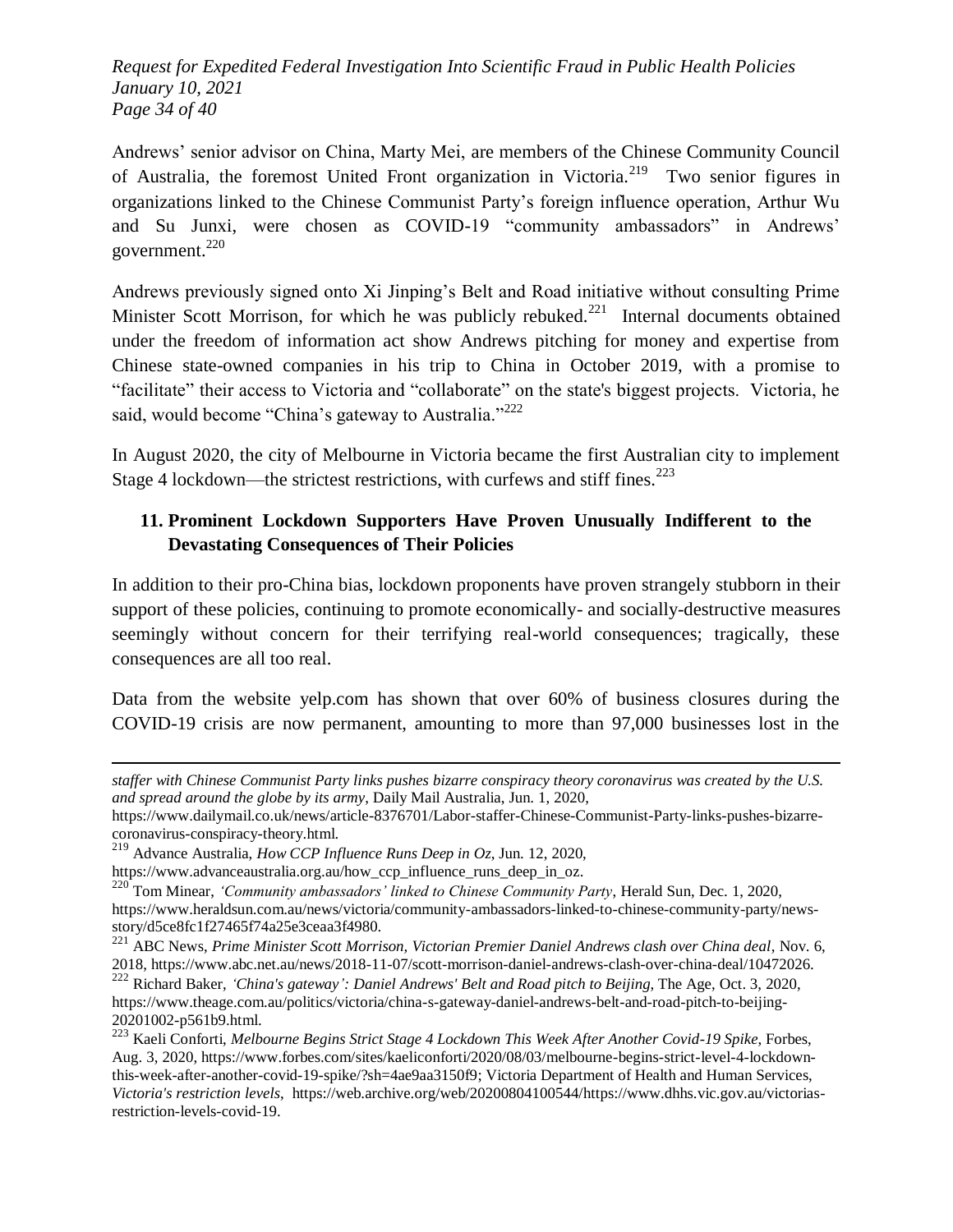Andrews' senior advisor on China, Marty Mei, are members of the Chinese Community Council of Australia, the foremost United Front organization in Victoria.[219] Two senior figures in organizations linked to the Chinese Communist Party's foreign influence operation, Arthur Wu and Su Junxi, were chosen as COVID-19 "community ambassadors" in Andrews' government.[220]

Andrews previously signed onto Xi Jinping's Belt and Road initiative without consulting Prime Minister Scott Morrison, for which he was publicly rebuked.[221] Internal documents obtained under the freedom of information act show Andrews pitching for money and expertise from Chinese state-owned companies in his trip to China in October 2019, with a promise to "facilitate" their access to Victoria and "collaborate" on the state's biggest projects. Victoria, he said, would become "China's gateway to Australia."[222]

In August 2020, the city of Melbourne in Victoria became the first Australian city to implement Stage 4 lockdown—the strictest restrictions, with curfews and stiff fines.[223]

## 11. Prominent Lockdown Supporters Have Proven Unusually Indifferent to the Devastating Consequences of Their Policies

In addition to their pro-China bias, lockdown proponents have proven strangely stubborn in their support of these policies, continuing to promote economically- and socially-destructive measures seemingly without concern for their terrifying real-world consequences; tragically, these consequences are all too real.

Data from the website yelp.com has shown that over 60% of business closures during the COVID-19 crisis are now permanent, amounting to more than 97,000 businesses lost in the

---

*staffer with Chinese Communist Party links pushes bizarre conspiracy theory coronavirus was created by the U.S. and spread around the globe by its army*, Daily Mail Australia, Jun. 1, 2020, https://www.dailymail.co.uk/news/article-8376701/Labor-staffer-Chinese-Communist-Party-links-pushes-bizarre-coronavirus-conspiracy-theory.html.

[219] Advance Australia, *How CCP Influence Runs Deep in Oz*, Jun. 12, 2020, https://www.advanceaustralia.org.au/how_ccp_influence_runs_deep_in_oz.

[220] Tom Minear, *'Community ambassadors' linked to Chinese Community Party*, Herald Sun, Dec. 1, 2020, https://www.heraldsun.com.au/news/victoria/community-ambassadors-linked-to-chinese-community-party/news-story/d5ce8fc1f27465f74a25e3ceaa3f4980.

[221] ABC News, *Prime Minister Scott Morrison, Victorian Premier Daniel Andrews clash over China deal*, Nov. 6, 2018, https://www.abc.net.au/news/2018-11-07/scott-morrison-daniel-andrews-clash-over-china-deal/10472026.

[222] Richard Baker, *'China's gateway': Daniel Andrews' Belt and Road pitch to Beijing*, The Age, Oct. 3, 2020, https://www.theage.com.au/politics/victoria/china-s-gateway-daniel-andrews-belt-and-road-pitch-to-beijing-20201002-p561b9.html.

[223] Kaeli Conforti, *Melbourne Begins Strict Stage 4 Lockdown This Week After Another Covid-19 Spike*, Forbes, Aug. 3, 2020, https://www.forbes.com/sites/kaeliconforti/2020/08/03/melbourne-begins-strict-level-4-lockdown-this-week-after-another-covid-19-spike/?sh=4ae9aa3150f9; Victoria Department of Health and Human Services, *Victoria's restriction levels*, https://web.archive.org/web/20200804100544/https://www.dhhs.vic.gov.au/victorias-restriction-levels-covid-19.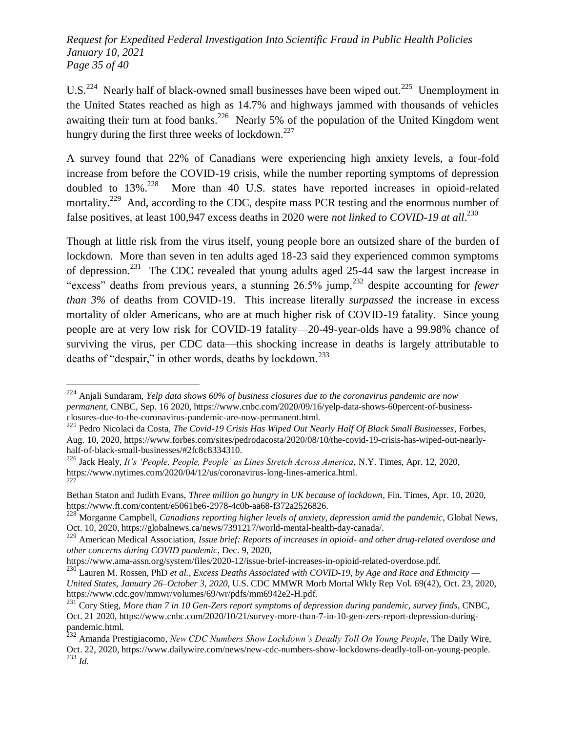U.S.[224] Nearly half of black-owned small businesses have been wiped out.[225] Unemployment in the United States reached as high as 14.7% and highways jammed with thousands of vehicles awaiting their turn at food banks.[226] Nearly 5% of the population of the United Kingdom went hungry during the first three weeks of lockdown.[227]

A survey found that 22% of Canadians were experiencing high anxiety levels, a four-fold increase from before the COVID-19 crisis, while the number reporting symptoms of depression doubled to 13%.[228] More than 40 U.S. states have reported increases in opioid-related mortality.[229] And, according to the CDC, despite mass PCR testing and the enormous number of false positives, at least 100,947 excess deaths in 2020 were *not linked to COVID-19 at all*.[230]

Though at little risk from the virus itself, young people bore an outsized share of the burden of lockdown. More than seven in ten adults aged 18-23 said they experienced common symptoms of depression.[231] The CDC revealed that young adults aged 25-44 saw the largest increase in "excess" deaths from previous years, a stunning 26.5% jump,[232] despite accounting for *fewer than 3%* of deaths from COVID-19. This increase literally *surpassed* the increase in excess mortality of older Americans, who are at much higher risk of COVID-19 fatality. Since young people are at very low risk for COVID-19 fatality—20-49-year-olds have a 99.98% chance of surviving the virus, per CDC data—this shocking increase in deaths is largely attributable to deaths of "despair," in other words, deaths by lockdown.[233]

---

[224] Anjali Sundaram, *Yelp data shows 60% of business closures due to the coronavirus pandemic are now permanent*, CNBC, Sep. 16 2020, https://www.cnbc.com/2020/09/16/yelp-data-shows-60percent-of-business-closures-due-to-the-coronavirus-pandemic-are-now-permanent.html.

[225] Pedro Nicolaci da Costa, *The Covid-19 Crisis Has Wiped Out Nearly Half Of Black Small Businesses*, Forbes, Aug. 10, 2020, https://www.forbes.com/sites/pedrodacosta/2020/08/10/the-covid-19-crisis-has-wiped-out-nearly-half-of-black-small-businesses/#2fc8c8334310.

[226] Jack Healy, *It's 'People, People, People' as Lines Stretch Across America*, N.Y. Times, Apr. 12, 2020, https://www.nytimes.com/2020/04/12/us/coronavirus-long-lines-america.html.

[227] Bethan Staton and Judith Evans, *Three million go hungry in UK because of lockdown*, Fin. Times, Apr. 10, 2020, https://www.ft.com/content/e5061be6-2978-4c0b-aa68-f372a2526826.

[228] Morganne Campbell, *Canadians reporting higher levels of anxiety, depression amid the pandemic*, Global News, Oct. 10, 2020, https://globalnews.ca/news/7391217/world-mental-health-day-canada/.

[229] American Medical Association, *Issue brief: Reports of increases in opioid- and other drug-related overdose and other concerns during COVID pandemic*, Dec. 9, 2020, https://www.ama-assn.org/system/files/2020-12/issue-brief-increases-in-opioid-related-overdose.pdf.

[230] Lauren M. Rossen, PhD *et al.*, *Excess Deaths Associated with COVID-19, by Age and Race and Ethnicity — United States, January 26–October 3, 2020*, U.S. CDC MMWR Morb Mortal Wkly Rep Vol. 69(42), Oct. 23, 2020, https://www.cdc.gov/mmwr/volumes/69/wr/pdfs/mm6942e2-H.pdf.

[231] Cory Stieg, *More than 7 in 10 Gen-Zers report symptoms of depression during pandemic, survey finds*, CNBC, Oct. 21 2020, https://www.cnbc.com/2020/10/21/survey-more-than-7-in-10-gen-zers-report-depression-during-pandemic.html.

[232] Amanda Prestigiacomo, *New CDC Numbers Show Lockdown's Deadly Toll On Young People*, The Daily Wire, Oct. 22, 2020, https://www.dailywire.com/news/new-cdc-numbers-show-lockdowns-deadly-toll-on-young-people.

[233] *Id.*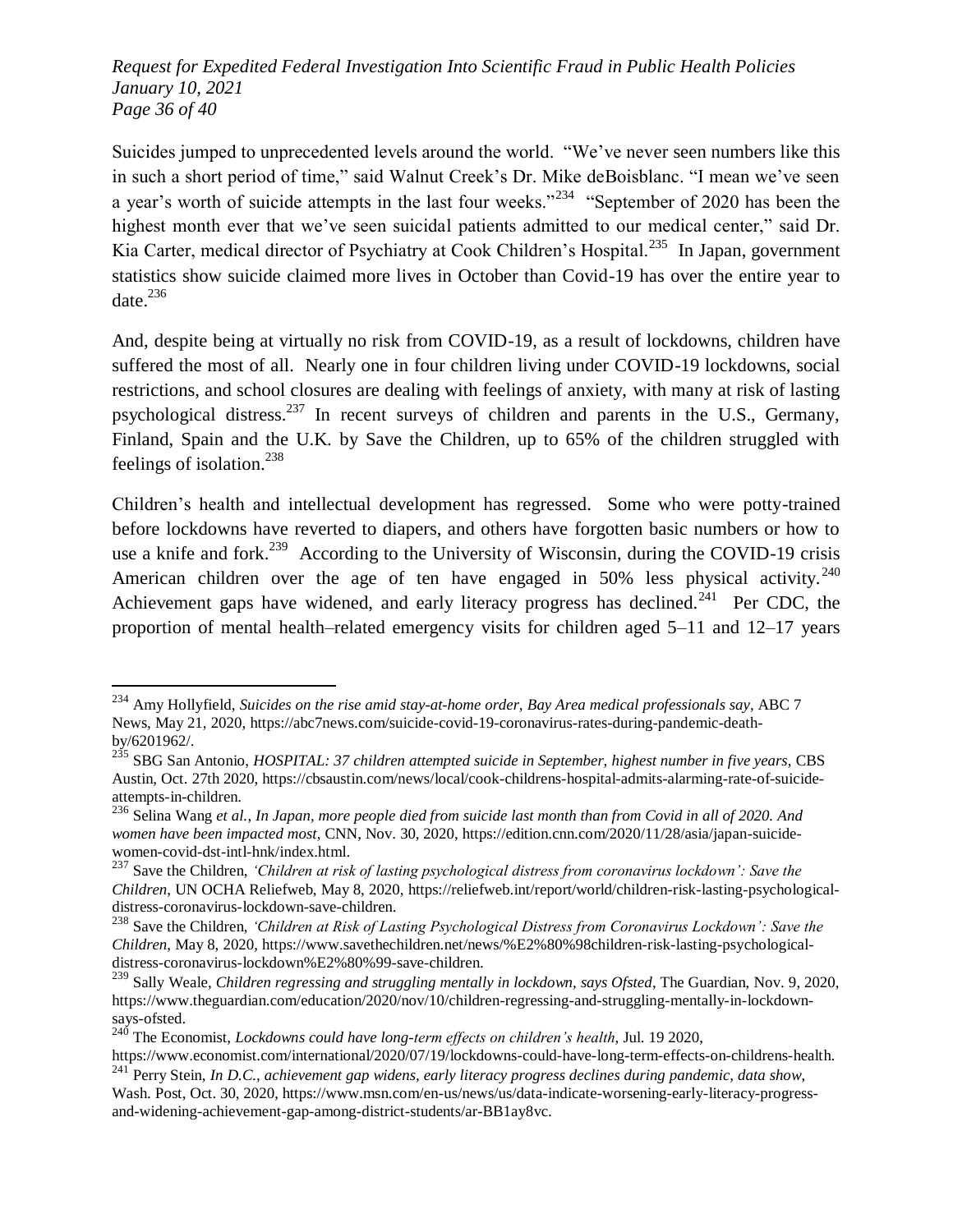Suicides jumped to unprecedented levels around the world. "We've never seen numbers like this in such a short period of time," said Walnut Creek's Dr. Mike deBoisblanc. "I mean we've seen a year's worth of suicide attempts in the last four weeks."[234] "September of 2020 has been the highest month ever that we've seen suicidal patients admitted to our medical center," said Dr. Kia Carter, medical director of Psychiatry at Cook Children's Hospital.[235] In Japan, government statistics show suicide claimed more lives in October than Covid-19 has over the entire year to date.[236]

And, despite being at virtually no risk from COVID-19, as a result of lockdowns, children have suffered the most of all. Nearly one in four children living under COVID-19 lockdowns, social restrictions, and school closures are dealing with feelings of anxiety, with many at risk of lasting psychological distress.[237] In recent surveys of children and parents in the U.S., Germany, Finland, Spain and the U.K. by Save the Children, up to 65% of the children struggled with feelings of isolation.[238]

Children's health and intellectual development has regressed. Some who were potty-trained before lockdowns have reverted to diapers, and others have forgotten basic numbers or how to use a knife and fork.[239] According to the University of Wisconsin, during the COVID-19 crisis American children over the age of ten have engaged in 50% less physical activity.[240] Achievement gaps have widened, and early literacy progress has declined.[241] Per CDC, the proportion of mental health–related emergency visits for children aged 5–11 and 12–17 years

---

[234] Amy Hollyfield, *Suicides on the rise amid stay-at-home order, Bay Area medical professionals say*, ABC 7 News, May 21, 2020, https://abc7news.com/suicide-covid-19-coronavirus-rates-during-pandemic-death-by/6201962/.

[235] SBG San Antonio, *HOSPITAL: 37 children attempted suicide in September, highest number in five years*, CBS Austin, Oct. 27th 2020, https://cbsaustin.com/news/local/cook-childrens-hospital-admits-alarming-rate-of-suicide-attempts-in-children.

[236] Selina Wang *et al.*, *In Japan, more people died from suicide last month than from Covid in all of 2020. And women have been impacted most*, CNN, Nov. 30, 2020, https://edition.cnn.com/2020/11/28/asia/japan-suicide-women-covid-dst-intl-hnk/index.html.

[237] Save the Children, *'Children at risk of lasting psychological distress from coronavirus lockdown': Save the Children*, UN OCHA Reliefweb, May 8, 2020, https://reliefweb.int/report/world/children-risk-lasting-psychological-distress-coronavirus-lockdown-save-children.

[238] Save the Children, *'Children at Risk of Lasting Psychological Distress from Coronavirus Lockdown': Save the Children*, May 8, 2020, https://www.savethechildren.net/news/%E2%80%98children-risk-lasting-psychological-distress-coronavirus-lockdown%E2%80%99-save-children.

[239] Sally Weale, *Children regressing and struggling mentally in lockdown, says Ofsted*, The Guardian, Nov. 9, 2020, https://www.theguardian.com/education/2020/nov/10/children-regressing-and-struggling-mentally-in-lockdown-says-ofsted.

[240] The Economist, *Lockdowns could have long-term effects on children's health*, Jul. 19 2020, https://www.economist.com/international/2020/07/19/lockdowns-could-have-long-term-effects-on-childrens-health.

[241] Perry Stein, *In D.C., achievement gap widens, early literacy progress declines during pandemic, data show*, Wash. Post, Oct. 30, 2020, https://www.msn.com/en-us/news/us/data-indicate-worsening-early-literacy-progress-and-widening-achievement-gap-among-district-students/ar-BB1ay8vc.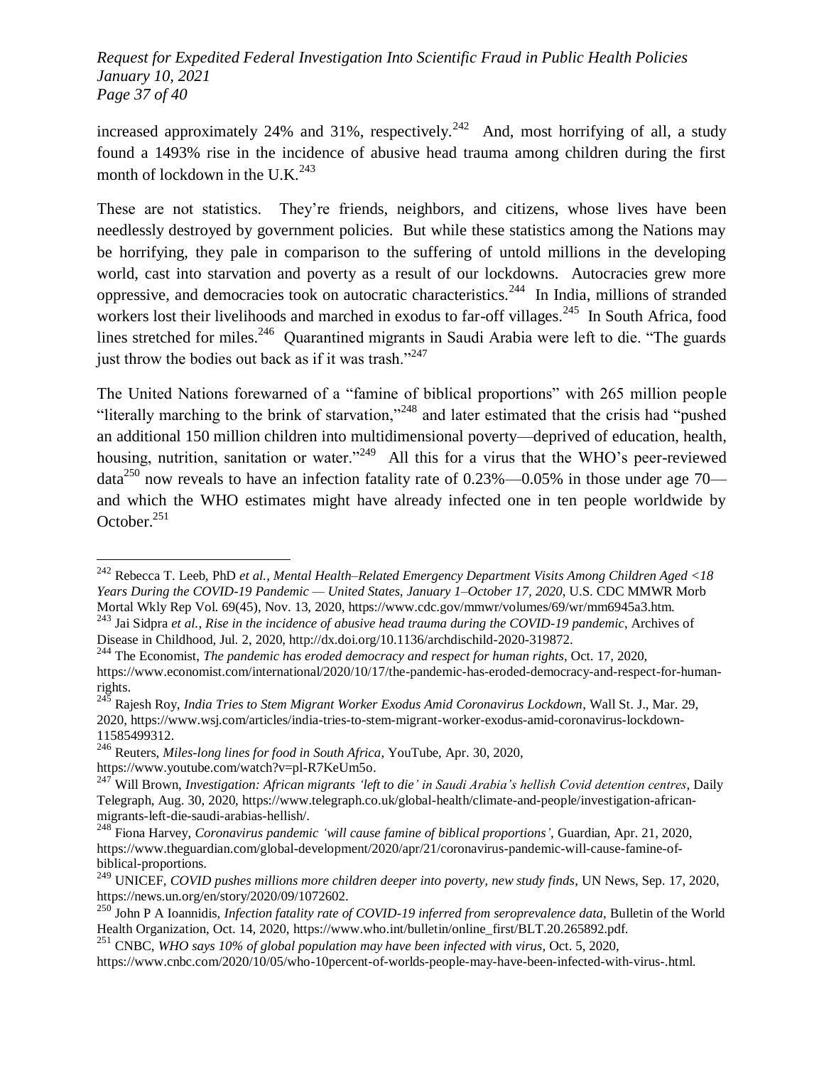increased approximately 24% and 31%, respectively.[242] And, most horrifying of all, a study found a 1493% rise in the incidence of abusive head trauma among children during the first month of lockdown in the U.K.[243]

These are not statistics. They're friends, neighbors, and citizens, whose lives have been needlessly destroyed by government policies. But while these statistics among the Nations may be horrifying, they pale in comparison to the suffering of untold millions in the developing world, cast into starvation and poverty as a result of our lockdowns. Autocracies grew more oppressive, and democracies took on autocratic characteristics.[244] In India, millions of stranded workers lost their livelihoods and marched in exodus to far-off villages.[245] In South Africa, food lines stretched for miles.[246] Quarantined migrants in Saudi Arabia were left to die. "The guards just throw the bodies out back as if it was trash."[247]

The United Nations forewarned of a "famine of biblical proportions" with 265 million people "literally marching to the brink of starvation,"[248] and later estimated that the crisis had "pushed an additional 150 million children into multidimensional poverty—deprived of education, health, housing, nutrition, sanitation or water."[249] All this for a virus that the WHO's peer-reviewed data[250] now reveals to have an infection fatality rate of 0.23%—0.05% in those under age 70—and which the WHO estimates might have already infected one in ten people worldwide by October.[251]

---

[242] Rebecca T. Leeb, PhD *et al.*, *Mental Health–Related Emergency Department Visits Among Children Aged <18 Years During the COVID-19 Pandemic — United States, January 1–October 17, 2020*, U.S. CDC MMWR Morb Mortal Wkly Rep Vol. 69(45), Nov. 13, 2020, https://www.cdc.gov/mmwr/volumes/69/wr/mm6945a3.htm.

[243] Jai Sidpra *et al.*, *Rise in the incidence of abusive head trauma during the COVID-19 pandemic*, Archives of Disease in Childhood, Jul. 2, 2020, http://dx.doi.org/10.1136/archdischild-2020-319872.

[244] The Economist, *The pandemic has eroded democracy and respect for human rights*, Oct. 17, 2020, https://www.economist.com/international/2020/10/17/the-pandemic-has-eroded-democracy-and-respect-for-human-rights.

[245] Rajesh Roy, *India Tries to Stem Migrant Worker Exodus Amid Coronavirus Lockdown*, Wall St. J., Mar. 29, 2020, https://www.wsj.com/articles/india-tries-to-stem-migrant-worker-exodus-amid-coronavirus-lockdown-11585499312.

[246] Reuters, *Miles-long lines for food in South Africa*, YouTube, Apr. 30, 2020, https://www.youtube.com/watch?v=pl-R7KeUm5o.

[247] Will Brown, *Investigation: African migrants 'left to die' in Saudi Arabia's hellish Covid detention centres*, Daily Telegraph, Aug. 30, 2020, https://www.telegraph.co.uk/global-health/climate-and-people/investigation-african-migrants-left-die-saudi-arabias-hellish/.

[248] Fiona Harvey, *Coronavirus pandemic 'will cause famine of biblical proportions'*, Guardian, Apr. 21, 2020, https://www.theguardian.com/global-development/2020/apr/21/coronavirus-pandemic-will-cause-famine-of-biblical-proportions.

[249] UNICEF, *COVID pushes millions more children deeper into poverty, new study finds*, UN News, Sep. 17, 2020, https://news.un.org/en/story/2020/09/1072602.

[250] John P A Ioannidis, *Infection fatality rate of COVID-19 inferred from seroprevalence data*, Bulletin of the World Health Organization, Oct. 14, 2020, https://www.who.int/bulletin/online_first/BLT.20.265892.pdf.

[251] CNBC, *WHO says 10% of global population may have been infected with virus*, Oct. 5, 2020, https://www.cnbc.com/2020/10/05/who-10percent-of-worlds-people-may-have-been-infected-with-virus-.html.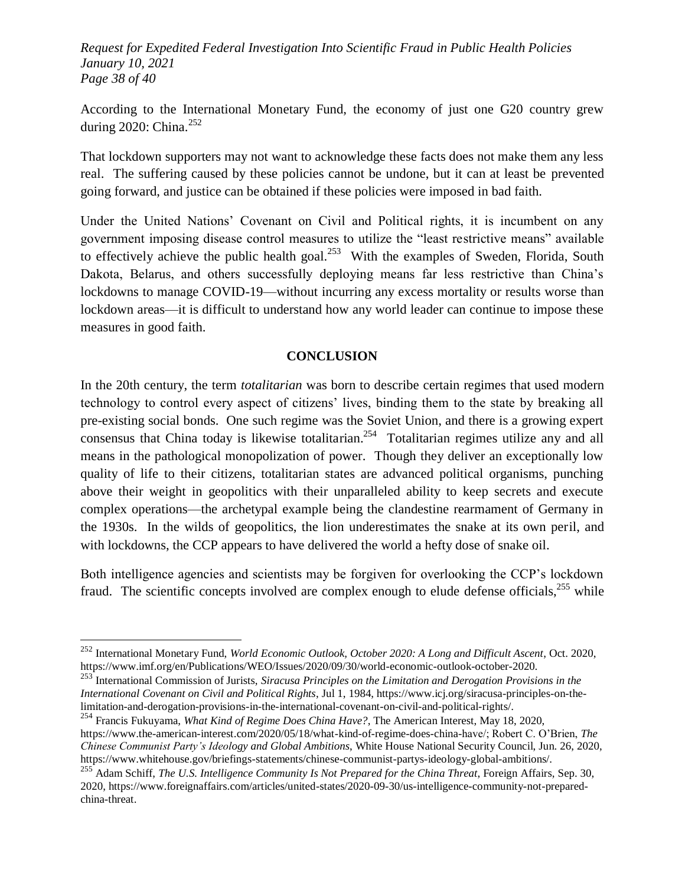According to the International Monetary Fund, the economy of just one G20 country grew during 2020: China.[252]

That lockdown supporters may not want to acknowledge these facts does not make them any less real. The suffering caused by these policies cannot be undone, but it can at least be prevented going forward, and justice can be obtained if these policies were imposed in bad faith.

Under the United Nations' Covenant on Civil and Political rights, it is incumbent on any government imposing disease control measures to utilize the "least restrictive means" available to effectively achieve the public health goal.[253] With the examples of Sweden, Florida, South Dakota, Belarus, and others successfully deploying means far less restrictive than China's lockdowns to manage COVID-19—without incurring any excess mortality or results worse than lockdown areas—it is difficult to understand how any world leader can continue to impose these measures in good faith.

## CONCLUSION

In the 20th century, the term *totalitarian* was born to describe certain regimes that used modern technology to control every aspect of citizens' lives, binding them to the state by breaking all pre-existing social bonds. One such regime was the Soviet Union, and there is a growing expert consensus that China today is likewise totalitarian.[254] Totalitarian regimes utilize any and all means in the pathological monopolization of power. Though they deliver an exceptionally low quality of life to their citizens, totalitarian states are advanced political organisms, punching above their weight in geopolitics with their unparalleled ability to keep secrets and execute complex operations—the archetypal example being the clandestine rearmament of Germany in the 1930s. In the wilds of geopolitics, the lion underestimates the snake at its own peril, and with lockdowns, the CCP appears to have delivered the world a hefty dose of snake oil.

Both intelligence agencies and scientists may be forgiven for overlooking the CCP's lockdown fraud. The scientific concepts involved are complex enough to elude defense officials,[255] while

---

[252] International Monetary Fund, *World Economic Outlook, October 2020: A Long and Difficult Ascent*, Oct. 2020, https://www.imf.org/en/Publications/WEO/Issues/2020/09/30/world-economic-outlook-october-2020.

[253] International Commission of Jurists, *Siracusa Principles on the Limitation and Derogation Provisions in the International Covenant on Civil and Political Rights*, Jul 1, 1984, https://www.icj.org/siracusa-principles-on-the-limitation-and-derogation-provisions-in-the-international-covenant-on-civil-and-political-rights/.

[254] Francis Fukuyama, *What Kind of Regime Does China Have?*, The American Interest, May 18, 2020, https://www.the-american-interest.com/2020/05/18/what-kind-of-regime-does-china-have/; Robert C. O'Brien, *The Chinese Communist Party's Ideology and Global Ambitions*, White House National Security Council, Jun. 26, 2020, https://www.whitehouse.gov/briefings-statements/chinese-communist-partys-ideology-global-ambitions/.

[255] Adam Schiff, *The U.S. Intelligence Community Is Not Prepared for the China Threat*, Foreign Affairs, Sep. 30, 2020, https://www.foreignaffairs.com/articles/united-states/2020-09-30/us-intelligence-community-not-prepared-china-threat.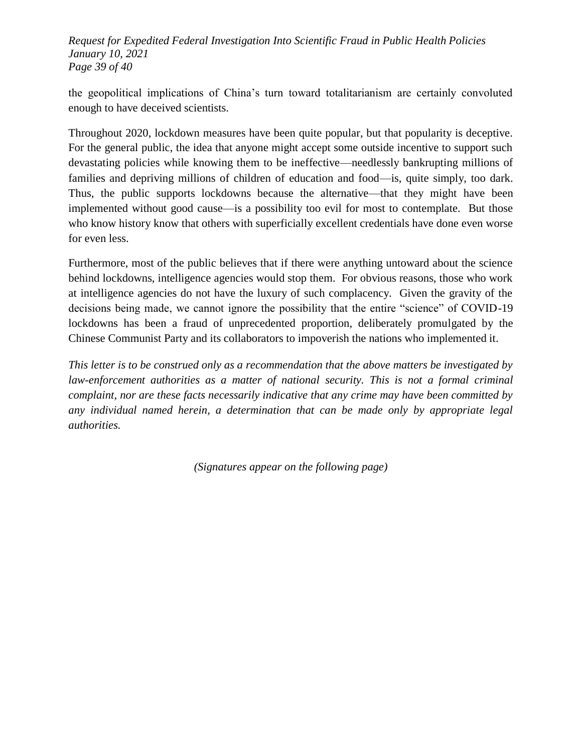the geopolitical implications of China's turn toward totalitarianism are certainly convoluted enough to have deceived scientists.

Throughout 2020, lockdown measures have been quite popular, but that popularity is deceptive. For the general public, the idea that anyone might accept some outside incentive to support such devastating policies while knowing them to be ineffective—needlessly bankrupting millions of families and depriving millions of children of education and food—is, quite simply, too dark. Thus, the public supports lockdowns because the alternative—that they might have been implemented without good cause—is a possibility too evil for most to contemplate. But those who know history know that others with superficially excellent credentials have done even worse for even less.

Furthermore, most of the public believes that if there were anything untoward about the science behind lockdowns, intelligence agencies would stop them. For obvious reasons, those who work at intelligence agencies do not have the luxury of such complacency. Given the gravity of the decisions being made, we cannot ignore the possibility that the entire "science" of COVID-19 lockdowns has been a fraud of unprecedented proportion, deliberately promulgated by the Chinese Communist Party and its collaborators to impoverish the nations who implemented it.

*This letter is to be construed only as a recommendation that the above matters be investigated by law-enforcement authorities as a matter of national security. This is not a formal criminal complaint, nor are these facts necessarily indicative that any crime may have been committed by any individual named herein, a determination that can be made only by appropriate legal authorities.*

*(Signatures appear on the following page)*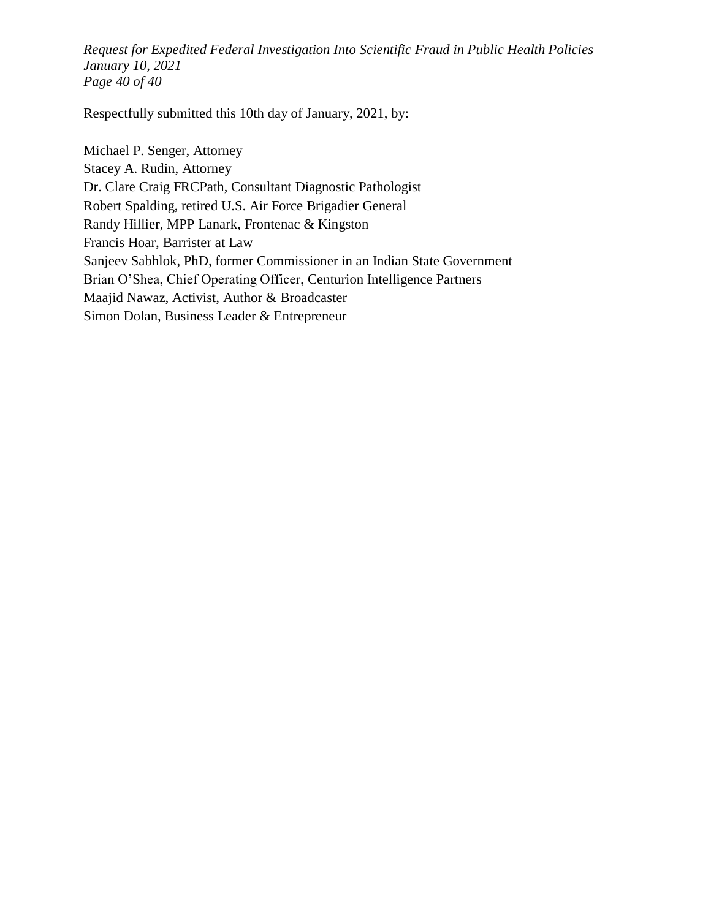Respectfully submitted this 10th day of January, 2021, by:

Michael P. Senger, Attorney
Stacey A. Rudin, Attorney
Dr. Clare Craig FRCPath, Consultant Diagnostic Pathologist
Robert Spalding, retired U.S. Air Force Brigadier General
Randy Hillier, MPP Lanark, Frontenac & Kingston
Francis Hoar, Barrister at Law
Sanjeev Sabhlok, PhD, former Commissioner in an Indian State Government
Brian O'Shea, Chief Operating Officer, Centurion Intelligence Partners
Maajid Nawaz, Activist, Author & Broadcaster
Simon Dolan, Business Leader & Entrepreneur